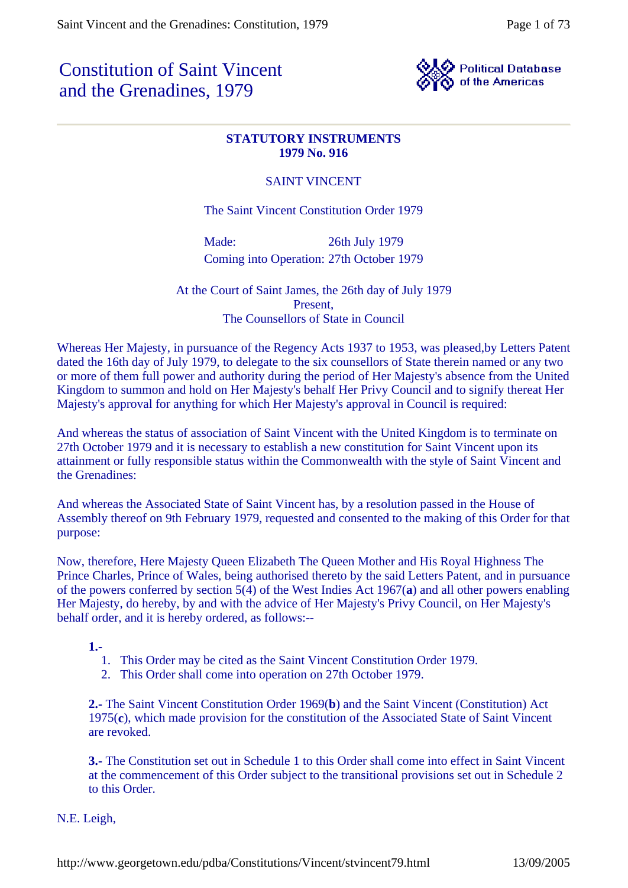# Constitution of Saint Vincent and the Grenadines, 1979

Political Database of the Americas

**STATUTORY INSTRUMENTS**
**1979 No. 916**

SAINT VINCENT

The Saint Vincent Constitution Order 1979

Made: 26th July 1979
Coming into Operation: 27th October 1979

At the Court of Saint James, the 26th day of July 1979
Present,
The Counsellors of State in Council

Whereas Her Majesty, in pursuance of the Regency Acts 1937 to 1953, was pleased,by Letters Patent dated the 16th day of July 1979, to delegate to the six counsellors of State therein named or any two or more of them full power and authority during the period of Her Majesty's absence from the United Kingdom to summon and hold on Her Majesty's behalf Her Privy Council and to signify thereat Her Majesty's approval for anything for which Her Majesty's approval in Council is required:

And whereas the status of association of Saint Vincent with the United Kingdom is to terminate on 27th October 1979 and it is necessary to establish a new constitution for Saint Vincent upon its attainment or fully responsible status within the Commonwealth with the style of Saint Vincent and the Grenadines:

And whereas the Associated State of Saint Vincent has, by a resolution passed in the House of Assembly thereof on 9th February 1979, requested and consented to the making of this Order for that purpose:

Now, therefore, Here Majesty Queen Elizabeth The Queen Mother and His Royal Highness The Prince Charles, Prince of Wales, being authorised thereto by the said Letters Patent, and in pursuance of the powers conferred by section 5(4) of the West Indies Act 1967(**a**) and all other powers enabling Her Majesty, do hereby, by and with the advice of Her Majesty's Privy Council, on Her Majesty's behalf order, and it is hereby ordered, as follows:--

**1.-**

1. This Order may be cited as the Saint Vincent Constitution Order 1979.
2. This Order shall come into operation on 27th October 1979.

**2.-** The Saint Vincent Constitution Order 1969(**b**) and the Saint Vincent (Constitution) Act 1975(**c**), which made provision for the constitution of the Associated State of Saint Vincent are revoked.

**3.-** The Constitution set out in Schedule 1 to this Order shall come into effect in Saint Vincent at the commencement of this Order subject to the transitional provisions set out in Schedule 2 to this Order.

N.E. Leigh,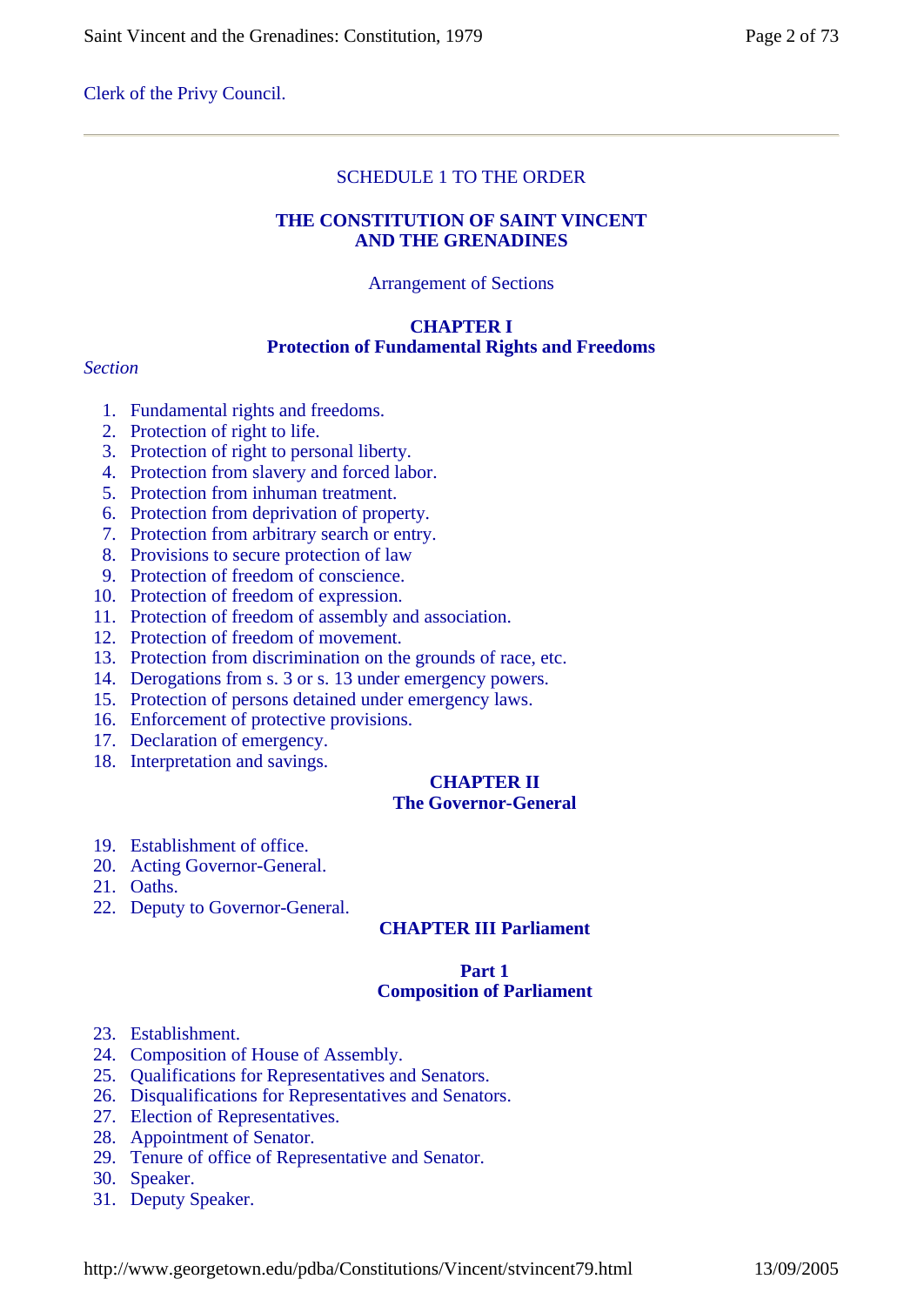Clerk of the Privy Council.

---

SCHEDULE 1 TO THE ORDER

# THE CONSTITUTION OF SAINT VINCENT AND THE GRENADINES

Arrangement of Sections

## CHAPTER I
## Protection of Fundamental Rights and Freedoms

*Section*

1. Fundamental rights and freedoms.
2. Protection of right to life.
3. Protection of right to personal liberty.
4. Protection from slavery and forced labor.
5. Protection from inhuman treatment.
6. Protection from deprivation of property.
7. Protection from arbitrary search or entry.
8. Provisions to secure protection of law
9. Protection of freedom of conscience.
10. Protection of freedom of expression.
11. Protection of freedom of assembly and association.
12. Protection of freedom of movement.
13. Protection from discrimination on the grounds of race, etc.
14. Derogations from s. 3 or s. 13 under emergency powers.
15. Protection of persons detained under emergency laws.
16. Enforcement of protective provisions.
17. Declaration of emergency.
18. Interpretation and savings.

## CHAPTER II
## The Governor-General

19. Establishment of office.
20. Acting Governor-General.
21. Oaths.
22. Deputy to Governor-General.

## CHAPTER III Parliament

### Part 1
### Composition of Parliament

23. Establishment.
24. Composition of House of Assembly.
25. Qualifications for Representatives and Senators.
26. Disqualifications for Representatives and Senators.
27. Election of Representatives.
28. Appointment of Senator.
29. Tenure of office of Representative and Senator.
30. Speaker.
31. Deputy Speaker.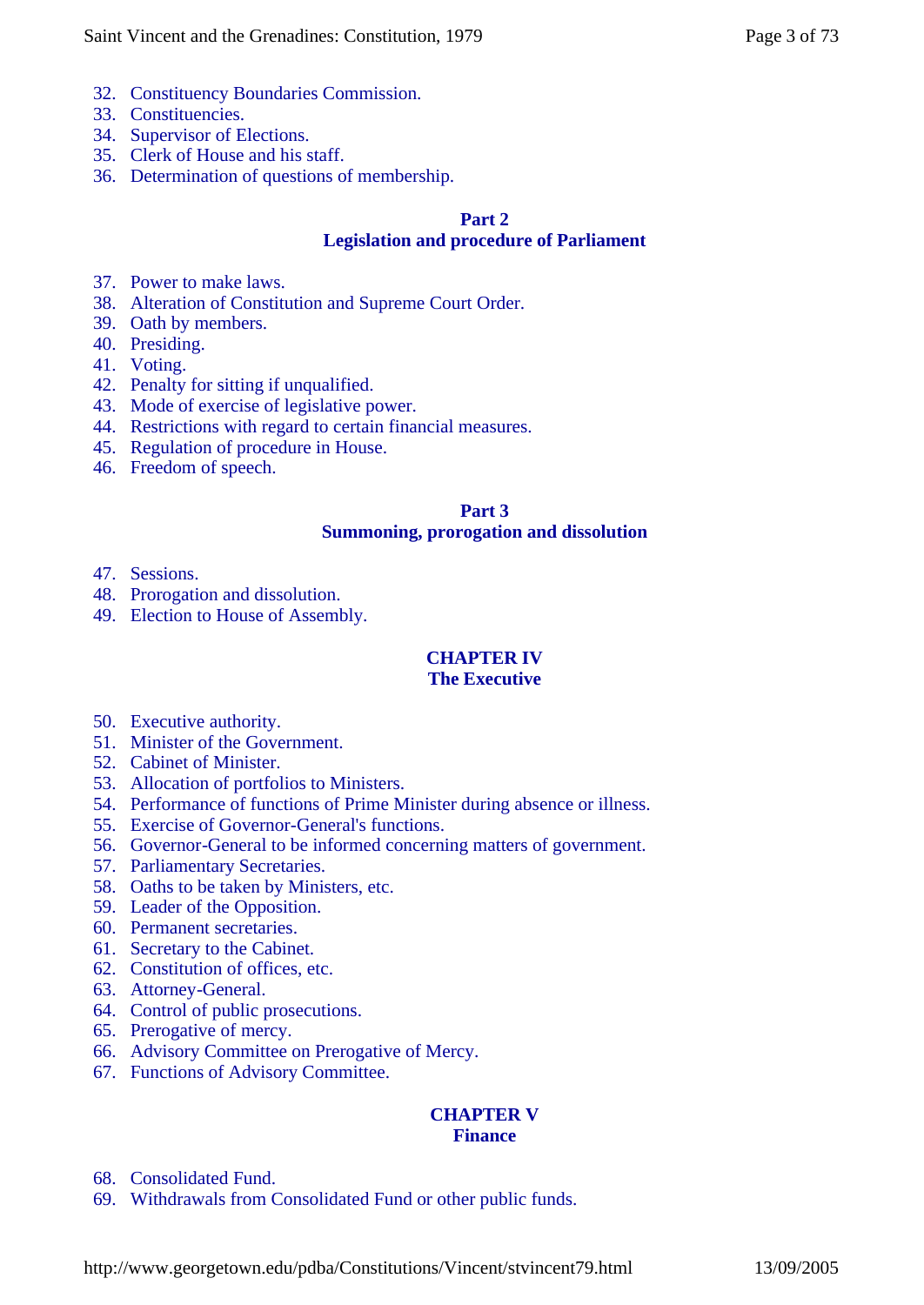32. Constituency Boundaries Commission.
33. Constituencies.
34. Supervisor of Elections.
35. Clerk of House and his staff.
36. Determination of questions of membership.

**Part 2**
**Legislation and procedure of Parliament**

37. Power to make laws.
38. Alteration of Constitution and Supreme Court Order.
39. Oath by members.
40. Presiding.
41. Voting.
42. Penalty for sitting if unqualified.
43. Mode of exercise of legislative power.
44. Restrictions with regard to certain financial measures.
45. Regulation of procedure in House.
46. Freedom of speech.

**Part 3**
**Summoning, prorogation and dissolution**

47. Sessions.
48. Prorogation and dissolution.
49. Election to House of Assembly.

## CHAPTER IV
## The Executive

50. Executive authority.
51. Minister of the Government.
52. Cabinet of Minister.
53. Allocation of portfolios to Ministers.
54. Performance of functions of Prime Minister during absence or illness.
55. Exercise of Governor-General's functions.
56. Governor-General to be informed concerning matters of government.
57. Parliamentary Secretaries.
58. Oaths to be taken by Ministers, etc.
59. Leader of the Opposition.
60. Permanent secretaries.
61. Secretary to the Cabinet.
62. Constitution of offices, etc.
63. Attorney-General.
64. Control of public prosecutions.
65. Prerogative of mercy.
66. Advisory Committee on Prerogative of Mercy.
67. Functions of Advisory Committee.

## CHAPTER V
## Finance

68. Consolidated Fund.
69. Withdrawals from Consolidated Fund or other public funds.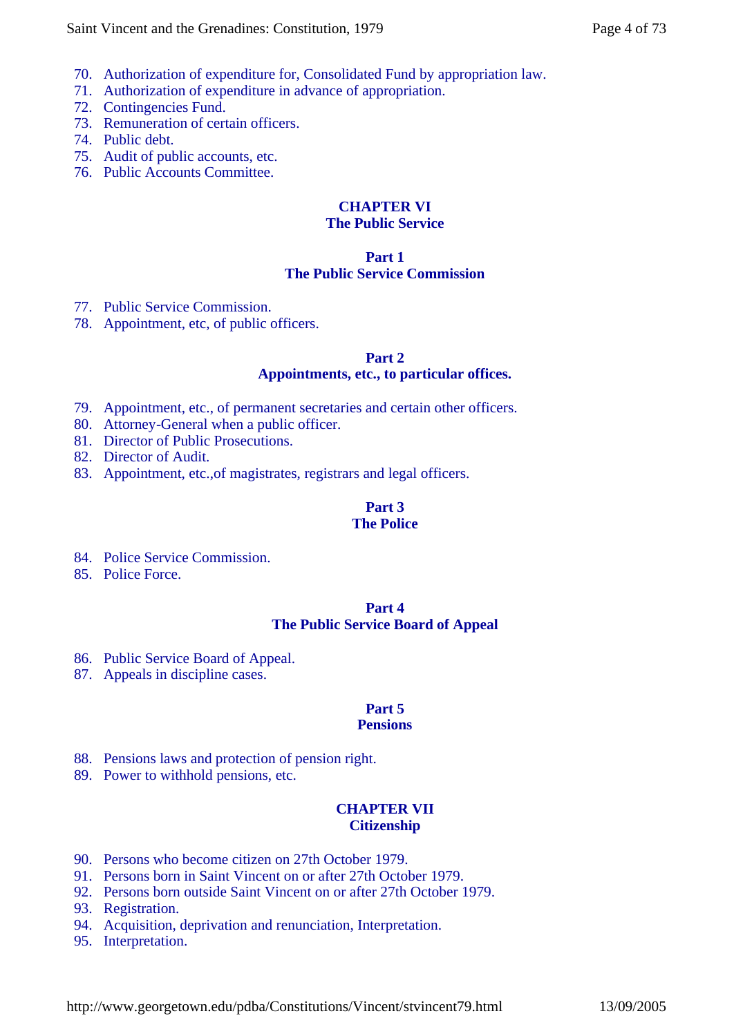70. Authorization of expenditure for, Consolidated Fund by appropriation law.
71. Authorization of expenditure in advance of appropriation.
72. Contingencies Fund.
73. Remuneration of certain officers.
74. Public debt.
75. Audit of public accounts, etc.
76. Public Accounts Committee.

## CHAPTER VI
## The Public Service

### Part 1
### The Public Service Commission

77. Public Service Commission.
78. Appointment, etc, of public officers.

### Part 2
### Appointments, etc., to particular offices.

79. Appointment, etc., of permanent secretaries and certain other officers.
80. Attorney-General when a public officer.
81. Director of Public Prosecutions.
82. Director of Audit.
83. Appointment, etc.,of magistrates, registrars and legal officers.

### Part 3
### The Police

84. Police Service Commission.
85. Police Force.

### Part 4
### The Public Service Board of Appeal

86. Public Service Board of Appeal.
87. Appeals in discipline cases.

### Part 5
### Pensions

88. Pensions laws and protection of pension right.
89. Power to withhold pensions, etc.

## CHAPTER VII
## Citizenship

90. Persons who become citizen on 27th October 1979.
91. Persons born in Saint Vincent on or after 27th October 1979.
92. Persons born outside Saint Vincent on or after 27th October 1979.
93. Registration.
94. Acquisition, deprivation and renunciation, Interpretation.
95. Interpretation.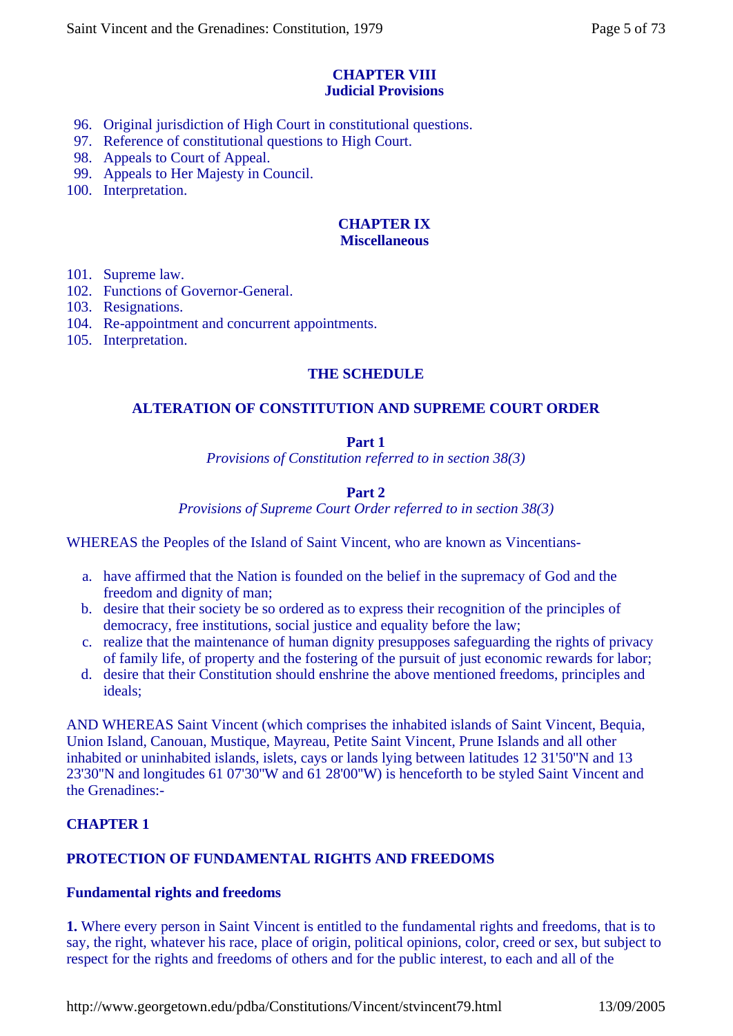## CHAPTER VIII
## Judicial Provisions

96. Original jurisdiction of High Court in constitutional questions.
97. Reference of constitutional questions to High Court.
98. Appeals to Court of Appeal.
99. Appeals to Her Majesty in Council.
100. Interpretation.

## CHAPTER IX
## Miscellaneous

101. Supreme law.
102. Functions of Governor-General.
103. Resignations.
104. Re-appointment and concurrent appointments.
105. Interpretation.

## THE SCHEDULE

## ALTERATION OF CONSTITUTION AND SUPREME COURT ORDER

**Part 1**
*Provisions of Constitution referred to in section 38(3)*

**Part 2**
*Provisions of Supreme Court Order referred to in section 38(3)*

WHEREAS the Peoples of the Island of Saint Vincent, who are known as Vincentians-

a. have affirmed that the Nation is founded on the belief in the supremacy of God and the freedom and dignity of man;
b. desire that their society be so ordered as to express their recognition of the principles of democracy, free institutions, social justice and equality before the law;
c. realize that the maintenance of human dignity presupposes safeguarding the rights of privacy of family life, of property and the fostering of the pursuit of just economic rewards for labor;
d. desire that their Constitution should enshrine the above mentioned freedoms, principles and ideals;

AND WHEREAS Saint Vincent (which comprises the inhabited islands of Saint Vincent, Bequia, Union Island, Canouan, Mustique, Mayreau, Petite Saint Vincent, Prune Islands and all other inhabited or uninhabited islands, islets, cays or lands lying between latitudes 12 31'50"N and 13 23'30"N and longitudes 61 07'30"W and 61 28'00"W) is henceforth to be styled Saint Vincent and the Grenadines:-

## CHAPTER 1

## PROTECTION OF FUNDAMENTAL RIGHTS AND FREEDOMS

### Fundamental rights and freedoms

**1.** Where every person in Saint Vincent is entitled to the fundamental rights and freedoms, that is to say, the right, whatever his race, place of origin, political opinions, color, creed or sex, but subject to respect for the rights and freedoms of others and for the public interest, to each and all of the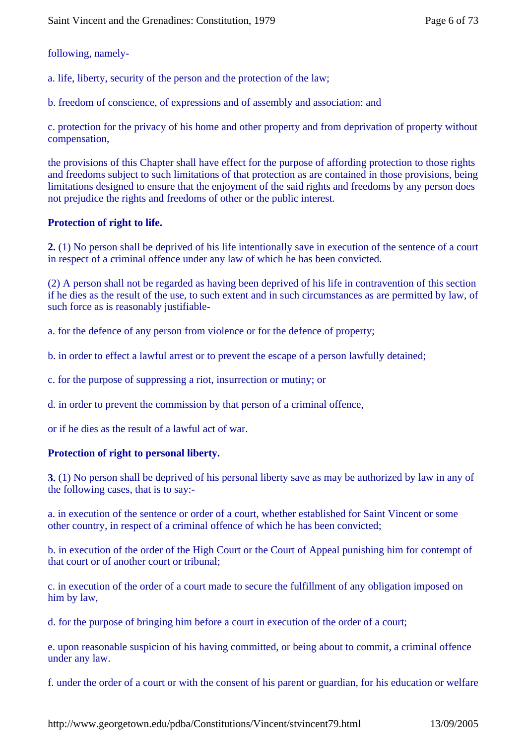following, namely-

a. life, liberty, security of the person and the protection of the law;

b. freedom of conscience, of expressions and of assembly and association: and

c. protection for the privacy of his home and other property and from deprivation of property without compensation,

the provisions of this Chapter shall have effect for the purpose of affording protection to those rights and freedoms subject to such limitations of that protection as are contained in those provisions, being limitations designed to ensure that the enjoyment of the said rights and freedoms by any person does not prejudice the rights and freedoms of other or the public interest.

**Protection of right to life.**

**2.** (1) No person shall be deprived of his life intentionally save in execution of the sentence of a court in respect of a criminal offence under any law of which he has been convicted.

(2) A person shall not be regarded as having been deprived of his life in contravention of this section if he dies as the result of the use, to such extent and in such circumstances as are permitted by law, of such force as is reasonably justifiable-

a. for the defence of any person from violence or for the defence of property;

b. in order to effect a lawful arrest or to prevent the escape of a person lawfully detained;

c. for the purpose of suppressing a riot, insurrection or mutiny; or

d. in order to prevent the commission by that person of a criminal offence,

or if he dies as the result of a lawful act of war.

**Protection of right to personal liberty.**

**3.** (1) No person shall be deprived of his personal liberty save as may be authorized by law in any of the following cases, that is to say:-

a. in execution of the sentence or order of a court, whether established for Saint Vincent or some other country, in respect of a criminal offence of which he has been convicted;

b. in execution of the order of the High Court or the Court of Appeal punishing him for contempt of that court or of another court or tribunal;

c. in execution of the order of a court made to secure the fulfillment of any obligation imposed on him by law,

d. for the purpose of bringing him before a court in execution of the order of a court;

e. upon reasonable suspicion of his having committed, or being about to commit, a criminal offence under any law.

f. under the order of a court or with the consent of his parent or guardian, for his education or welfare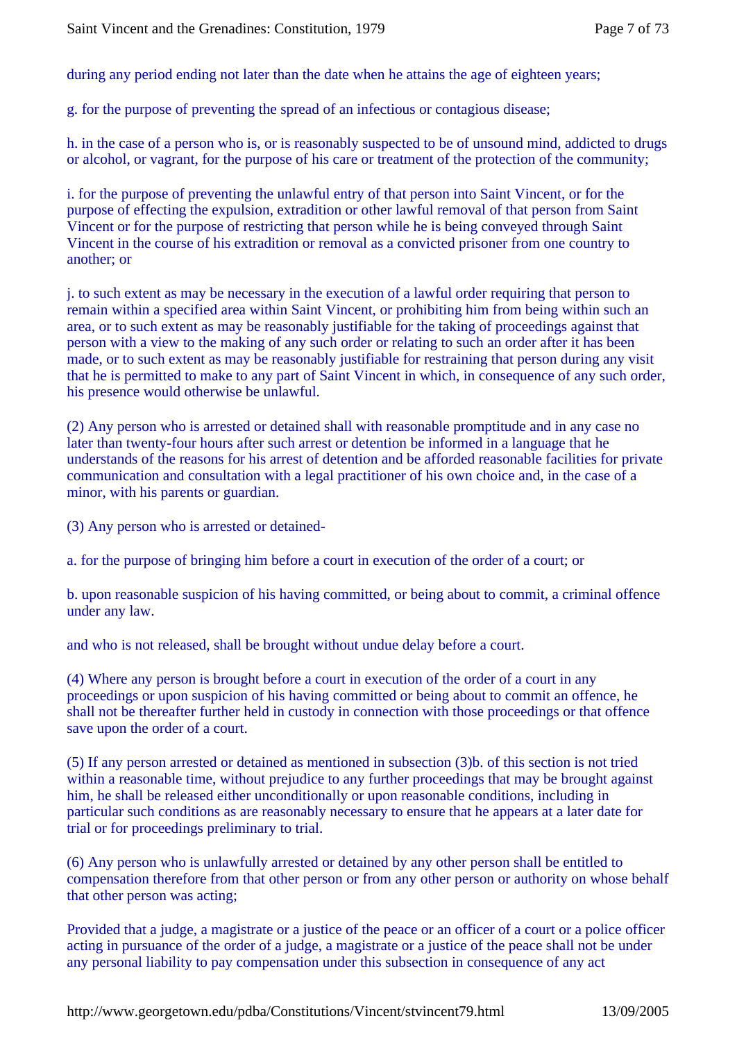during any period ending not later than the date when he attains the age of eighteen years;

g. for the purpose of preventing the spread of an infectious or contagious disease;

h. in the case of a person who is, or is reasonably suspected to be of unsound mind, addicted to drugs or alcohol, or vagrant, for the purpose of his care or treatment of the protection of the community;

i. for the purpose of preventing the unlawful entry of that person into Saint Vincent, or for the purpose of effecting the expulsion, extradition or other lawful removal of that person from Saint Vincent or for the purpose of restricting that person while he is being conveyed through Saint Vincent in the course of his extradition or removal as a convicted prisoner from one country to another; or

j. to such extent as may be necessary in the execution of a lawful order requiring that person to remain within a specified area within Saint Vincent, or prohibiting him from being within such an area, or to such extent as may be reasonably justifiable for the taking of proceedings against that person with a view to the making of any such order or relating to such an order after it has been made, or to such extent as may be reasonably justifiable for restraining that person during any visit that he is permitted to make to any part of Saint Vincent in which, in consequence of any such order, his presence would otherwise be unlawful.

(2) Any person who is arrested or detained shall with reasonable promptitude and in any case no later than twenty-four hours after such arrest or detention be informed in a language that he understands of the reasons for his arrest of detention and be afforded reasonable facilities for private communication and consultation with a legal practitioner of his own choice and, in the case of a minor, with his parents or guardian.

(3) Any person who is arrested or detained-

a. for the purpose of bringing him before a court in execution of the order of a court; or

b. upon reasonable suspicion of his having committed, or being about to commit, a criminal offence under any law.

and who is not released, shall be brought without undue delay before a court.

(4) Where any person is brought before a court in execution of the order of a court in any proceedings or upon suspicion of his having committed or being about to commit an offence, he shall not be thereafter further held in custody in connection with those proceedings or that offence save upon the order of a court.

(5) If any person arrested or detained as mentioned in subsection (3)b. of this section is not tried within a reasonable time, without prejudice to any further proceedings that may be brought against him, he shall be released either unconditionally or upon reasonable conditions, including in particular such conditions as are reasonably necessary to ensure that he appears at a later date for trial or for proceedings preliminary to trial.

(6) Any person who is unlawfully arrested or detained by any other person shall be entitled to compensation therefore from that other person or from any other person or authority on whose behalf that other person was acting;

Provided that a judge, a magistrate or a justice of the peace or an officer of a court or a police officer acting in pursuance of the order of a judge, a magistrate or a justice of the peace shall not be under any personal liability to pay compensation under this subsection in consequence of any act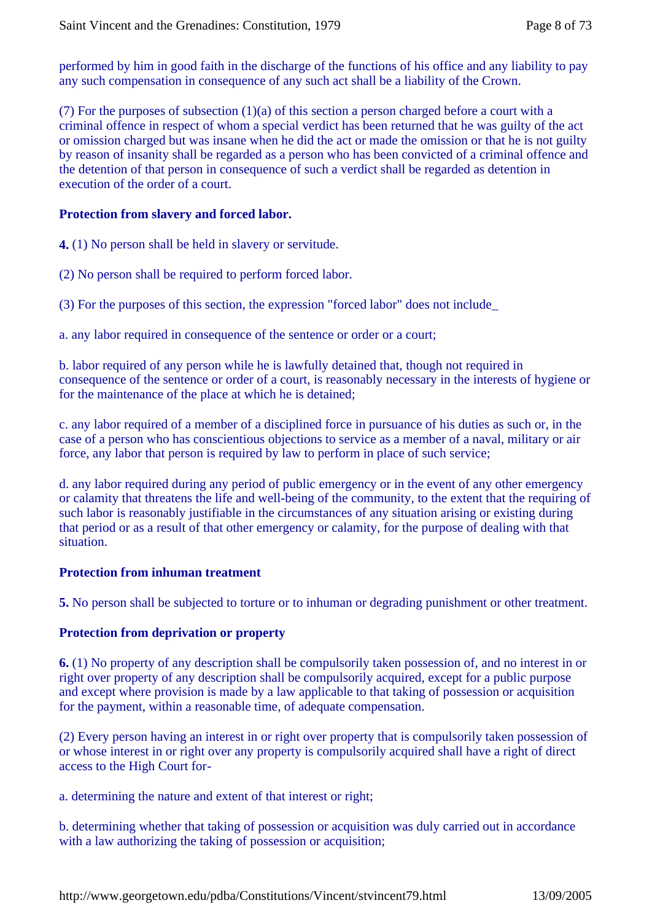performed by him in good faith in the discharge of the functions of his office and any liability to pay any such compensation in consequence of any such act shall be a liability of the Crown.

(7) For the purposes of subsection (1)(a) of this section a person charged before a court with a criminal offence in respect of whom a special verdict has been returned that he was guilty of the act or omission charged but was insane when he did the act or made the omission or that he is not guilty by reason of insanity shall be regarded as a person who has been convicted of a criminal offence and the detention of that person in consequence of such a verdict shall be regarded as detention in execution of the order of a court.

**Protection from slavery and forced labor.**

**4.** (1) No person shall be held in slavery or servitude.

(2) No person shall be required to perform forced labor.

(3) For the purposes of this section, the expression "forced labor" does not include_

a. any labor required in consequence of the sentence or order or a court;

b. labor required of any person while he is lawfully detained that, though not required in consequence of the sentence or order of a court, is reasonably necessary in the interests of hygiene or for the maintenance of the place at which he is detained;

c. any labor required of a member of a disciplined force in pursuance of his duties as such or, in the case of a person who has conscientious objections to service as a member of a naval, military or air force, any labor that person is required by law to perform in place of such service;

d. any labor required during any period of public emergency or in the event of any other emergency or calamity that threatens the life and well-being of the community, to the extent that the requiring of such labor is reasonably justifiable in the circumstances of any situation arising or existing during that period or as a result of that other emergency or calamity, for the purpose of dealing with that situation.

**Protection from inhuman treatment**

**5.** No person shall be subjected to torture or to inhuman or degrading punishment or other treatment.

**Protection from deprivation or property**

**6.** (1) No property of any description shall be compulsorily taken possession of, and no interest in or right over property of any description shall be compulsorily acquired, except for a public purpose and except where provision is made by a law applicable to that taking of possession or acquisition for the payment, within a reasonable time, of adequate compensation.

(2) Every person having an interest in or right over property that is compulsorily taken possession of or whose interest in or right over any property is compulsorily acquired shall have a right of direct access to the High Court for-

a. determining the nature and extent of that interest or right;

b. determining whether that taking of possession or acquisition was duly carried out in accordance with a law authorizing the taking of possession or acquisition;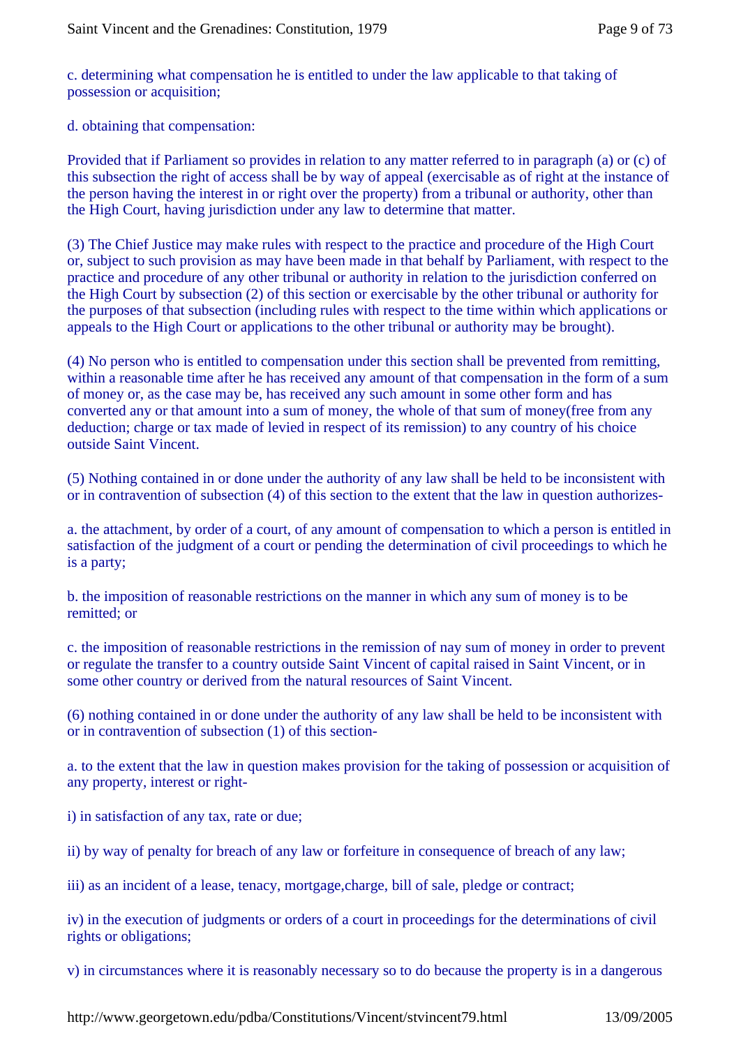c. determining what compensation he is entitled to under the law applicable to that taking of possession or acquisition;

d. obtaining that compensation:

Provided that if Parliament so provides in relation to any matter referred to in paragraph (a) or (c) of this subsection the right of access shall be by way of appeal (exercisable as of right at the instance of the person having the interest in or right over the property) from a tribunal or authority, other than the High Court, having jurisdiction under any law to determine that matter.

(3) The Chief Justice may make rules with respect to the practice and procedure of the High Court or, subject to such provision as may have been made in that behalf by Parliament, with respect to the practice and procedure of any other tribunal or authority in relation to the jurisdiction conferred on the High Court by subsection (2) of this section or exercisable by the other tribunal or authority for the purposes of that subsection (including rules with respect to the time within which applications or appeals to the High Court or applications to the other tribunal or authority may be brought).

(4) No person who is entitled to compensation under this section shall be prevented from remitting, within a reasonable time after he has received any amount of that compensation in the form of a sum of money or, as the case may be, has received any such amount in some other form and has converted any or that amount into a sum of money, the whole of that sum of money(free from any deduction; charge or tax made of levied in respect of its remission) to any country of his choice outside Saint Vincent.

(5) Nothing contained in or done under the authority of any law shall be held to be inconsistent with or in contravention of subsection (4) of this section to the extent that the law in question authorizes-

a. the attachment, by order of a court, of any amount of compensation to which a person is entitled in satisfaction of the judgment of a court or pending the determination of civil proceedings to which he is a party;

b. the imposition of reasonable restrictions on the manner in which any sum of money is to be remitted; or

c. the imposition of reasonable restrictions in the remission of nay sum of money in order to prevent or regulate the transfer to a country outside Saint Vincent of capital raised in Saint Vincent, or in some other country or derived from the natural resources of Saint Vincent.

(6) nothing contained in or done under the authority of any law shall be held to be inconsistent with or in contravention of subsection (1) of this section-

a. to the extent that the law in question makes provision for the taking of possession or acquisition of any property, interest or right-

i) in satisfaction of any tax, rate or due;

ii) by way of penalty for breach of any law or forfeiture in consequence of breach of any law;

iii) as an incident of a lease, tenacy, mortgage,charge, bill of sale, pledge or contract;

iv) in the execution of judgments or orders of a court in proceedings for the determinations of civil rights or obligations;

v) in circumstances where it is reasonably necessary so to do because the property is in a dangerous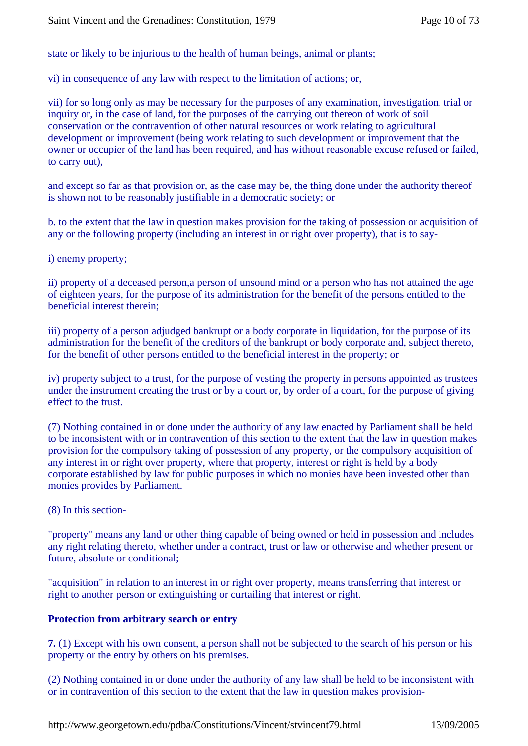state or likely to be injurious to the health of human beings, animal or plants;

vi) in consequence of any law with respect to the limitation of actions; or,

vii) for so long only as may be necessary for the purposes of any examination, investigation. trial or inquiry or, in the case of land, for the purposes of the carrying out thereon of work of soil conservation or the contravention of other natural resources or work relating to agricultural development or improvement (being work relating to such development or improvement that the owner or occupier of the land has been required, and has without reasonable excuse refused or failed, to carry out),

and except so far as that provision or, as the case may be, the thing done under the authority thereof is shown not to be reasonably justifiable in a democratic society; or

b. to the extent that the law in question makes provision for the taking of possession or acquisition of any or the following property (including an interest in or right over property), that is to say-

i) enemy property;

ii) property of a deceased person,a person of unsound mind or a person who has not attained the age of eighteen years, for the purpose of its administration for the benefit of the persons entitled to the beneficial interest therein;

iii) property of a person adjudged bankrupt or a body corporate in liquidation, for the purpose of its administration for the benefit of the creditors of the bankrupt or body corporate and, subject thereto, for the benefit of other persons entitled to the beneficial interest in the property; or

iv) property subject to a trust, for the purpose of vesting the property in persons appointed as trustees under the instrument creating the trust or by a court or, by order of a court, for the purpose of giving effect to the trust.

(7) Nothing contained in or done under the authority of any law enacted by Parliament shall be held to be inconsistent with or in contravention of this section to the extent that the law in question makes provision for the compulsory taking of possession of any property, or the compulsory acquisition of any interest in or right over property, where that property, interest or right is held by a body corporate established by law for public purposes in which no monies have been invested other than monies provides by Parliament.

(8) In this section-

"property" means any land or other thing capable of being owned or held in possession and includes any right relating thereto, whether under a contract, trust or law or otherwise and whether present or future, absolute or conditional;

"acquisition" in relation to an interest in or right over property, means transferring that interest or right to another person or extinguishing or curtailing that interest or right.

**Protection from arbitrary search or entry**

**7.** (1) Except with his own consent, a person shall not be subjected to the search of his person or his property or the entry by others on his premises.

(2) Nothing contained in or done under the authority of any law shall be held to be inconsistent with or in contravention of this section to the extent that the law in question makes provision-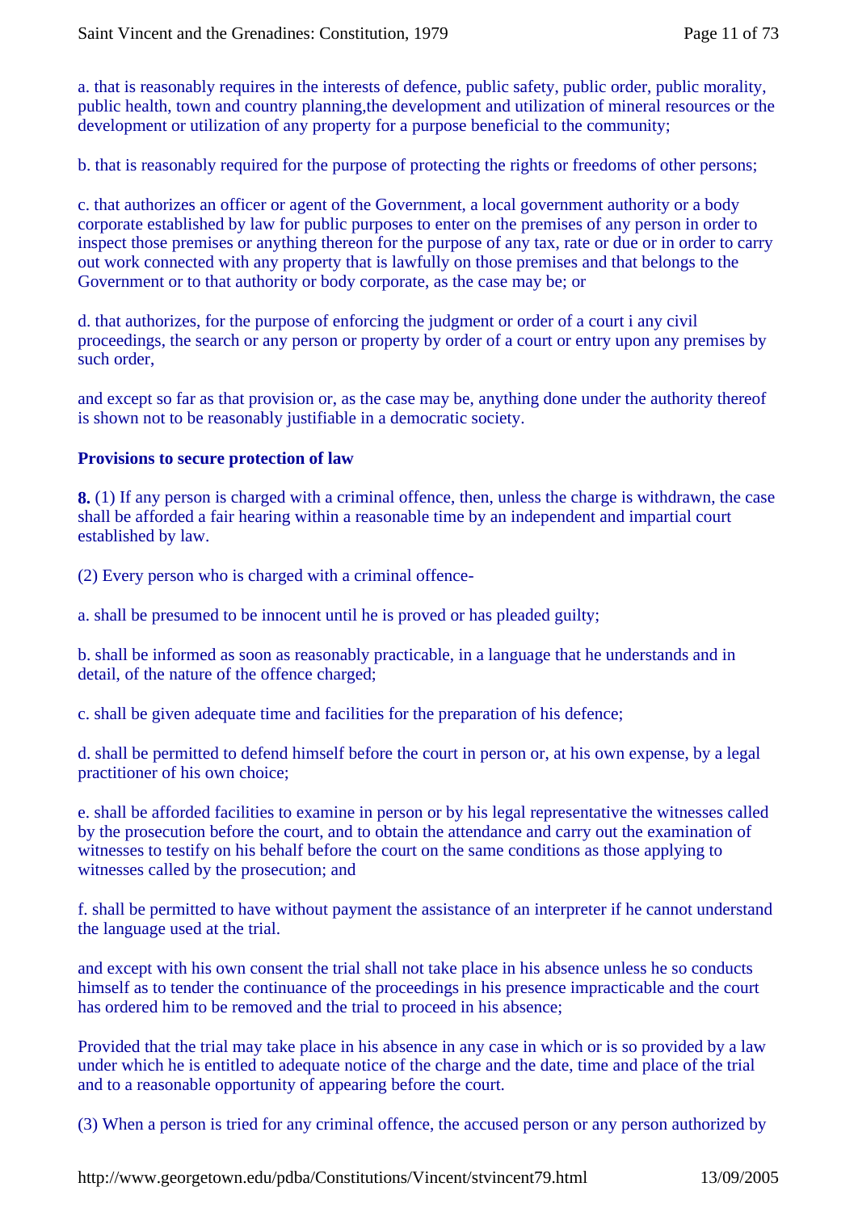a. that is reasonably requires in the interests of defence, public safety, public order, public morality, public health, town and country planning,the development and utilization of mineral resources or the development or utilization of any property for a purpose beneficial to the community;

b. that is reasonably required for the purpose of protecting the rights or freedoms of other persons;

c. that authorizes an officer or agent of the Government, a local government authority or a body corporate established by law for public purposes to enter on the premises of any person in order to inspect those premises or anything thereon for the purpose of any tax, rate or due or in order to carry out work connected with any property that is lawfully on those premises and that belongs to the Government or to that authority or body corporate, as the case may be; or

d. that authorizes, for the purpose of enforcing the judgment or order of a court i any civil proceedings, the search or any person or property by order of a court or entry upon any premises by such order,

and except so far as that provision or, as the case may be, anything done under the authority thereof is shown not to be reasonably justifiable in a democratic society.

**Provisions to secure protection of law**

**8.** (1) If any person is charged with a criminal offence, then, unless the charge is withdrawn, the case shall be afforded a fair hearing within a reasonable time by an independent and impartial court established by law.

(2) Every person who is charged with a criminal offence-

a. shall be presumed to be innocent until he is proved or has pleaded guilty;

b. shall be informed as soon as reasonably practicable, in a language that he understands and in detail, of the nature of the offence charged;

c. shall be given adequate time and facilities for the preparation of his defence;

d. shall be permitted to defend himself before the court in person or, at his own expense, by a legal practitioner of his own choice;

e. shall be afforded facilities to examine in person or by his legal representative the witnesses called by the prosecution before the court, and to obtain the attendance and carry out the examination of witnesses to testify on his behalf before the court on the same conditions as those applying to witnesses called by the prosecution; and

f. shall be permitted to have without payment the assistance of an interpreter if he cannot understand the language used at the trial.

and except with his own consent the trial shall not take place in his absence unless he so conducts himself as to tender the continuance of the proceedings in his presence impracticable and the court has ordered him to be removed and the trial to proceed in his absence;

Provided that the trial may take place in his absence in any case in which or is so provided by a law under which he is entitled to adequate notice of the charge and the date, time and place of the trial and to a reasonable opportunity of appearing before the court.

(3) When a person is tried for any criminal offence, the accused person or any person authorized by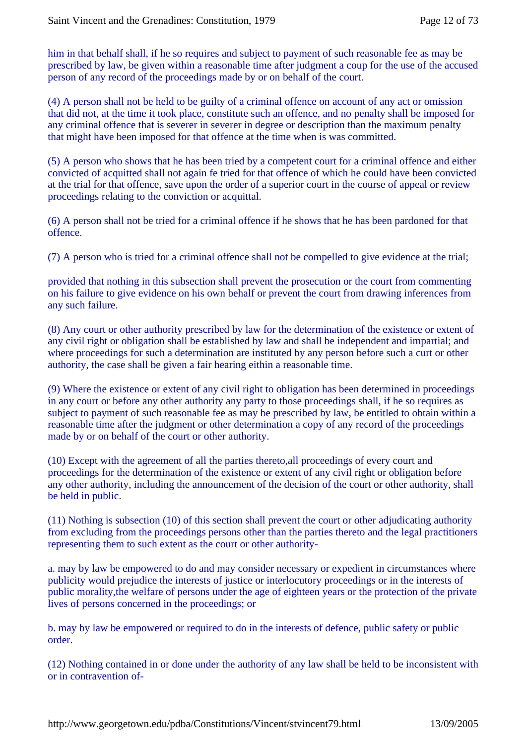him in that behalf shall, if he so requires and subject to payment of such reasonable fee as may be prescribed by law, be given within a reasonable time after judgment a coup for the use of the accused person of any record of the proceedings made by or on behalf of the court.

(4) A person shall not be held to be guilty of a criminal offence on account of any act or omission that did not, at the time it took place, constitute such an offence, and no penalty shall be imposed for any criminal offence that is severer in severer in degree or description than the maximum penalty that might have been imposed for that offence at the time when is was committed.

(5) A person who shows that he has been tried by a competent court for a criminal offence and either convicted of acquitted shall not again fe tried for that offence of which he could have been convicted at the trial for that offence, save upon the order of a superior court in the course of appeal or review proceedings relating to the conviction or acquittal.

(6) A person shall not be tried for a criminal offence if he shows that he has been pardoned for that offence.

(7) A person who is tried for a criminal offence shall not be compelled to give evidence at the trial;

provided that nothing in this subsection shall prevent the prosecution or the court from commenting on his failure to give evidence on his own behalf or prevent the court from drawing inferences from any such failure.

(8) Any court or other authority prescribed by law for the determination of the existence or extent of any civil right or obligation shall be established by law and shall be independent and impartial; and where proceedings for such a determination are instituted by any person before such a curt or other authority, the case shall be given a fair hearing eithin a reasonable time.

(9) Where the existence or extent of any civil right to obligation has been determined in proceedings in any court or before any other authority any party to those proceedings shall, if he so requires as subject to payment of such reasonable fee as may be prescribed by law, be entitled to obtain within a reasonable time after the judgment or other determination a copy of any record of the proceedings made by or on behalf of the court or other authority.

(10) Except with the agreement of all the parties thereto,all proceedings of every court and proceedings for the determination of the existence or extent of any civil right or obligation before any other authority, including the announcement of the decision of the court or other authority, shall be held in public.

(11) Nothing is subsection (10) of this section shall prevent the court or other adjudicating authority from excluding from the proceedings persons other than the parties thereto and the legal practitioners representing them to such extent as the court or other authority-

a. may by law be empowered to do and may consider necessary or expedient in circumstances where publicity would prejudice the interests of justice or interlocutory proceedings or in the interests of public morality,the welfare of persons under the age of eighteen years or the protection of the private lives of persons concerned in the proceedings; or

b. may by law be empowered or required to do in the interests of defence, public safety or public order.

(12) Nothing contained in or done under the authority of any law shall be held to be inconsistent with or in contravention of-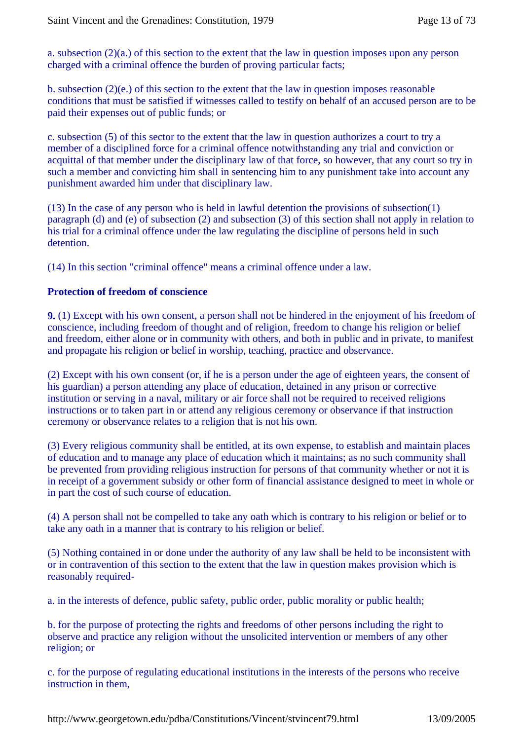a. subsection (2)(a.) of this section to the extent that the law in question imposes upon any person charged with a criminal offence the burden of proving particular facts;

b. subsection (2)(e.) of this section to the extent that the law in question imposes reasonable conditions that must be satisfied if witnesses called to testify on behalf of an accused person are to be paid their expenses out of public funds; or

c. subsection (5) of this sector to the extent that the law in question authorizes a court to try a member of a disciplined force for a criminal offence notwithstanding any trial and conviction or acquittal of that member under the disciplinary law of that force, so however, that any court so try in such a member and convicting him shall in sentencing him to any punishment take into account any punishment awarded him under that disciplinary law.

(13) In the case of any person who is held in lawful detention the provisions of subsection(1) paragraph (d) and (e) of subsection (2) and subsection (3) of this section shall not apply in relation to his trial for a criminal offence under the law regulating the discipline of persons held in such detention.

(14) In this section "criminal offence" means a criminal offence under a law.

**Protection of freedom of conscience**

**9.** (1) Except with his own consent, a person shall not be hindered in the enjoyment of his freedom of conscience, including freedom of thought and of religion, freedom to change his religion or belief and freedom, either alone or in community with others, and both in public and in private, to manifest and propagate his religion or belief in worship, teaching, practice and observance.

(2) Except with his own consent (or, if he is a person under the age of eighteen years, the consent of his guardian) a person attending any place of education, detained in any prison or corrective institution or serving in a naval, military or air force shall not be required to received religions instructions or to taken part in or attend any religious ceremony or observance if that instruction ceremony or observance relates to a religion that is not his own.

(3) Every religious community shall be entitled, at its own expense, to establish and maintain places of education and to manage any place of education which it maintains; as no such community shall be prevented from providing religious instruction for persons of that community whether or not it is in receipt of a government subsidy or other form of financial assistance designed to meet in whole or in part the cost of such course of education.

(4) A person shall not be compelled to take any oath which is contrary to his religion or belief or to take any oath in a manner that is contrary to his religion or belief.

(5) Nothing contained in or done under the authority of any law shall be held to be inconsistent with or in contravention of this section to the extent that the law in question makes provision which is reasonably required-

a. in the interests of defence, public safety, public order, public morality or public health;

b. for the purpose of protecting the rights and freedoms of other persons including the right to observe and practice any religion without the unsolicited intervention or members of any other religion; or

c. for the purpose of regulating educational institutions in the interests of the persons who receive instruction in them,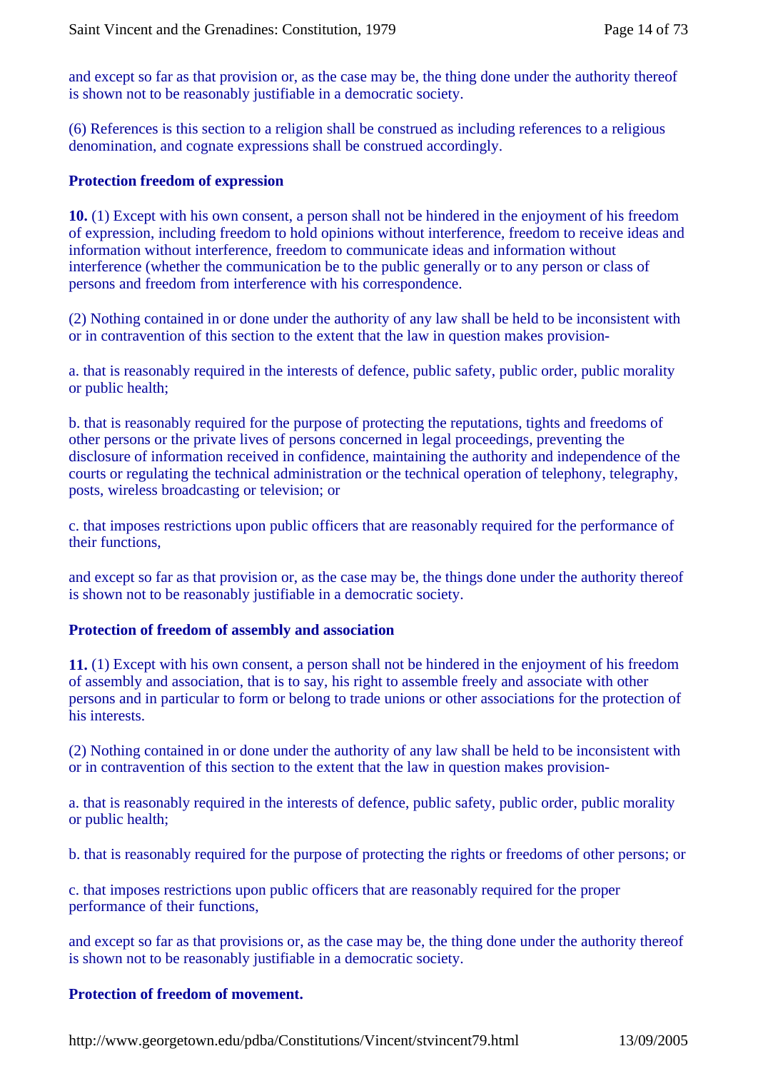and except so far as that provision or, as the case may be, the thing done under the authority thereof is shown not to be reasonably justifiable in a democratic society.

(6) References is this section to a religion shall be construed as including references to a religious denomination, and cognate expressions shall be construed accordingly.

**Protection freedom of expression**

**10.** (1) Except with his own consent, a person shall not be hindered in the enjoyment of his freedom of expression, including freedom to hold opinions without interference, freedom to receive ideas and information without interference, freedom to communicate ideas and information without interference (whether the communication be to the public generally or to any person or class of persons and freedom from interference with his correspondence.

(2) Nothing contained in or done under the authority of any law shall be held to be inconsistent with or in contravention of this section to the extent that the law in question makes provision-

a. that is reasonably required in the interests of defence, public safety, public order, public morality or public health;

b. that is reasonably required for the purpose of protecting the reputations, tights and freedoms of other persons or the private lives of persons concerned in legal proceedings, preventing the disclosure of information received in confidence, maintaining the authority and independence of the courts or regulating the technical administration or the technical operation of telephony, telegraphy, posts, wireless broadcasting or television; or

c. that imposes restrictions upon public officers that are reasonably required for the performance of their functions,

and except so far as that provision or, as the case may be, the things done under the authority thereof is shown not to be reasonably justifiable in a democratic society.

**Protection of freedom of assembly and association**

**11.** (1) Except with his own consent, a person shall not be hindered in the enjoyment of his freedom of assembly and association, that is to say, his right to assemble freely and associate with other persons and in particular to form or belong to trade unions or other associations for the protection of his interests.

(2) Nothing contained in or done under the authority of any law shall be held to be inconsistent with or in contravention of this section to the extent that the law in question makes provision-

a. that is reasonably required in the interests of defence, public safety, public order, public morality or public health;

b. that is reasonably required for the purpose of protecting the rights or freedoms of other persons; or

c. that imposes restrictions upon public officers that are reasonably required for the proper performance of their functions,

and except so far as that provisions or, as the case may be, the thing done under the authority thereof is shown not to be reasonably justifiable in a democratic society.

**Protection of freedom of movement.**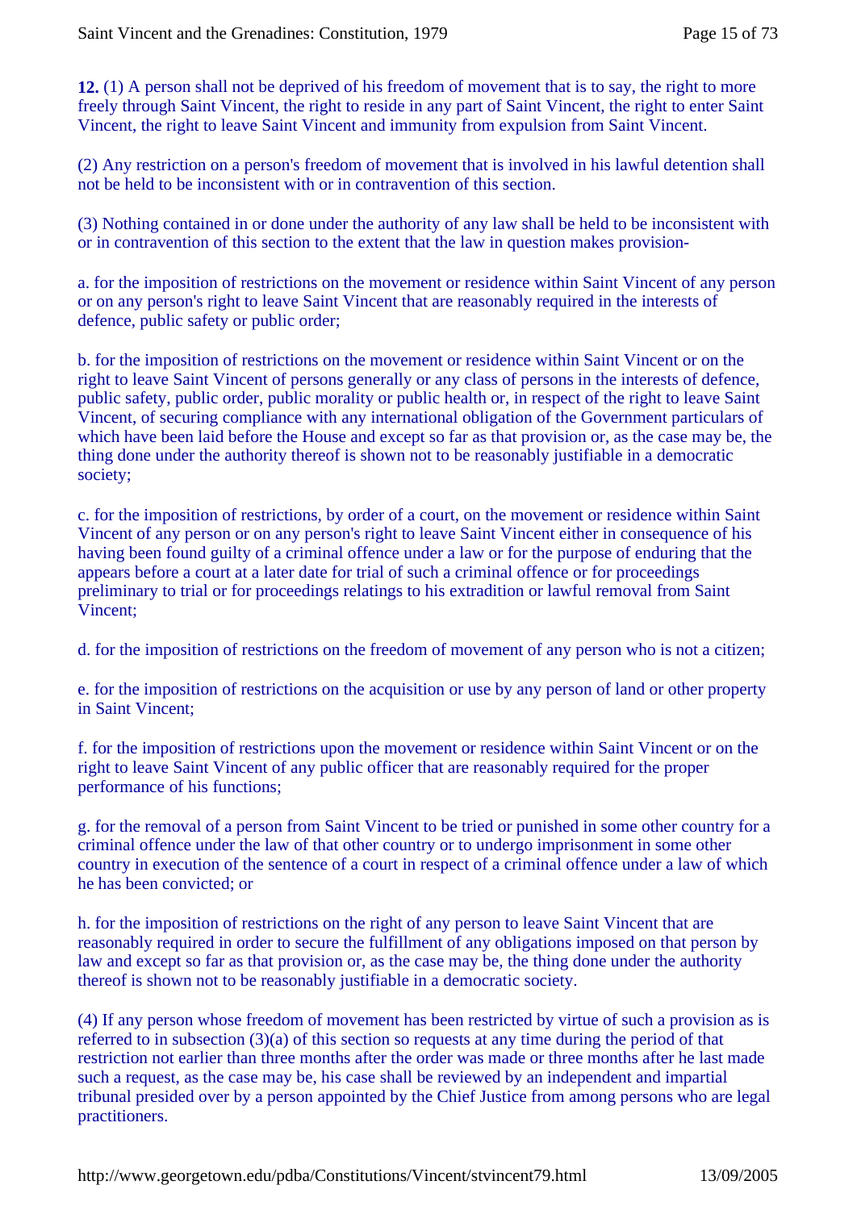**12.** (1) A person shall not be deprived of his freedom of movement that is to say, the right to more freely through Saint Vincent, the right to reside in any part of Saint Vincent, the right to enter Saint Vincent, the right to leave Saint Vincent and immunity from expulsion from Saint Vincent.

(2) Any restriction on a person's freedom of movement that is involved in his lawful detention shall not be held to be inconsistent with or in contravention of this section.

(3) Nothing contained in or done under the authority of any law shall be held to be inconsistent with or in contravention of this section to the extent that the law in question makes provision-

a. for the imposition of restrictions on the movement or residence within Saint Vincent of any person or on any person's right to leave Saint Vincent that are reasonably required in the interests of defence, public safety or public order;

b. for the imposition of restrictions on the movement or residence within Saint Vincent or on the right to leave Saint Vincent of persons generally or any class of persons in the interests of defence, public safety, public order, public morality or public health or, in respect of the right to leave Saint Vincent, of securing compliance with any international obligation of the Government particulars of which have been laid before the House and except so far as that provision or, as the case may be, the thing done under the authority thereof is shown not to be reasonably justifiable in a democratic society;

c. for the imposition of restrictions, by order of a court, on the movement or residence within Saint Vincent of any person or on any person's right to leave Saint Vincent either in consequence of his having been found guilty of a criminal offence under a law or for the purpose of enduring that the appears before a court at a later date for trial of such a criminal offence or for proceedings preliminary to trial or for proceedings relatings to his extradition or lawful removal from Saint Vincent;

d. for the imposition of restrictions on the freedom of movement of any person who is not a citizen;

e. for the imposition of restrictions on the acquisition or use by any person of land or other property in Saint Vincent;

f. for the imposition of restrictions upon the movement or residence within Saint Vincent or on the right to leave Saint Vincent of any public officer that are reasonably required for the proper performance of his functions;

g. for the removal of a person from Saint Vincent to be tried or punished in some other country for a criminal offence under the law of that other country or to undergo imprisonment in some other country in execution of the sentence of a court in respect of a criminal offence under a law of which he has been convicted; or

h. for the imposition of restrictions on the right of any person to leave Saint Vincent that are reasonably required in order to secure the fulfillment of any obligations imposed on that person by law and except so far as that provision or, as the case may be, the thing done under the authority thereof is shown not to be reasonably justifiable in a democratic society.

(4) If any person whose freedom of movement has been restricted by virtue of such a provision as is referred to in subsection (3)(a) of this section so requests at any time during the period of that restriction not earlier than three months after the order was made or three months after he last made such a request, as the case may be, his case shall be reviewed by an independent and impartial tribunal presided over by a person appointed by the Chief Justice from among persons who are legal practitioners.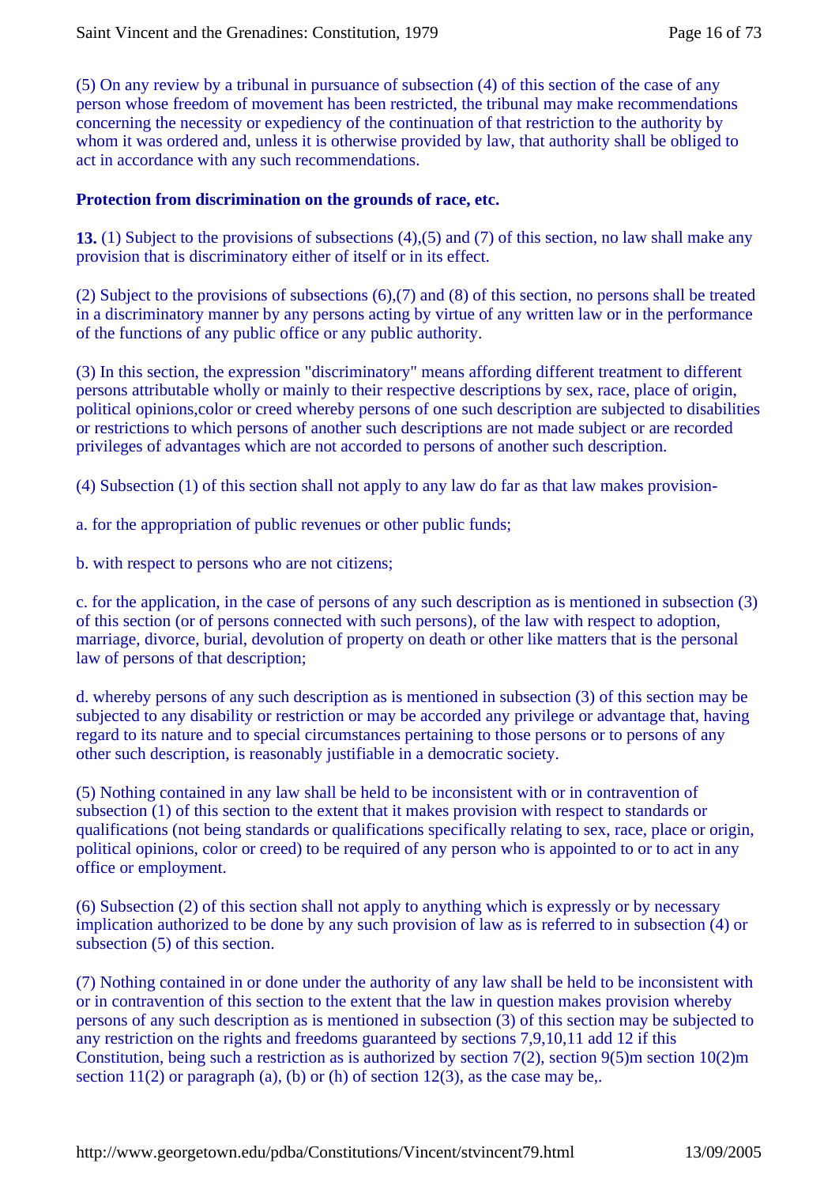(5) On any review by a tribunal in pursuance of subsection (4) of this section of the case of any person whose freedom of movement has been restricted, the tribunal may make recommendations concerning the necessity or expediency of the continuation of that restriction to the authority by whom it was ordered and, unless it is otherwise provided by law, that authority shall be obliged to act in accordance with any such recommendations.

**Protection from discrimination on the grounds of race, etc.**

**13.** (1) Subject to the provisions of subsections (4),(5) and (7) of this section, no law shall make any provision that is discriminatory either of itself or in its effect.

(2) Subject to the provisions of subsections (6),(7) and (8) of this section, no persons shall be treated in a discriminatory manner by any persons acting by virtue of any written law or in the performance of the functions of any public office or any public authority.

(3) In this section, the expression "discriminatory" means affording different treatment to different persons attributable wholly or mainly to their respective descriptions by sex, race, place of origin, political opinions,color or creed whereby persons of one such description are subjected to disabilities or restrictions to which persons of another such descriptions are not made subject or are recorded privileges of advantages which are not accorded to persons of another such description.

(4) Subsection (1) of this section shall not apply to any law do far as that law makes provision-

a. for the appropriation of public revenues or other public funds;

b. with respect to persons who are not citizens;

c. for the application, in the case of persons of any such description as is mentioned in subsection (3) of this section (or of persons connected with such persons), of the law with respect to adoption, marriage, divorce, burial, devolution of property on death or other like matters that is the personal law of persons of that description;

d. whereby persons of any such description as is mentioned in subsection (3) of this section may be subjected to any disability or restriction or may be accorded any privilege or advantage that, having regard to its nature and to special circumstances pertaining to those persons or to persons of any other such description, is reasonably justifiable in a democratic society.

(5) Nothing contained in any law shall be held to be inconsistent with or in contravention of subsection (1) of this section to the extent that it makes provision with respect to standards or qualifications (not being standards or qualifications specifically relating to sex, race, place or origin, political opinions, color or creed) to be required of any person who is appointed to or to act in any office or employment.

(6) Subsection (2) of this section shall not apply to anything which is expressly or by necessary implication authorized to be done by any such provision of law as is referred to in subsection (4) or subsection (5) of this section.

(7) Nothing contained in or done under the authority of any law shall be held to be inconsistent with or in contravention of this section to the extent that the law in question makes provision whereby persons of any such description as is mentioned in subsection (3) of this section may be subjected to any restriction on the rights and freedoms guaranteed by sections 7,9,10,11 add 12 if this Constitution, being such a restriction as is authorized by section 7(2), section 9(5)m section 10(2)m section 11(2) or paragraph (a), (b) or (h) of section 12(3), as the case may be,.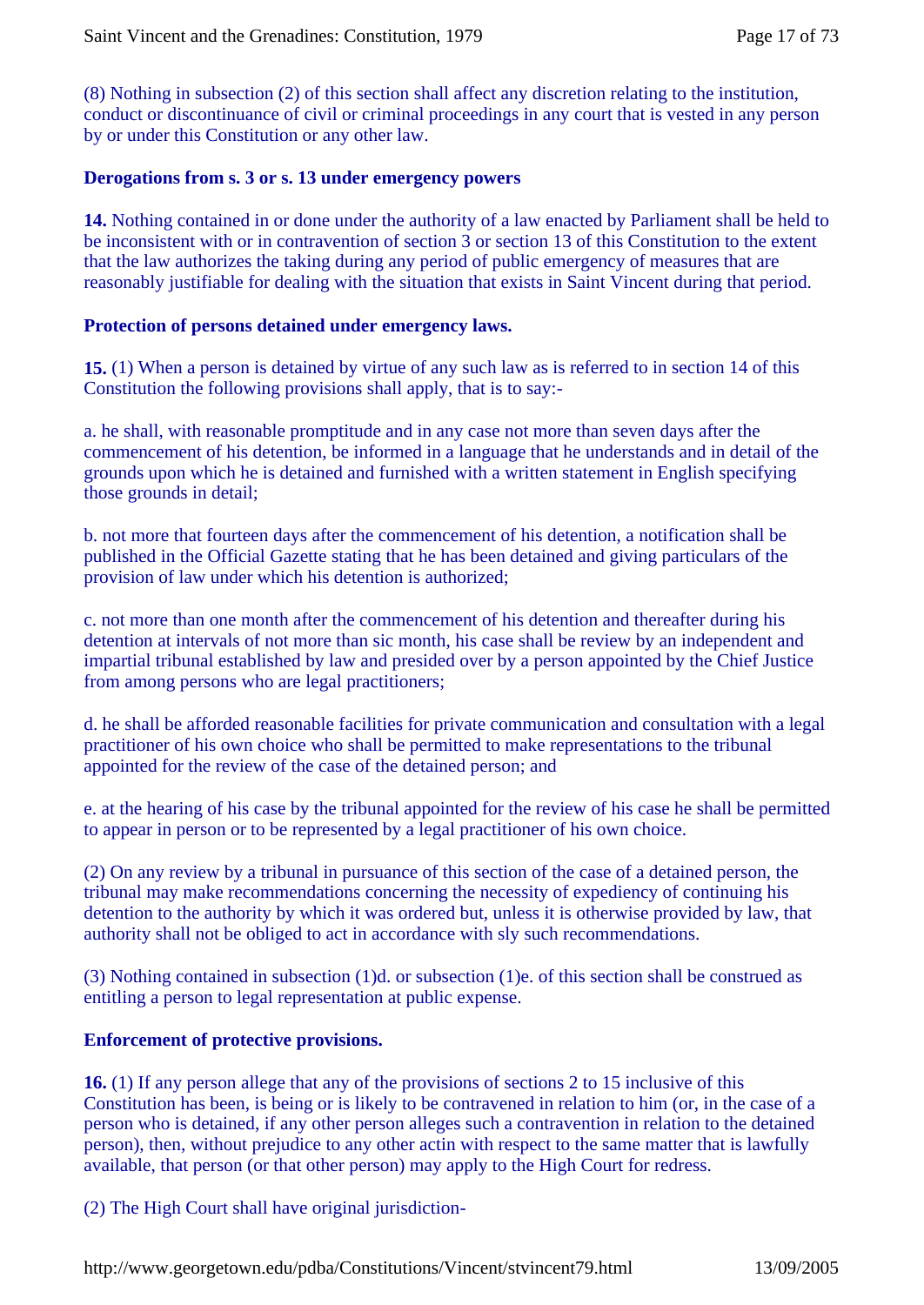(8) Nothing in subsection (2) of this section shall affect any discretion relating to the institution, conduct or discontinuance of civil or criminal proceedings in any court that is vested in any person by or under this Constitution or any other law.

**Derogations from s. 3 or s. 13 under emergency powers**

**14.** Nothing contained in or done under the authority of a law enacted by Parliament shall be held to be inconsistent with or in contravention of section 3 or section 13 of this Constitution to the extent that the law authorizes the taking during any period of public emergency of measures that are reasonably justifiable for dealing with the situation that exists in Saint Vincent during that period.

**Protection of persons detained under emergency laws.**

**15.** (1) When a person is detained by virtue of any such law as is referred to in section 14 of this Constitution the following provisions shall apply, that is to say:-

a. he shall, with reasonable promptitude and in any case not more than seven days after the commencement of his detention, be informed in a language that he understands and in detail of the grounds upon which he is detained and furnished with a written statement in English specifying those grounds in detail;

b. not more that fourteen days after the commencement of his detention, a notification shall be published in the Official Gazette stating that he has been detained and giving particulars of the provision of law under which his detention is authorized;

c. not more than one month after the commencement of his detention and thereafter during his detention at intervals of not more than sic month, his case shall be review by an independent and impartial tribunal established by law and presided over by a person appointed by the Chief Justice from among persons who are legal practitioners;

d. he shall be afforded reasonable facilities for private communication and consultation with a legal practitioner of his own choice who shall be permitted to make representations to the tribunal appointed for the review of the case of the detained person; and

e. at the hearing of his case by the tribunal appointed for the review of his case he shall be permitted to appear in person or to be represented by a legal practitioner of his own choice.

(2) On any review by a tribunal in pursuance of this section of the case of a detained person, the tribunal may make recommendations concerning the necessity of expediency of continuing his detention to the authority by which it was ordered but, unless it is otherwise provided by law, that authority shall not be obliged to act in accordance with sly such recommendations.

(3) Nothing contained in subsection (1)d. or subsection (1)e. of this section shall be construed as entitling a person to legal representation at public expense.

**Enforcement of protective provisions.**

**16.** (1) If any person allege that any of the provisions of sections 2 to 15 inclusive of this Constitution has been, is being or is likely to be contravened in relation to him (or, in the case of a person who is detained, if any other person alleges such a contravention in relation to the detained person), then, without prejudice to any other actin with respect to the same matter that is lawfully available, that person (or that other person) may apply to the High Court for redress.

(2) The High Court shall have original jurisdiction-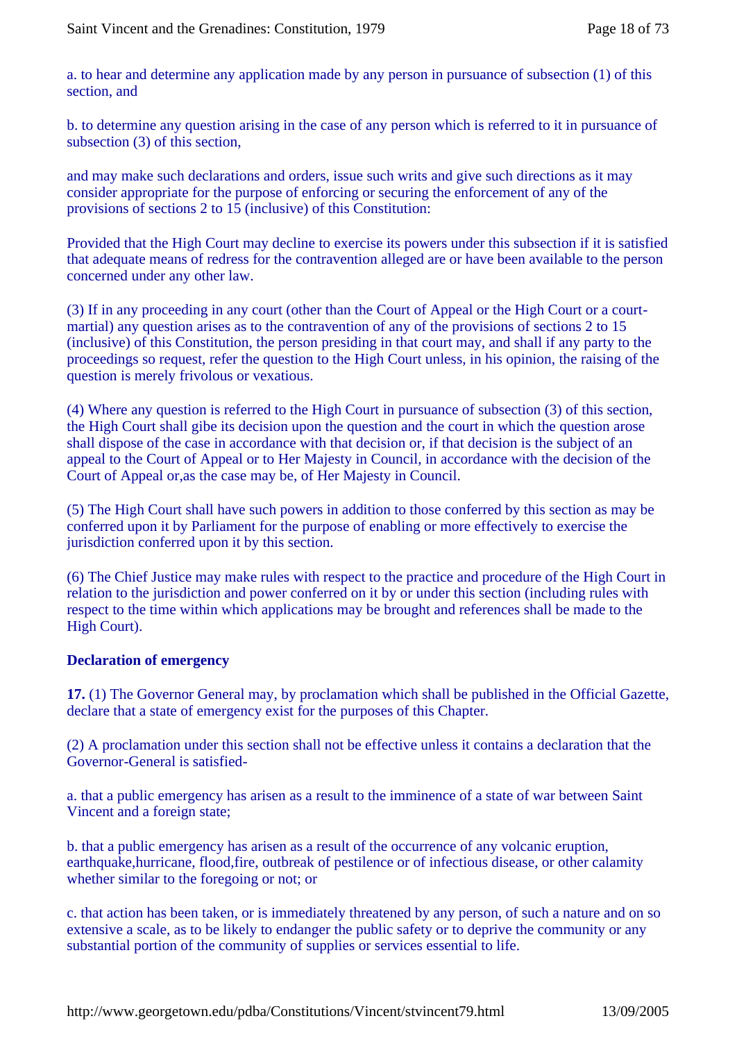a. to hear and determine any application made by any person in pursuance of subsection (1) of this section, and

b. to determine any question arising in the case of any person which is referred to it in pursuance of subsection (3) of this section,

and may make such declarations and orders, issue such writs and give such directions as it may consider appropriate for the purpose of enforcing or securing the enforcement of any of the provisions of sections 2 to 15 (inclusive) of this Constitution:

Provided that the High Court may decline to exercise its powers under this subsection if it is satisfied that adequate means of redress for the contravention alleged are or have been available to the person concerned under any other law.

(3) If in any proceeding in any court (other than the Court of Appeal or the High Court or a court-martial) any question arises as to the contravention of any of the provisions of sections 2 to 15 (inclusive) of this Constitution, the person presiding in that court may, and shall if any party to the proceedings so request, refer the question to the High Court unless, in his opinion, the raising of the question is merely frivolous or vexatious.

(4) Where any question is referred to the High Court in pursuance of subsection (3) of this section, the High Court shall gibe its decision upon the question and the court in which the question arose shall dispose of the case in accordance with that decision or, if that decision is the subject of an appeal to the Court of Appeal or to Her Majesty in Council, in accordance with the decision of the Court of Appeal or,as the case may be, of Her Majesty in Council.

(5) The High Court shall have such powers in addition to those conferred by this section as may be conferred upon it by Parliament for the purpose of enabling or more effectively to exercise the jurisdiction conferred upon it by this section.

(6) The Chief Justice may make rules with respect to the practice and procedure of the High Court in relation to the jurisdiction and power conferred on it by or under this section (including rules with respect to the time within which applications may be brought and references shall be made to the High Court).

**Declaration of emergency**

**17.** (1) The Governor General may, by proclamation which shall be published in the Official Gazette, declare that a state of emergency exist for the purposes of this Chapter.

(2) A proclamation under this section shall not be effective unless it contains a declaration that the Governor-General is satisfied-

a. that a public emergency has arisen as a result to the imminence of a state of war between Saint Vincent and a foreign state;

b. that a public emergency has arisen as a result of the occurrence of any volcanic eruption, earthquake,hurricane, flood,fire, outbreak of pestilence or of infectious disease, or other calamity whether similar to the foregoing or not; or

c. that action has been taken, or is immediately threatened by any person, of such a nature and on so extensive a scale, as to be likely to endanger the public safety or to deprive the community or any substantial portion of the community of supplies or services essential to life.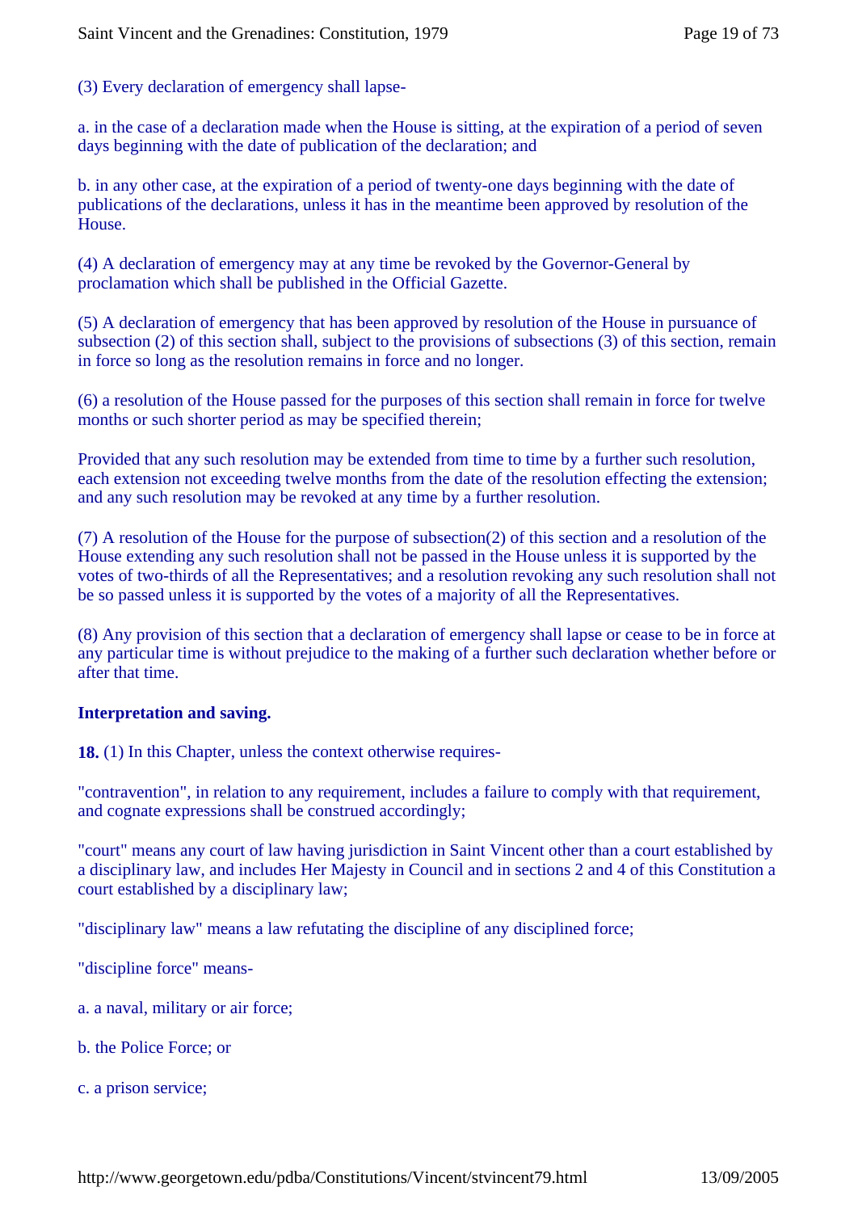(3) Every declaration of emergency shall lapse-

a. in the case of a declaration made when the House is sitting, at the expiration of a period of seven days beginning with the date of publication of the declaration; and

b. in any other case, at the expiration of a period of twenty-one days beginning with the date of publications of the declarations, unless it has in the meantime been approved by resolution of the House.

(4) A declaration of emergency may at any time be revoked by the Governor-General by proclamation which shall be published in the Official Gazette.

(5) A declaration of emergency that has been approved by resolution of the House in pursuance of subsection (2) of this section shall, subject to the provisions of subsections (3) of this section, remain in force so long as the resolution remains in force and no longer.

(6) a resolution of the House passed for the purposes of this section shall remain in force for twelve months or such shorter period as may be specified therein;

Provided that any such resolution may be extended from time to time by a further such resolution, each extension not exceeding twelve months from the date of the resolution effecting the extension; and any such resolution may be revoked at any time by a further resolution.

(7) A resolution of the House for the purpose of subsection(2) of this section and a resolution of the House extending any such resolution shall not be passed in the House unless it is supported by the votes of two-thirds of all the Representatives; and a resolution revoking any such resolution shall not be so passed unless it is supported by the votes of a majority of all the Representatives.

(8) Any provision of this section that a declaration of emergency shall lapse or cease to be in force at any particular time is without prejudice to the making of a further such declaration whether before or after that time.

**Interpretation and saving.**

**18.** (1) In this Chapter, unless the context otherwise requires-

"contravention", in relation to any requirement, includes a failure to comply with that requirement, and cognate expressions shall be construed accordingly;

"court" means any court of law having jurisdiction in Saint Vincent other than a court established by a disciplinary law, and includes Her Majesty in Council and in sections 2 and 4 of this Constitution a court established by a disciplinary law;

"disciplinary law" means a law refutating the discipline of any disciplined force;

"discipline force" means-

a. a naval, military or air force;

b. the Police Force; or

c. a prison service;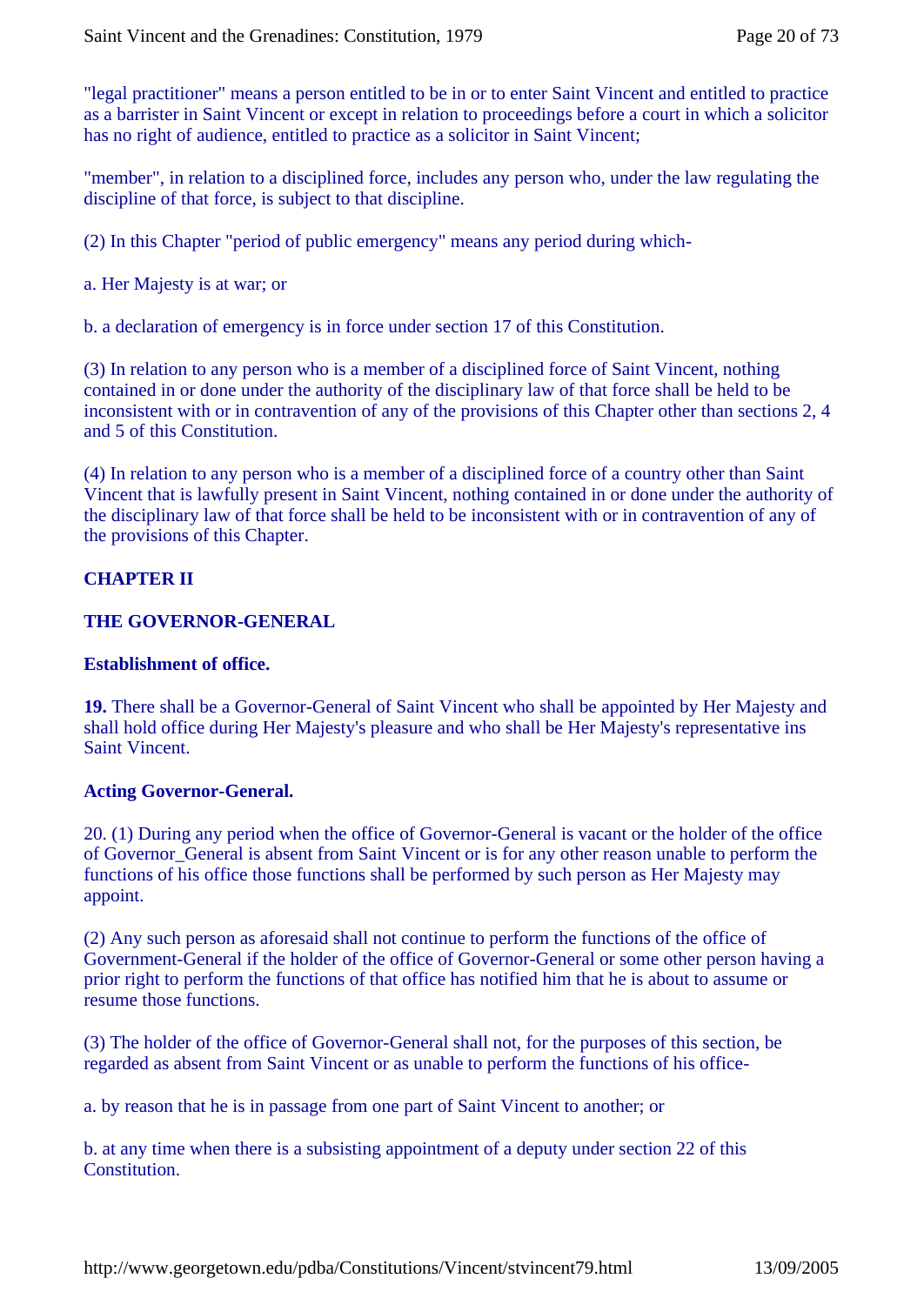"legal practitioner" means a person entitled to be in or to enter Saint Vincent and entitled to practice as a barrister in Saint Vincent or except in relation to proceedings before a court in which a solicitor has no right of audience, entitled to practice as a solicitor in Saint Vincent;

"member", in relation to a disciplined force, includes any person who, under the law regulating the discipline of that force, is subject to that discipline.

(2) In this Chapter "period of public emergency" means any period during which-

a. Her Majesty is at war; or

b. a declaration of emergency is in force under section 17 of this Constitution.

(3) In relation to any person who is a member of a disciplined force of Saint Vincent, nothing contained in or done under the authority of the disciplinary law of that force shall be held to be inconsistent with or in contravention of any of the provisions of this Chapter other than sections 2, 4 and 5 of this Constitution.

(4) In relation to any person who is a member of a disciplined force of a country other than Saint Vincent that is lawfully present in Saint Vincent, nothing contained in or done under the authority of the disciplinary law of that force shall be held to be inconsistent with or in contravention of any of the provisions of this Chapter.

## CHAPTER II

## THE GOVERNOR-GENERAL

### Establishment of office.

**19.** There shall be a Governor-General of Saint Vincent who shall be appointed by Her Majesty and shall hold office during Her Majesty's pleasure and who shall be Her Majesty's representative ins Saint Vincent.

### Acting Governor-General.

20. (1) During any period when the office of Governor-General is vacant or the holder of the office of Governor_General is absent from Saint Vincent or is for any other reason unable to perform the functions of his office those functions shall be performed by such person as Her Majesty may appoint.

(2) Any such person as aforesaid shall not continue to perform the functions of the office of Government-General if the holder of the office of Governor-General or some other person having a prior right to perform the functions of that office has notified him that he is about to assume or resume those functions.

(3) The holder of the office of Governor-General shall not, for the purposes of this section, be regarded as absent from Saint Vincent or as unable to perform the functions of his office-

a. by reason that he is in passage from one part of Saint Vincent to another; or

b. at any time when there is a subsisting appointment of a deputy under section 22 of this Constitution.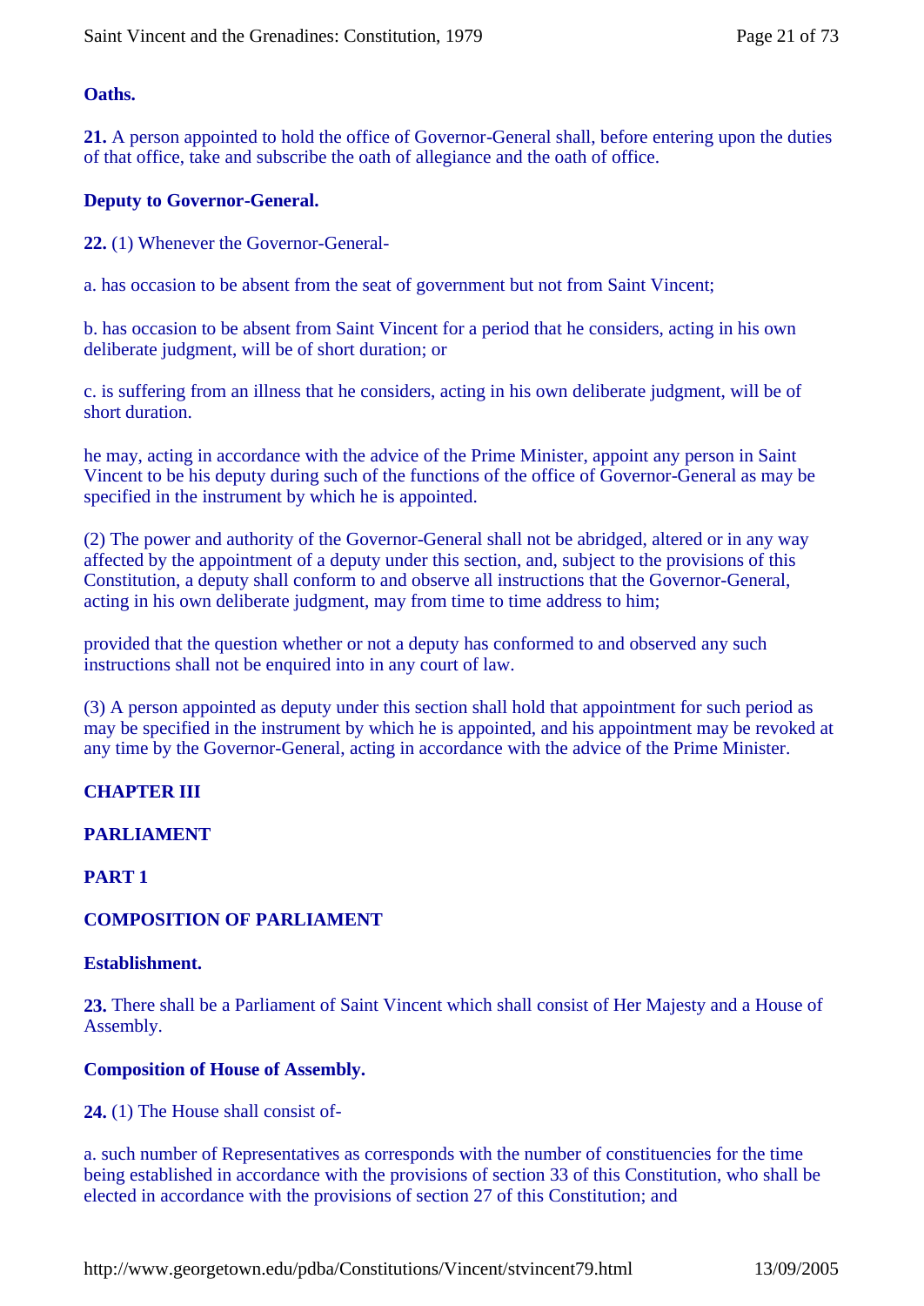**Oaths.**

**21.** A person appointed to hold the office of Governor-General shall, before entering upon the duties of that office, take and subscribe the oath of allegiance and the oath of office.

**Deputy to Governor-General.**

**22.** (1) Whenever the Governor-General-

a. has occasion to be absent from the seat of government but not from Saint Vincent;

b. has occasion to be absent from Saint Vincent for a period that he considers, acting in his own deliberate judgment, will be of short duration; or

c. is suffering from an illness that he considers, acting in his own deliberate judgment, will be of short duration.

he may, acting in accordance with the advice of the Prime Minister, appoint any person in Saint Vincent to be his deputy during such of the functions of the office of Governor-General as may be specified in the instrument by which he is appointed.

(2) The power and authority of the Governor-General shall not be abridged, altered or in any way affected by the appointment of a deputy under this section, and, subject to the provisions of this Constitution, a deputy shall conform to and observe all instructions that the Governor-General, acting in his own deliberate judgment, may from time to time address to him;

provided that the question whether or not a deputy has conformed to and observed any such instructions shall not be enquired into in any court of law.

(3) A person appointed as deputy under this section shall hold that appointment for such period as may be specified in the instrument by which he is appointed, and his appointment may be revoked at any time by the Governor-General, acting in accordance with the advice of the Prime Minister.

## CHAPTER III

## PARLIAMENT

### PART 1

### COMPOSITION OF PARLIAMENT

**Establishment.**

**23.** There shall be a Parliament of Saint Vincent which shall consist of Her Majesty and a House of Assembly.

**Composition of House of Assembly.**

**24.** (1) The House shall consist of-

a. such number of Representatives as corresponds with the number of constituencies for the time being established in accordance with the provisions of section 33 of this Constitution, who shall be elected in accordance with the provisions of section 27 of this Constitution; and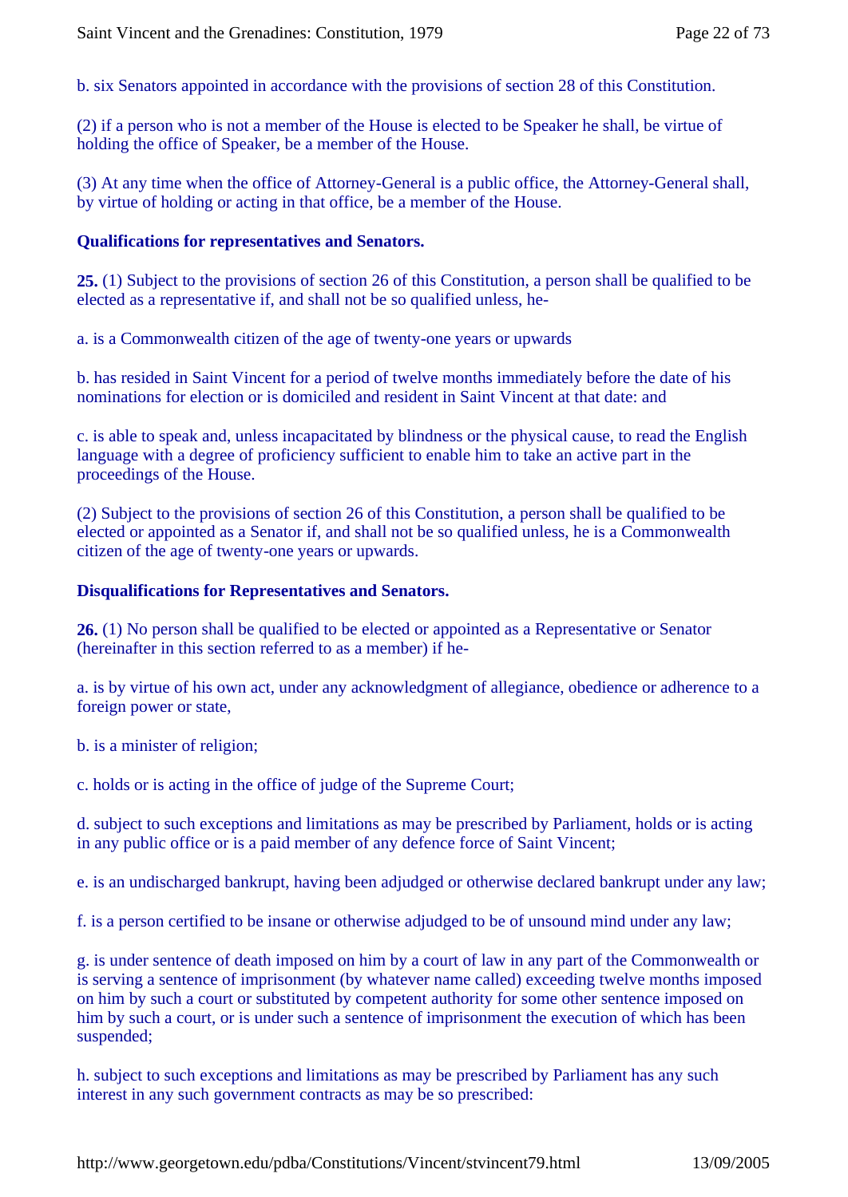b. six Senators appointed in accordance with the provisions of section 28 of this Constitution.

(2) if a person who is not a member of the House is elected to be Speaker he shall, be virtue of holding the office of Speaker, be a member of the House.

(3) At any time when the office of Attorney-General is a public office, the Attorney-General shall, by virtue of holding or acting in that office, be a member of the House.

**Qualifications for representatives and Senators.**

**25.** (1) Subject to the provisions of section 26 of this Constitution, a person shall be qualified to be elected as a representative if, and shall not be so qualified unless, he-

a. is a Commonwealth citizen of the age of twenty-one years or upwards

b. has resided in Saint Vincent for a period of twelve months immediately before the date of his nominations for election or is domiciled and resident in Saint Vincent at that date: and

c. is able to speak and, unless incapacitated by blindness or the physical cause, to read the English language with a degree of proficiency sufficient to enable him to take an active part in the proceedings of the House.

(2) Subject to the provisions of section 26 of this Constitution, a person shall be qualified to be elected or appointed as a Senator if, and shall not be so qualified unless, he is a Commonwealth citizen of the age of twenty-one years or upwards.

**Disqualifications for Representatives and Senators.**

**26.** (1) No person shall be qualified to be elected or appointed as a Representative or Senator (hereinafter in this section referred to as a member) if he-

a. is by virtue of his own act, under any acknowledgment of allegiance, obedience or adherence to a foreign power or state,

b. is a minister of religion;

c. holds or is acting in the office of judge of the Supreme Court;

d. subject to such exceptions and limitations as may be prescribed by Parliament, holds or is acting in any public office or is a paid member of any defence force of Saint Vincent;

e. is an undischarged bankrupt, having been adjudged or otherwise declared bankrupt under any law;

f. is a person certified to be insane or otherwise adjudged to be of unsound mind under any law;

g. is under sentence of death imposed on him by a court of law in any part of the Commonwealth or is serving a sentence of imprisonment (by whatever name called) exceeding twelve months imposed on him by such a court or substituted by competent authority for some other sentence imposed on him by such a court, or is under such a sentence of imprisonment the execution of which has been suspended;

h. subject to such exceptions and limitations as may be prescribed by Parliament has any such interest in any such government contracts as may be so prescribed: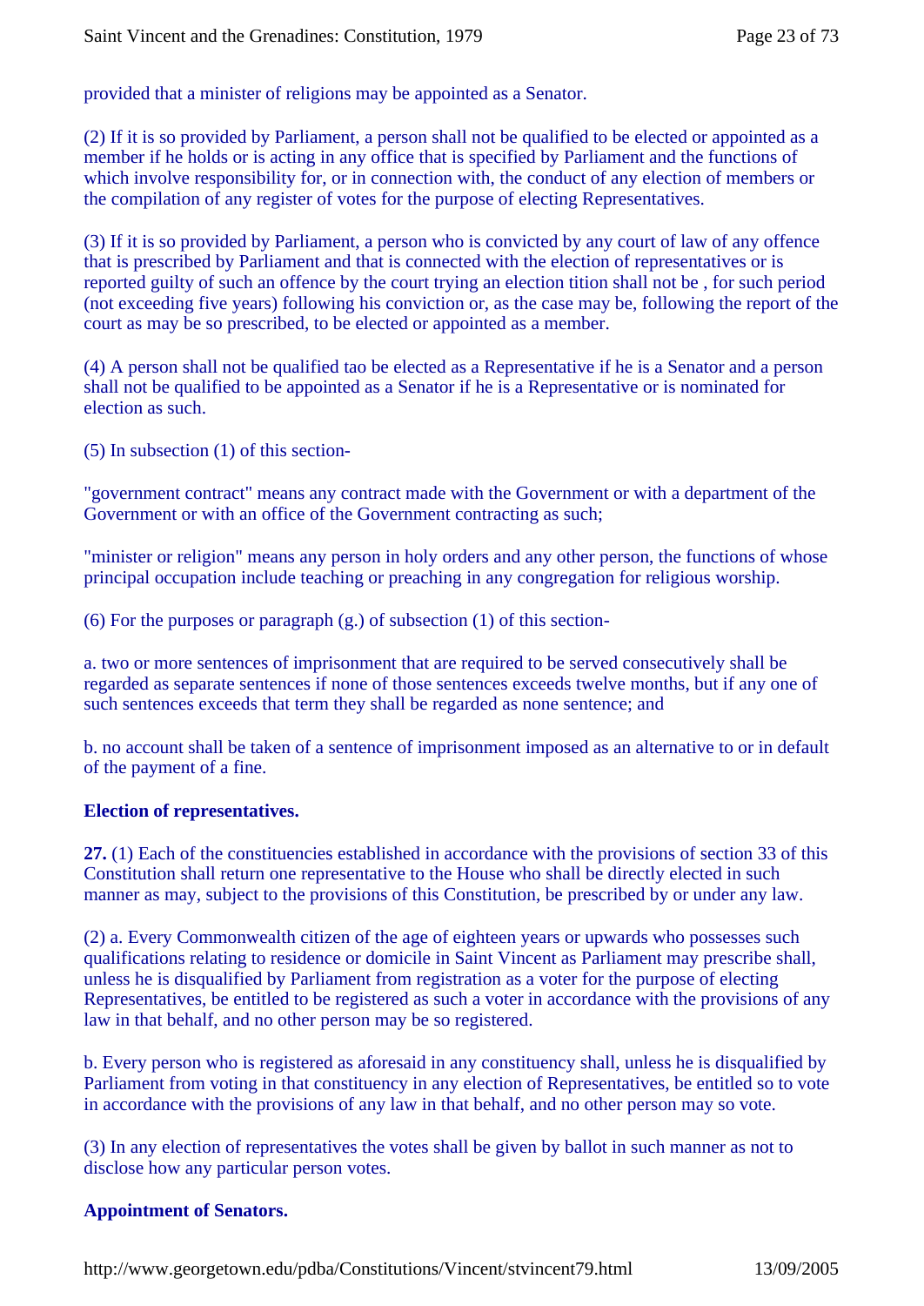provided that a minister of religions may be appointed as a Senator.

(2) If it is so provided by Parliament, a person shall not be qualified to be elected or appointed as a member if he holds or is acting in any office that is specified by Parliament and the functions of which involve responsibility for, or in connection with, the conduct of any election of members or the compilation of any register of votes for the purpose of electing Representatives.

(3) If it is so provided by Parliament, a person who is convicted by any court of law of any offence that is prescribed by Parliament and that is connected with the election of representatives or is reported guilty of such an offence by the court trying an election tition shall not be , for such period (not exceeding five years) following his conviction or, as the case may be, following the report of the court as may be so prescribed, to be elected or appointed as a member.

(4) A person shall not be qualified tao be elected as a Representative if he is a Senator and a person shall not be qualified to be appointed as a Senator if he is a Representative or is nominated for election as such.

(5) In subsection (1) of this section-

"government contract" means any contract made with the Government or with a department of the Government or with an office of the Government contracting as such;

"minister or religion" means any person in holy orders and any other person, the functions of whose principal occupation include teaching or preaching in any congregation for religious worship.

(6) For the purposes or paragraph (g.) of subsection (1) of this section-

a. two or more sentences of imprisonment that are required to be served consecutively shall be regarded as separate sentences if none of those sentences exceeds twelve months, but if any one of such sentences exceeds that term they shall be regarded as none sentence; and

b. no account shall be taken of a sentence of imprisonment imposed as an alternative to or in default of the payment of a fine.

**Election of representatives.**

**27.** (1) Each of the constituencies established in accordance with the provisions of section 33 of this Constitution shall return one representative to the House who shall be directly elected in such manner as may, subject to the provisions of this Constitution, be prescribed by or under any law.

(2) a. Every Commonwealth citizen of the age of eighteen years or upwards who possesses such qualifications relating to residence or domicile in Saint Vincent as Parliament may prescribe shall, unless he is disqualified by Parliament from registration as a voter for the purpose of electing Representatives, be entitled to be registered as such a voter in accordance with the provisions of any law in that behalf, and no other person may be so registered.

b. Every person who is registered as aforesaid in any constituency shall, unless he is disqualified by Parliament from voting in that constituency in any election of Representatives, be entitled so to vote in accordance with the provisions of any law in that behalf, and no other person may so vote.

(3) In any election of representatives the votes shall be given by ballot in such manner as not to disclose how any particular person votes.

**Appointment of Senators.**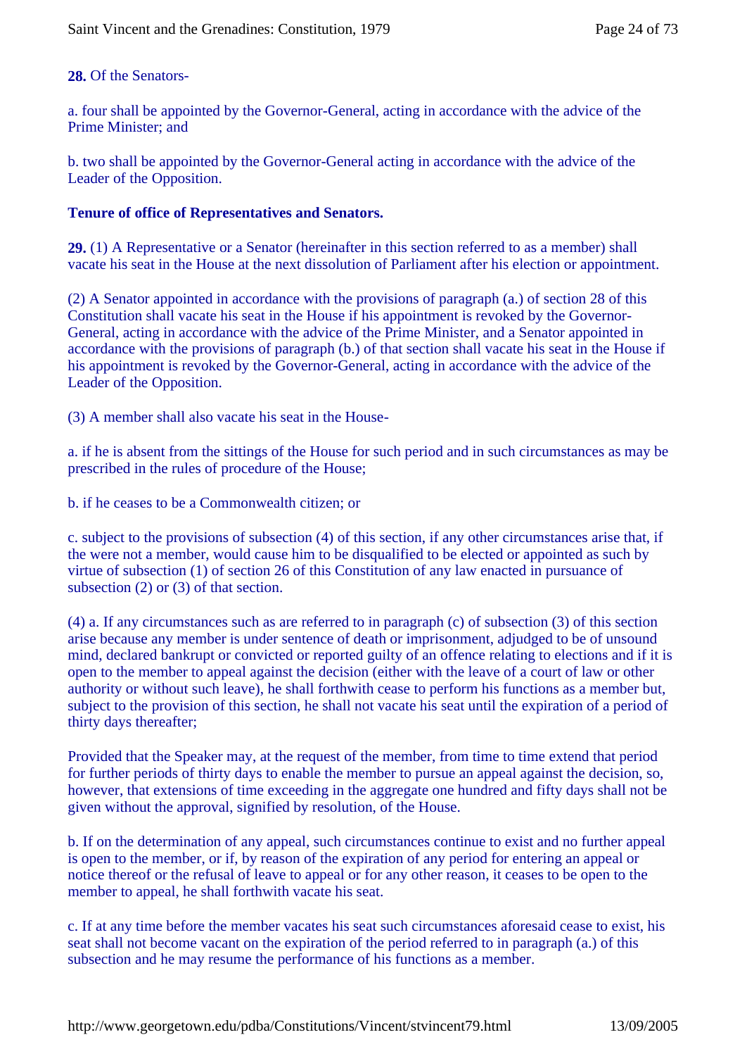**28.** Of the Senators-

a. four shall be appointed by the Governor-General, acting in accordance with the advice of the Prime Minister; and

b. two shall be appointed by the Governor-General acting in accordance with the advice of the Leader of the Opposition.

**Tenure of office of Representatives and Senators.**

**29.** (1) A Representative or a Senator (hereinafter in this section referred to as a member) shall vacate his seat in the House at the next dissolution of Parliament after his election or appointment.

(2) A Senator appointed in accordance with the provisions of paragraph (a.) of section 28 of this Constitution shall vacate his seat in the House if his appointment is revoked by the Governor-General, acting in accordance with the advice of the Prime Minister, and a Senator appointed in accordance with the provisions of paragraph (b.) of that section shall vacate his seat in the House if his appointment is revoked by the Governor-General, acting in accordance with the advice of the Leader of the Opposition.

(3) A member shall also vacate his seat in the House-

a. if he is absent from the sittings of the House for such period and in such circumstances as may be prescribed in the rules of procedure of the House;

b. if he ceases to be a Commonwealth citizen; or

c. subject to the provisions of subsection (4) of this section, if any other circumstances arise that, if the were not a member, would cause him to be disqualified to be elected or appointed as such by virtue of subsection (1) of section 26 of this Constitution of any law enacted in pursuance of subsection (2) or (3) of that section.

(4) a. If any circumstances such as are referred to in paragraph (c) of subsection (3) of this section arise because any member is under sentence of death or imprisonment, adjudged to be of unsound mind, declared bankrupt or convicted or reported guilty of an offence relating to elections and if it is open to the member to appeal against the decision (either with the leave of a court of law or other authority or without such leave), he shall forthwith cease to perform his functions as a member but, subject to the provision of this section, he shall not vacate his seat until the expiration of a period of thirty days thereafter;

Provided that the Speaker may, at the request of the member, from time to time extend that period for further periods of thirty days to enable the member to pursue an appeal against the decision, so, however, that extensions of time exceeding in the aggregate one hundred and fifty days shall not be given without the approval, signified by resolution, of the House.

b. If on the determination of any appeal, such circumstances continue to exist and no further appeal is open to the member, or if, by reason of the expiration of any period for entering an appeal or notice thereof or the refusal of leave to appeal or for any other reason, it ceases to be open to the member to appeal, he shall forthwith vacate his seat.

c. If at any time before the member vacates his seat such circumstances aforesaid cease to exist, his seat shall not become vacant on the expiration of the period referred to in paragraph (a.) of this subsection and he may resume the performance of his functions as a member.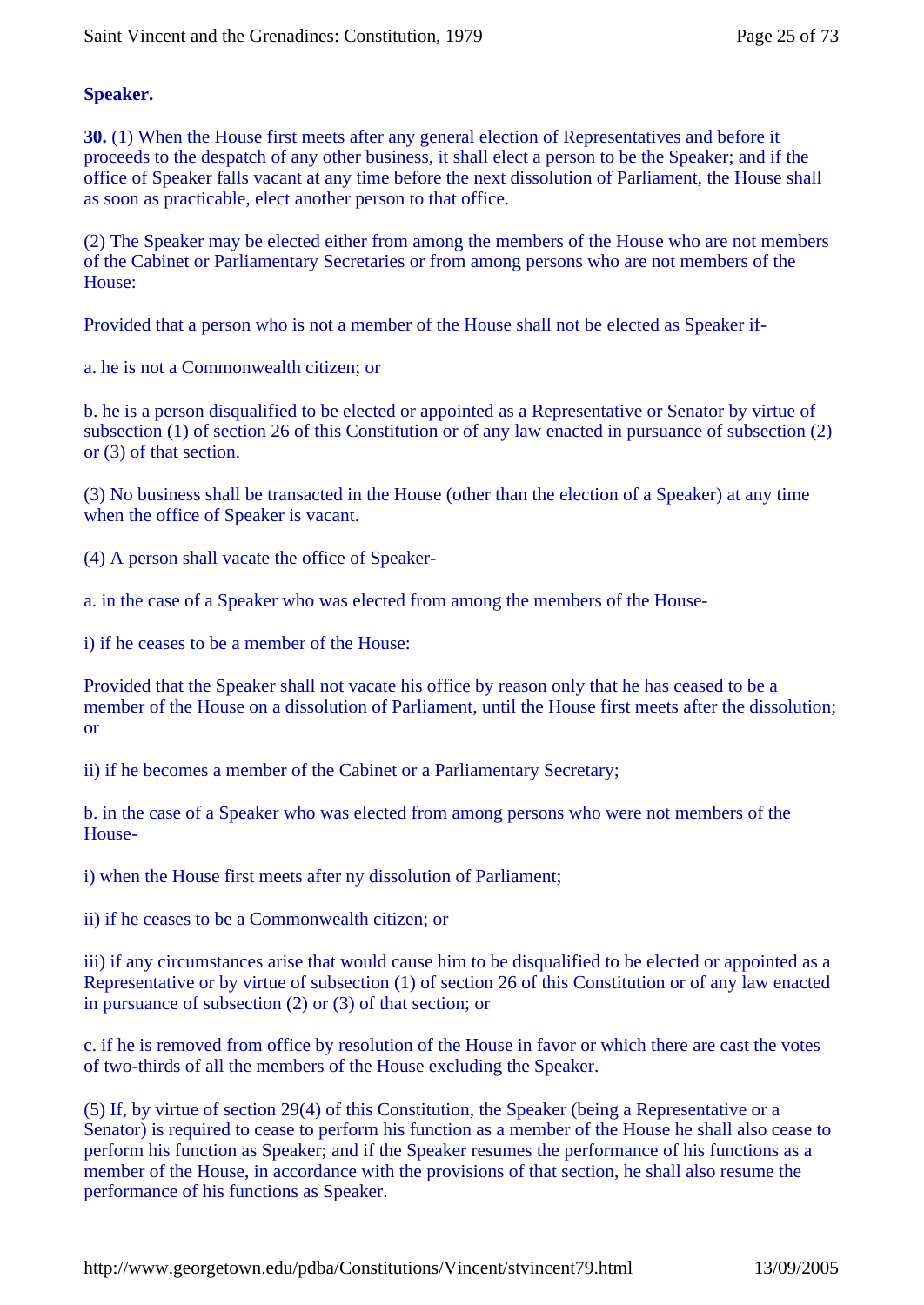**Speaker.**

**30.** (1) When the House first meets after any general election of Representatives and before it proceeds to the despatch of any other business, it shall elect a person to be the Speaker; and if the office of Speaker falls vacant at any time before the next dissolution of Parliament, the House shall as soon as practicable, elect another person to that office.

(2) The Speaker may be elected either from among the members of the House who are not members of the Cabinet or Parliamentary Secretaries or from among persons who are not members of the House:

Provided that a person who is not a member of the House shall not be elected as Speaker if-

a. he is not a Commonwealth citizen; or

b. he is a person disqualified to be elected or appointed as a Representative or Senator by virtue of subsection (1) of section 26 of this Constitution or of any law enacted in pursuance of subsection (2) or (3) of that section.

(3) No business shall be transacted in the House (other than the election of a Speaker) at any time when the office of Speaker is vacant.

(4) A person shall vacate the office of Speaker-

a. in the case of a Speaker who was elected from among the members of the House-

i) if he ceases to be a member of the House:

Provided that the Speaker shall not vacate his office by reason only that he has ceased to be a member of the House on a dissolution of Parliament, until the House first meets after the dissolution; or

ii) if he becomes a member of the Cabinet or a Parliamentary Secretary;

b. in the case of a Speaker who was elected from among persons who were not members of the House-

i) when the House first meets after ny dissolution of Parliament;

ii) if he ceases to be a Commonwealth citizen; or

iii) if any circumstances arise that would cause him to be disqualified to be elected or appointed as a Representative or by virtue of subsection (1) of section 26 of this Constitution or of any law enacted in pursuance of subsection (2) or (3) of that section; or

c. if he is removed from office by resolution of the House in favor or which there are cast the votes of two-thirds of all the members of the House excluding the Speaker.

(5) If, by virtue of section 29(4) of this Constitution, the Speaker (being a Representative or a Senator) is required to cease to perform his function as a member of the House he shall also cease to perform his function as Speaker; and if the Speaker resumes the performance of his functions as a member of the House, in accordance with the provisions of that section, he shall also resume the performance of his functions as Speaker.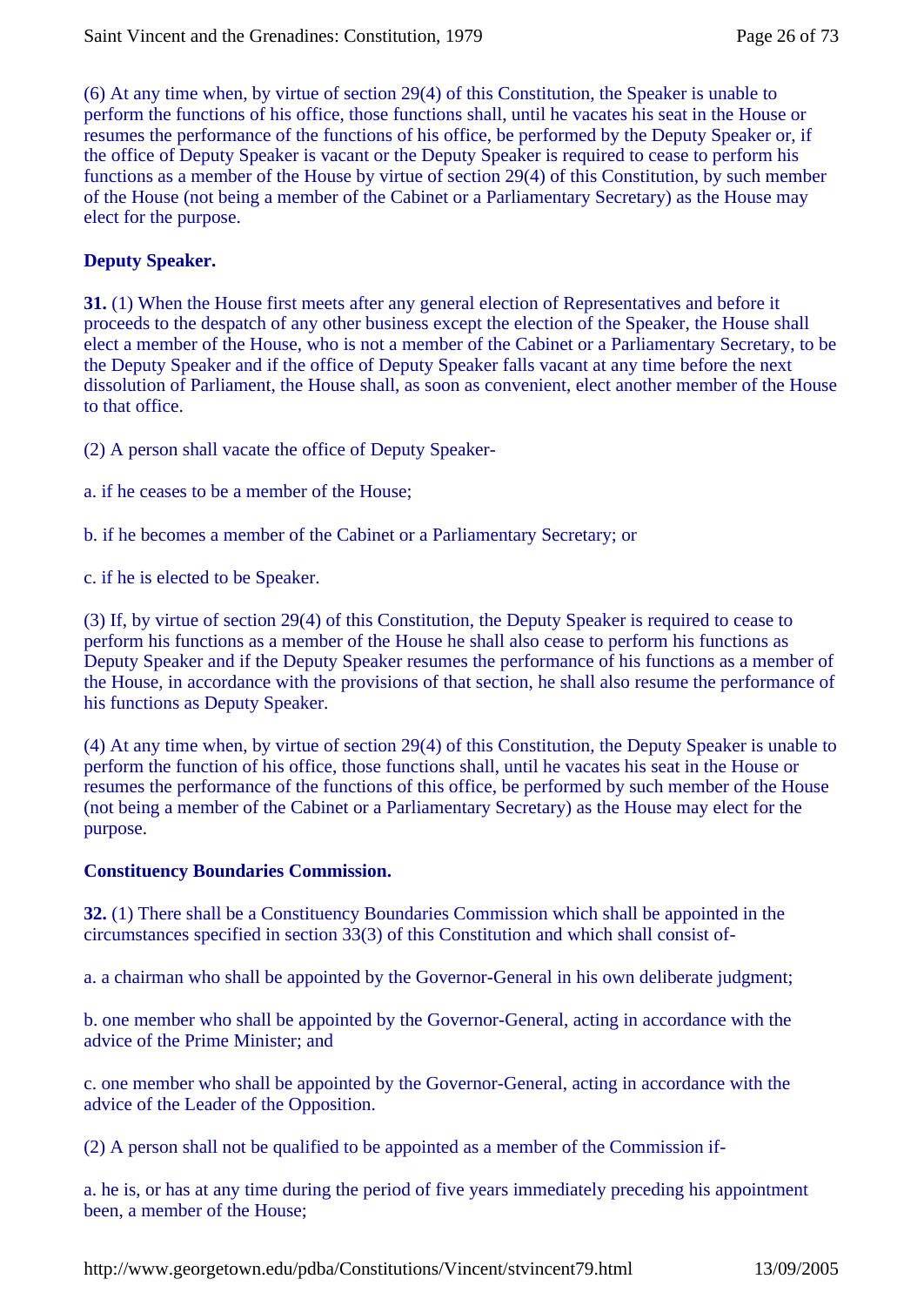(6) At any time when, by virtue of section 29(4) of this Constitution, the Speaker is unable to perform the functions of his office, those functions shall, until he vacates his seat in the House or resumes the performance of the functions of his office, be performed by the Deputy Speaker or, if the office of Deputy Speaker is vacant or the Deputy Speaker is required to cease to perform his functions as a member of the House by virtue of section 29(4) of this Constitution, by such member of the House (not being a member of the Cabinet or a Parliamentary Secretary) as the House may elect for the purpose.

**Deputy Speaker.**

**31.** (1) When the House first meets after any general election of Representatives and before it proceeds to the despatch of any other business except the election of the Speaker, the House shall elect a member of the House, who is not a member of the Cabinet or a Parliamentary Secretary, to be the Deputy Speaker and if the office of Deputy Speaker falls vacant at any time before the next dissolution of Parliament, the House shall, as soon as convenient, elect another member of the House to that office.

(2) A person shall vacate the office of Deputy Speaker-

a. if he ceases to be a member of the House;

b. if he becomes a member of the Cabinet or a Parliamentary Secretary; or

c. if he is elected to be Speaker.

(3) If, by virtue of section 29(4) of this Constitution, the Deputy Speaker is required to cease to perform his functions as a member of the House he shall also cease to perform his functions as Deputy Speaker and if the Deputy Speaker resumes the performance of his functions as a member of the House, in accordance with the provisions of that section, he shall also resume the performance of his functions as Deputy Speaker.

(4) At any time when, by virtue of section 29(4) of this Constitution, the Deputy Speaker is unable to perform the function of his office, those functions shall, until he vacates his seat in the House or resumes the performance of the functions of this office, be performed by such member of the House (not being a member of the Cabinet or a Parliamentary Secretary) as the House may elect for the purpose.

**Constituency Boundaries Commission.**

**32.** (1) There shall be a Constituency Boundaries Commission which shall be appointed in the circumstances specified in section 33(3) of this Constitution and which shall consist of-

a. a chairman who shall be appointed by the Governor-General in his own deliberate judgment;

b. one member who shall be appointed by the Governor-General, acting in accordance with the advice of the Prime Minister; and

c. one member who shall be appointed by the Governor-General, acting in accordance with the advice of the Leader of the Opposition.

(2) A person shall not be qualified to be appointed as a member of the Commission if-

a. he is, or has at any time during the period of five years immediately preceding his appointment been, a member of the House;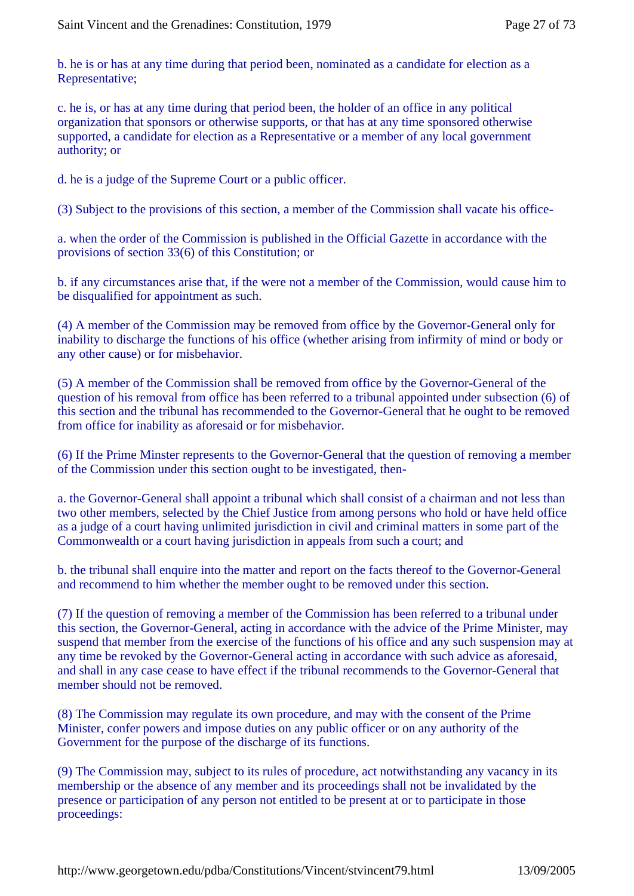b. he is or has at any time during that period been, nominated as a candidate for election as a Representative;

c. he is, or has at any time during that period been, the holder of an office in any political organization that sponsors or otherwise supports, or that has at any time sponsored otherwise supported, a candidate for election as a Representative or a member of any local government authority; or

d. he is a judge of the Supreme Court or a public officer.

(3) Subject to the provisions of this section, a member of the Commission shall vacate his office-

a. when the order of the Commission is published in the Official Gazette in accordance with the provisions of section 33(6) of this Constitution; or

b. if any circumstances arise that, if the were not a member of the Commission, would cause him to be disqualified for appointment as such.

(4) A member of the Commission may be removed from office by the Governor-General only for inability to discharge the functions of his office (whether arising from infirmity of mind or body or any other cause) or for misbehavior.

(5) A member of the Commission shall be removed from office by the Governor-General of the question of his removal from office has been referred to a tribunal appointed under subsection (6) of this section and the tribunal has recommended to the Governor-General that he ought to be removed from office for inability as aforesaid or for misbehavior.

(6) If the Prime Minster represents to the Governor-General that the question of removing a member of the Commission under this section ought to be investigated, then-

a. the Governor-General shall appoint a tribunal which shall consist of a chairman and not less than two other members, selected by the Chief Justice from among persons who hold or have held office as a judge of a court having unlimited jurisdiction in civil and criminal matters in some part of the Commonwealth or a court having jurisdiction in appeals from such a court; and

b. the tribunal shall enquire into the matter and report on the facts thereof to the Governor-General and recommend to him whether the member ought to be removed under this section.

(7) If the question of removing a member of the Commission has been referred to a tribunal under this section, the Governor-General, acting in accordance with the advice of the Prime Minister, may suspend that member from the exercise of the functions of his office and any such suspension may at any time be revoked by the Governor-General acting in accordance with such advice as aforesaid, and shall in any case cease to have effect if the tribunal recommends to the Governor-General that member should not be removed.

(8) The Commission may regulate its own procedure, and may with the consent of the Prime Minister, confer powers and impose duties on any public officer or on any authority of the Government for the purpose of the discharge of its functions.

(9) The Commission may, subject to its rules of procedure, act notwithstanding any vacancy in its membership or the absence of any member and its proceedings shall not be invalidated by the presence or participation of any person not entitled to be present at or to participate in those proceedings: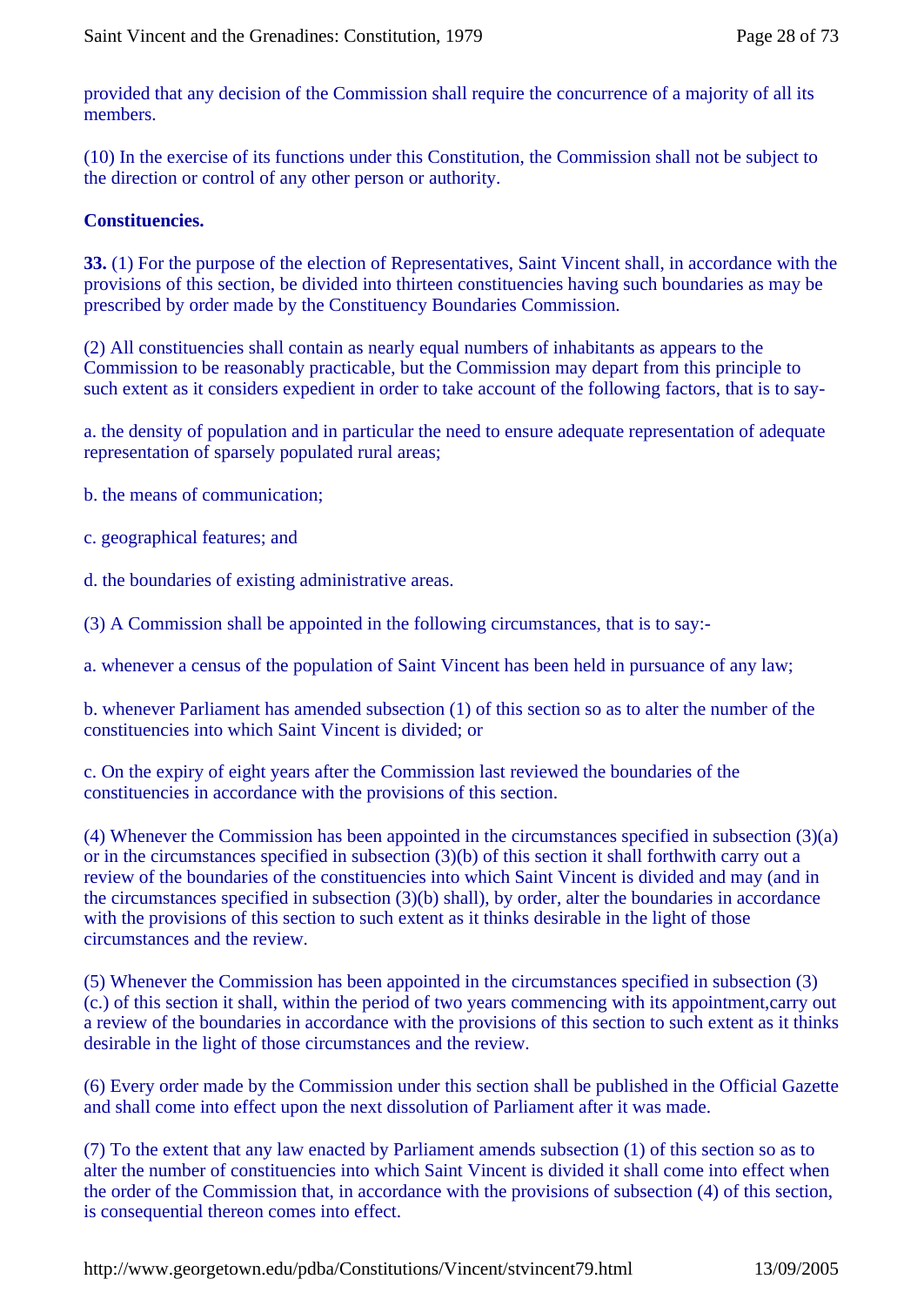provided that any decision of the Commission shall require the concurrence of a majority of all its members.

(10) In the exercise of its functions under this Constitution, the Commission shall not be subject to the direction or control of any other person or authority.

**Constituencies.**

**33.** (1) For the purpose of the election of Representatives, Saint Vincent shall, in accordance with the provisions of this section, be divided into thirteen constituencies having such boundaries as may be prescribed by order made by the Constituency Boundaries Commission.

(2) All constituencies shall contain as nearly equal numbers of inhabitants as appears to the Commission to be reasonably practicable, but the Commission may depart from this principle to such extent as it considers expedient in order to take account of the following factors, that is to say-

a. the density of population and in particular the need to ensure adequate representation of adequate representation of sparsely populated rural areas;

b. the means of communication;

c. geographical features; and

d. the boundaries of existing administrative areas.

(3) A Commission shall be appointed in the following circumstances, that is to say:-

a. whenever a census of the population of Saint Vincent has been held in pursuance of any law;

b. whenever Parliament has amended subsection (1) of this section so as to alter the number of the constituencies into which Saint Vincent is divided; or

c. On the expiry of eight years after the Commission last reviewed the boundaries of the constituencies in accordance with the provisions of this section.

(4) Whenever the Commission has been appointed in the circumstances specified in subsection (3)(a) or in the circumstances specified in subsection (3)(b) of this section it shall forthwith carry out a review of the boundaries of the constituencies into which Saint Vincent is divided and may (and in the circumstances specified in subsection (3)(b) shall), by order, alter the boundaries in accordance with the provisions of this section to such extent as it thinks desirable in the light of those circumstances and the review.

(5) Whenever the Commission has been appointed in the circumstances specified in subsection (3)(c.) of this section it shall, within the period of two years commencing with its appointment,carry out a review of the boundaries in accordance with the provisions of this section to such extent as it thinks desirable in the light of those circumstances and the review.

(6) Every order made by the Commission under this section shall be published in the Official Gazette and shall come into effect upon the next dissolution of Parliament after it was made.

(7) To the extent that any law enacted by Parliament amends subsection (1) of this section so as to alter the number of constituencies into which Saint Vincent is divided it shall come into effect when the order of the Commission that, in accordance with the provisions of subsection (4) of this section, is consequential thereon comes into effect.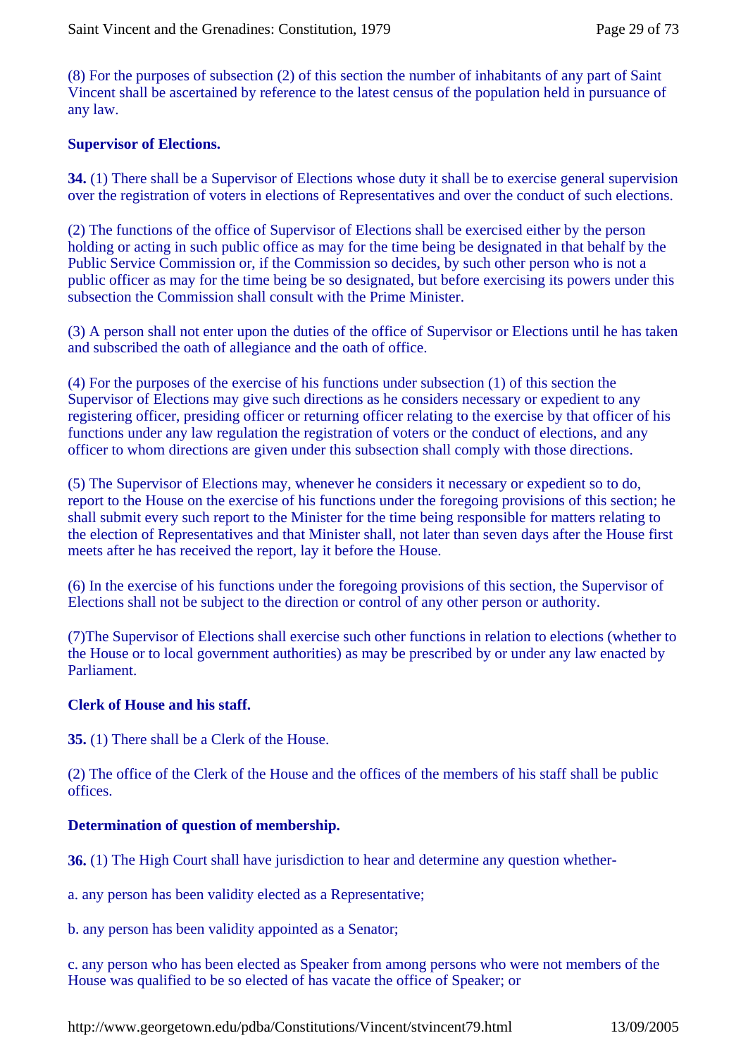(8) For the purposes of subsection (2) of this section the number of inhabitants of any part of Saint Vincent shall be ascertained by reference to the latest census of the population held in pursuance of any law.

**Supervisor of Elections.**

**34.** (1) There shall be a Supervisor of Elections whose duty it shall be to exercise general supervision over the registration of voters in elections of Representatives and over the conduct of such elections.

(2) The functions of the office of Supervisor of Elections shall be exercised either by the person holding or acting in such public office as may for the time being be designated in that behalf by the Public Service Commission or, if the Commission so decides, by such other person who is not a public officer as may for the time being be so designated, but before exercising its powers under this subsection the Commission shall consult with the Prime Minister.

(3) A person shall not enter upon the duties of the office of Supervisor or Elections until he has taken and subscribed the oath of allegiance and the oath of office.

(4) For the purposes of the exercise of his functions under subsection (1) of this section the Supervisor of Elections may give such directions as he considers necessary or expedient to any registering officer, presiding officer or returning officer relating to the exercise by that officer of his functions under any law regulation the registration of voters or the conduct of elections, and any officer to whom directions are given under this subsection shall comply with those directions.

(5) The Supervisor of Elections may, whenever he considers it necessary or expedient so to do, report to the House on the exercise of his functions under the foregoing provisions of this section; he shall submit every such report to the Minister for the time being responsible for matters relating to the election of Representatives and that Minister shall, not later than seven days after the House first meets after he has received the report, lay it before the House.

(6) In the exercise of his functions under the foregoing provisions of this section, the Supervisor of Elections shall not be subject to the direction or control of any other person or authority.

(7)The Supervisor of Elections shall exercise such other functions in relation to elections (whether to the House or to local government authorities) as may be prescribed by or under any law enacted by Parliament.

**Clerk of House and his staff.**

**35.** (1) There shall be a Clerk of the House.

(2) The office of the Clerk of the House and the offices of the members of his staff shall be public offices.

**Determination of question of membership.**

**36.** (1) The High Court shall have jurisdiction to hear and determine any question whether-

a. any person has been validity elected as a Representative;

b. any person has been validity appointed as a Senator;

c. any person who has been elected as Speaker from among persons who were not members of the House was qualified to be so elected of has vacate the office of Speaker; or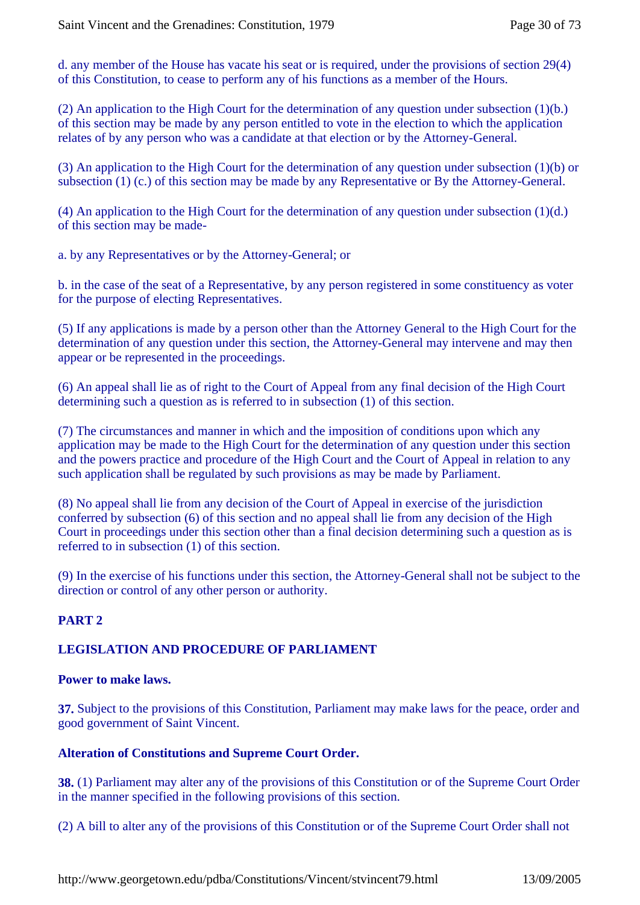d. any member of the House has vacate his seat or is required, under the provisions of section 29(4) of this Constitution, to cease to perform any of his functions as a member of the Hours.

(2) An application to the High Court for the determination of any question under subsection (1)(b.) of this section may be made by any person entitled to vote in the election to which the application relates of by any person who was a candidate at that election or by the Attorney-General.

(3) An application to the High Court for the determination of any question under subsection (1)(b) or subsection (1) (c.) of this section may be made by any Representative or By the Attorney-General.

(4) An application to the High Court for the determination of any question under subsection (1)(d.) of this section may be made-

a. by any Representatives or by the Attorney-General; or

b. in the case of the seat of a Representative, by any person registered in some constituency as voter for the purpose of electing Representatives.

(5) If any applications is made by a person other than the Attorney General to the High Court for the determination of any question under this section, the Attorney-General may intervene and may then appear or be represented in the proceedings.

(6) An appeal shall lie as of right to the Court of Appeal from any final decision of the High Court determining such a question as is referred to in subsection (1) of this section.

(7) The circumstances and manner in which and the imposition of conditions upon which any application may be made to the High Court for the determination of any question under this section and the powers practice and procedure of the High Court and the Court of Appeal in relation to any such application shall be regulated by such provisions as may be made by Parliament.

(8) No appeal shall lie from any decision of the Court of Appeal in exercise of the jurisdiction conferred by subsection (6) of this section and no appeal shall lie from any decision of the High Court in proceedings under this section other than a final decision determining such a question as is referred to in subsection (1) of this section.

(9) In the exercise of his functions under this section, the Attorney-General shall not be subject to the direction or control of any other person or authority.

## PART 2

## LEGISLATION AND PROCEDURE OF PARLIAMENT

### Power to make laws.

**37.** Subject to the provisions of this Constitution, Parliament may make laws for the peace, order and good government of Saint Vincent.

### Alteration of Constitutions and Supreme Court Order.

**38.** (1) Parliament may alter any of the provisions of this Constitution or of the Supreme Court Order in the manner specified in the following provisions of this section.

(2) A bill to alter any of the provisions of this Constitution or of the Supreme Court Order shall not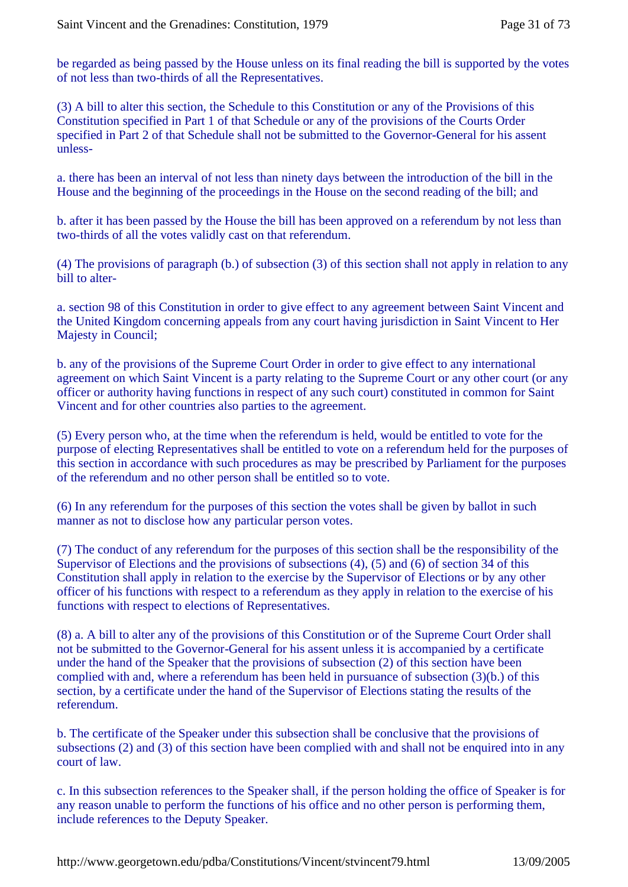be regarded as being passed by the House unless on its final reading the bill is supported by the votes of not less than two-thirds of all the Representatives.

(3) A bill to alter this section, the Schedule to this Constitution or any of the Provisions of this Constitution specified in Part 1 of that Schedule or any of the provisions of the Courts Order specified in Part 2 of that Schedule shall not be submitted to the Governor-General for his assent unless-

a. there has been an interval of not less than ninety days between the introduction of the bill in the House and the beginning of the proceedings in the House on the second reading of the bill; and

b. after it has been passed by the House the bill has been approved on a referendum by not less than two-thirds of all the votes validly cast on that referendum.

(4) The provisions of paragraph (b.) of subsection (3) of this section shall not apply in relation to any bill to alter-

a. section 98 of this Constitution in order to give effect to any agreement between Saint Vincent and the United Kingdom concerning appeals from any court having jurisdiction in Saint Vincent to Her Majesty in Council;

b. any of the provisions of the Supreme Court Order in order to give effect to any international agreement on which Saint Vincent is a party relating to the Supreme Court or any other court (or any officer or authority having functions in respect of any such court) constituted in common for Saint Vincent and for other countries also parties to the agreement.

(5) Every person who, at the time when the referendum is held, would be entitled to vote for the purpose of electing Representatives shall be entitled to vote on a referendum held for the purposes of this section in accordance with such procedures as may be prescribed by Parliament for the purposes of the referendum and no other person shall be entitled so to vote.

(6) In any referendum for the purposes of this section the votes shall be given by ballot in such manner as not to disclose how any particular person votes.

(7) The conduct of any referendum for the purposes of this section shall be the responsibility of the Supervisor of Elections and the provisions of subsections (4), (5) and (6) of section 34 of this Constitution shall apply in relation to the exercise by the Supervisor of Elections or by any other officer of his functions with respect to a referendum as they apply in relation to the exercise of his functions with respect to elections of Representatives.

(8) a. A bill to alter any of the provisions of this Constitution or of the Supreme Court Order shall not be submitted to the Governor-General for his assent unless it is accompanied by a certificate under the hand of the Speaker that the provisions of subsection (2) of this section have been complied with and, where a referendum has been held in pursuance of subsection (3)(b.) of this section, by a certificate under the hand of the Supervisor of Elections stating the results of the referendum.

b. The certificate of the Speaker under this subsection shall be conclusive that the provisions of subsections (2) and (3) of this section have been complied with and shall not be enquired into in any court of law.

c. In this subsection references to the Speaker shall, if the person holding the office of Speaker is for any reason unable to perform the functions of his office and no other person is performing them, include references to the Deputy Speaker.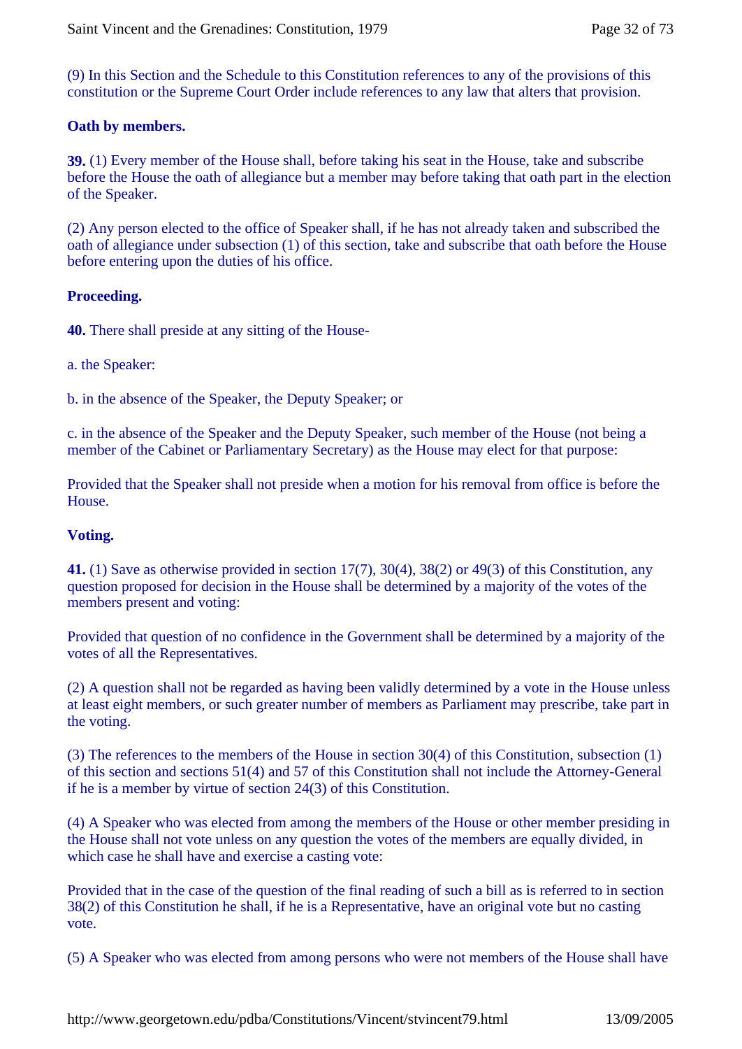(9) In this Section and the Schedule to this Constitution references to any of the provisions of this constitution or the Supreme Court Order include references to any law that alters that provision.

**Oath by members.**

**39.** (1) Every member of the House shall, before taking his seat in the House, take and subscribe before the House the oath of allegiance but a member may before taking that oath part in the election of the Speaker.

(2) Any person elected to the office of Speaker shall, if he has not already taken and subscribed the oath of allegiance under subsection (1) of this section, take and subscribe that oath before the House before entering upon the duties of his office.

**Proceeding.**

**40.** There shall preside at any sitting of the House-

a. the Speaker:

b. in the absence of the Speaker, the Deputy Speaker; or

c. in the absence of the Speaker and the Deputy Speaker, such member of the House (not being a member of the Cabinet or Parliamentary Secretary) as the House may elect for that purpose:

Provided that the Speaker shall not preside when a motion for his removal from office is before the House.

**Voting.**

**41.** (1) Save as otherwise provided in section 17(7), 30(4), 38(2) or 49(3) of this Constitution, any question proposed for decision in the House shall be determined by a majority of the votes of the members present and voting:

Provided that question of no confidence in the Government shall be determined by a majority of the votes of all the Representatives.

(2) A question shall not be regarded as having been validly determined by a vote in the House unless at least eight members, or such greater number of members as Parliament may prescribe, take part in the voting.

(3) The references to the members of the House in section 30(4) of this Constitution, subsection (1) of this section and sections 51(4) and 57 of this Constitution shall not include the Attorney-General if he is a member by virtue of section 24(3) of this Constitution.

(4) A Speaker who was elected from among the members of the House or other member presiding in the House shall not vote unless on any question the votes of the members are equally divided, in which case he shall have and exercise a casting vote:

Provided that in the case of the question of the final reading of such a bill as is referred to in section 38(2) of this Constitution he shall, if he is a Representative, have an original vote but no casting vote.

(5) A Speaker who was elected from among persons who were not members of the House shall have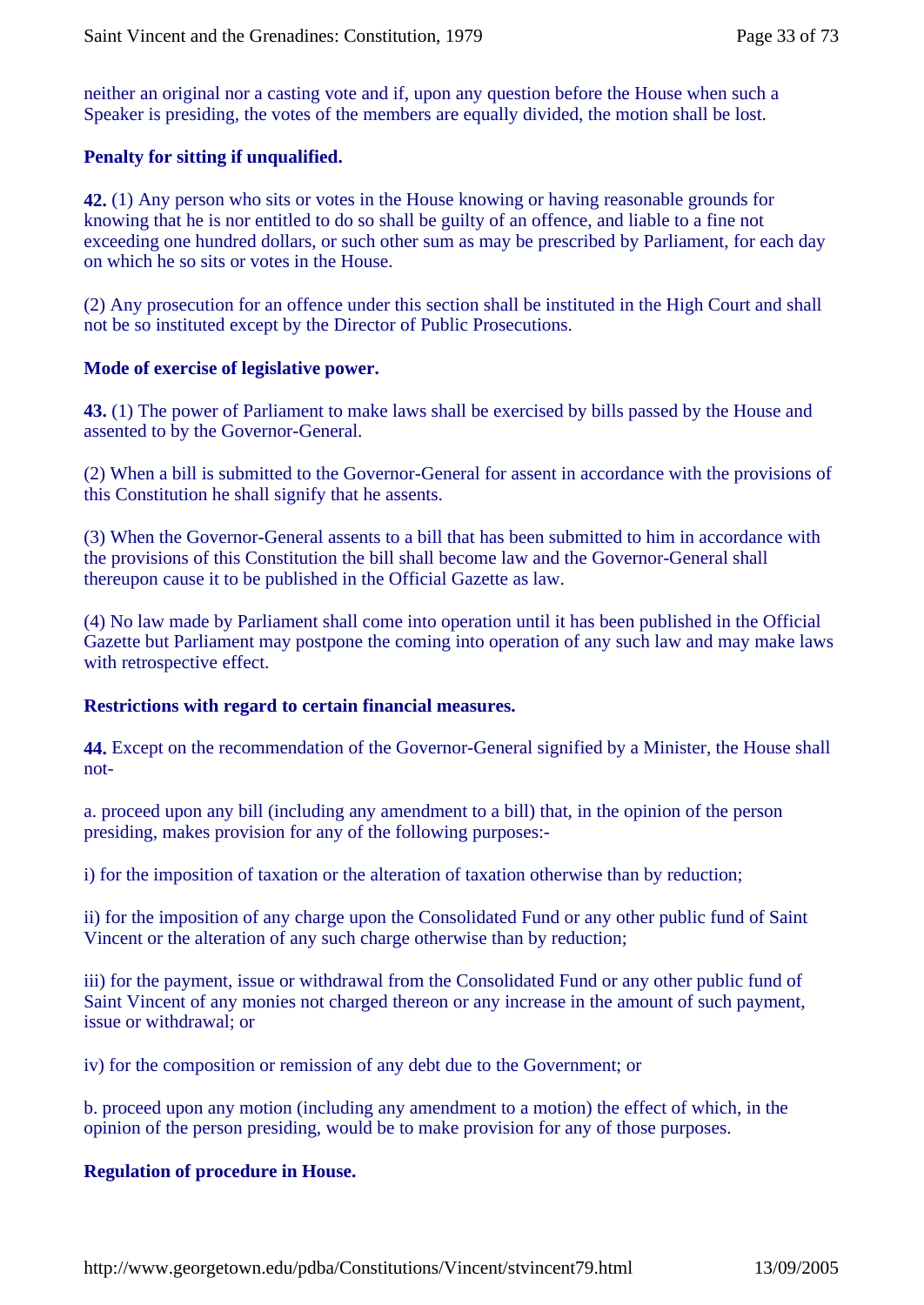neither an original nor a casting vote and if, upon any question before the House when such a Speaker is presiding, the votes of the members are equally divided, the motion shall be lost.

**Penalty for sitting if unqualified.**

**42.** (1) Any person who sits or votes in the House knowing or having reasonable grounds for knowing that he is nor entitled to do so shall be guilty of an offence, and liable to a fine not exceeding one hundred dollars, or such other sum as may be prescribed by Parliament, for each day on which he so sits or votes in the House.

(2) Any prosecution for an offence under this section shall be instituted in the High Court and shall not be so instituted except by the Director of Public Prosecutions.

**Mode of exercise of legislative power.**

**43.** (1) The power of Parliament to make laws shall be exercised by bills passed by the House and assented to by the Governor-General.

(2) When a bill is submitted to the Governor-General for assent in accordance with the provisions of this Constitution he shall signify that he assents.

(3) When the Governor-General assents to a bill that has been submitted to him in accordance with the provisions of this Constitution the bill shall become law and the Governor-General shall thereupon cause it to be published in the Official Gazette as law.

(4) No law made by Parliament shall come into operation until it has been published in the Official Gazette but Parliament may postpone the coming into operation of any such law and may make laws with retrospective effect.

**Restrictions with regard to certain financial measures.**

**44.** Except on the recommendation of the Governor-General signified by a Minister, the House shall not-

a. proceed upon any bill (including any amendment to a bill) that, in the opinion of the person presiding, makes provision for any of the following purposes:-

i) for the imposition of taxation or the alteration of taxation otherwise than by reduction;

ii) for the imposition of any charge upon the Consolidated Fund or any other public fund of Saint Vincent or the alteration of any such charge otherwise than by reduction;

iii) for the payment, issue or withdrawal from the Consolidated Fund or any other public fund of Saint Vincent of any monies not charged thereon or any increase in the amount of such payment, issue or withdrawal; or

iv) for the composition or remission of any debt due to the Government; or

b. proceed upon any motion (including any amendment to a motion) the effect of which, in the opinion of the person presiding, would be to make provision for any of those purposes.

**Regulation of procedure in House.**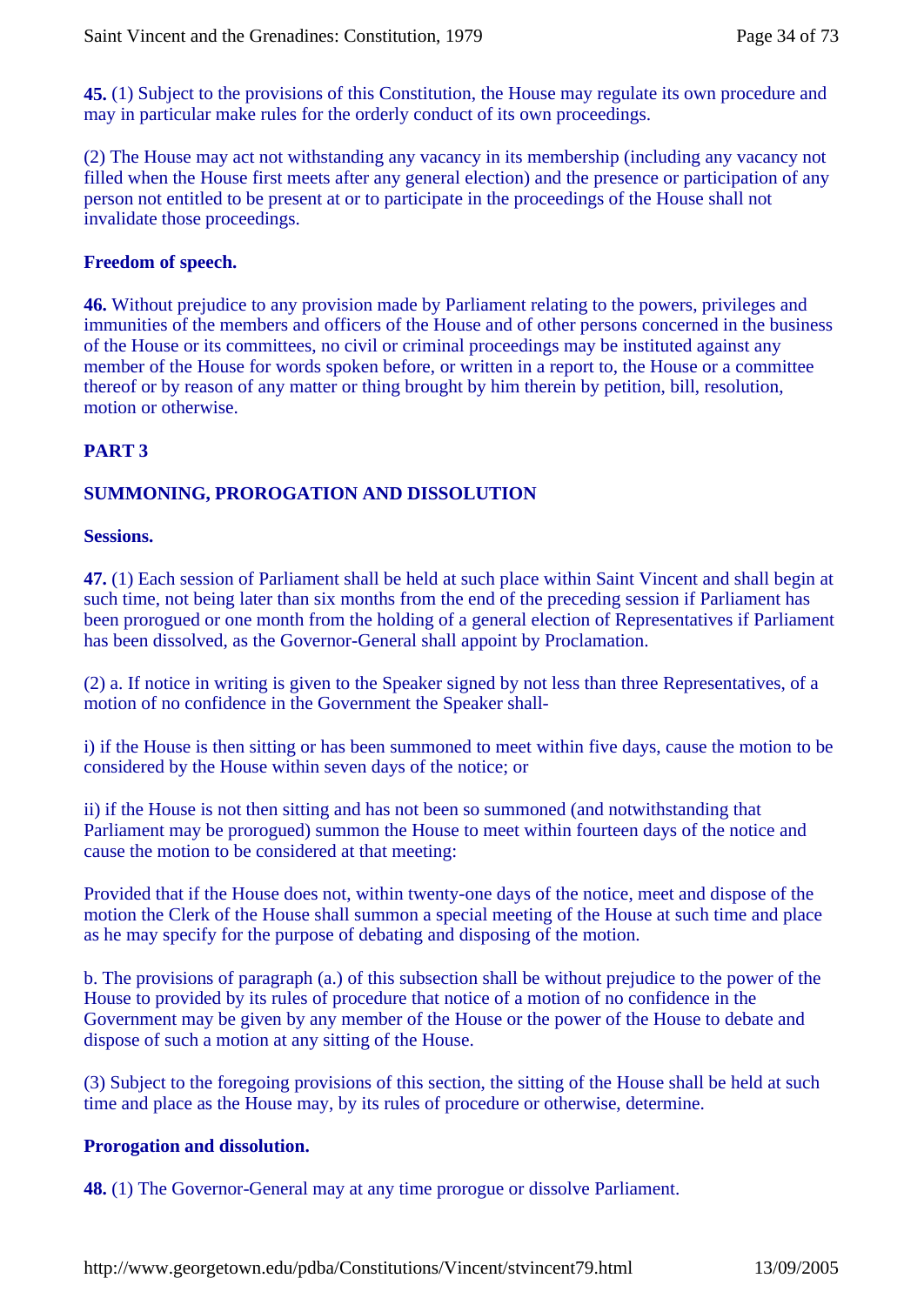**45.** (1) Subject to the provisions of this Constitution, the House may regulate its own procedure and may in particular make rules for the orderly conduct of its own proceedings.

(2) The House may act not withstanding any vacancy in its membership (including any vacancy not filled when the House first meets after any general election) and the presence or participation of any person not entitled to be present at or to participate in the proceedings of the House shall not invalidate those proceedings.

**Freedom of speech.**

**46.** Without prejudice to any provision made by Parliament relating to the powers, privileges and immunities of the members and officers of the House and of other persons concerned in the business of the House or its committees, no civil or criminal proceedings may be instituted against any member of the House for words spoken before, or written in a report to, the House or a committee thereof or by reason of any matter or thing brought by him therein by petition, bill, resolution, motion or otherwise.

## PART 3

## SUMMONING, PROROGATION AND DISSOLUTION

**Sessions.**

**47.** (1) Each session of Parliament shall be held at such place within Saint Vincent and shall begin at such time, not being later than six months from the end of the preceding session if Parliament has been prorogued or one month from the holding of a general election of Representatives if Parliament has been dissolved, as the Governor-General shall appoint by Proclamation.

(2) a. If notice in writing is given to the Speaker signed by not less than three Representatives, of a motion of no confidence in the Government the Speaker shall-

i) if the House is then sitting or has been summoned to meet within five days, cause the motion to be considered by the House within seven days of the notice; or

ii) if the House is not then sitting and has not been so summoned (and notwithstanding that Parliament may be prorogued) summon the House to meet within fourteen days of the notice and cause the motion to be considered at that meeting:

Provided that if the House does not, within twenty-one days of the notice, meet and dispose of the motion the Clerk of the House shall summon a special meeting of the House at such time and place as he may specify for the purpose of debating and disposing of the motion.

b. The provisions of paragraph (a.) of this subsection shall be without prejudice to the power of the House to provided by its rules of procedure that notice of a motion of no confidence in the Government may be given by any member of the House or the power of the House to debate and dispose of such a motion at any sitting of the House.

(3) Subject to the foregoing provisions of this section, the sitting of the House shall be held at such time and place as the House may, by its rules of procedure or otherwise, determine.

**Prorogation and dissolution.**

**48.** (1) The Governor-General may at any time prorogue or dissolve Parliament.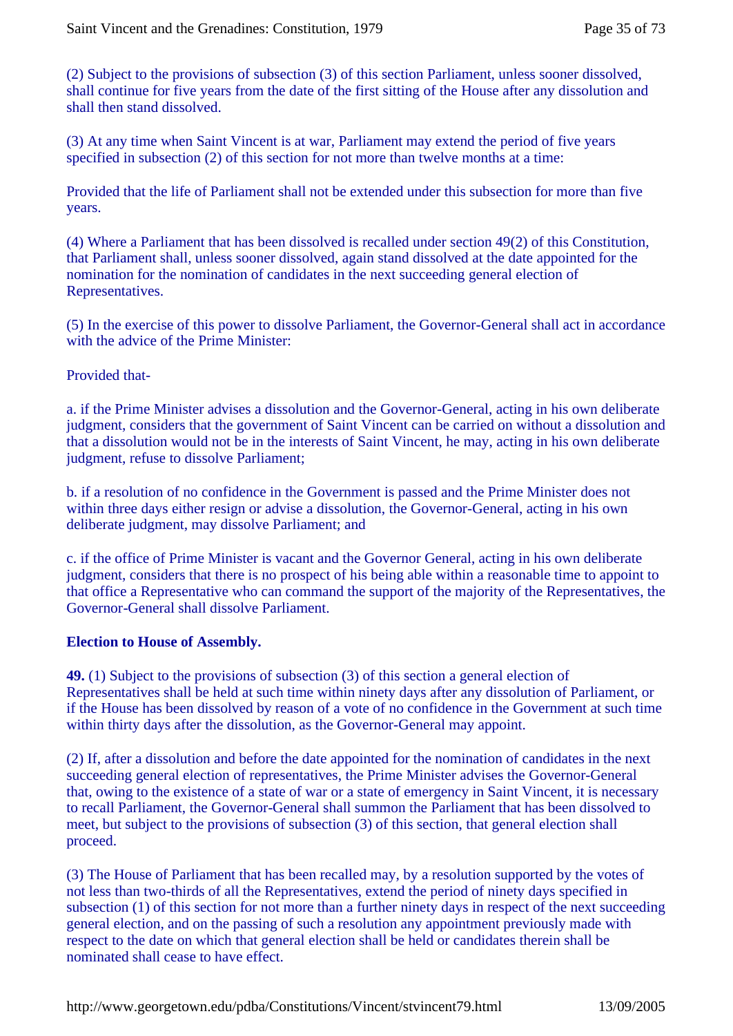(2) Subject to the provisions of subsection (3) of this section Parliament, unless sooner dissolved, shall continue for five years from the date of the first sitting of the House after any dissolution and shall then stand dissolved.

(3) At any time when Saint Vincent is at war, Parliament may extend the period of five years specified in subsection (2) of this section for not more than twelve months at a time:

Provided that the life of Parliament shall not be extended under this subsection for more than five years.

(4) Where a Parliament that has been dissolved is recalled under section 49(2) of this Constitution, that Parliament shall, unless sooner dissolved, again stand dissolved at the date appointed for the nomination for the nomination of candidates in the next succeeding general election of Representatives.

(5) In the exercise of this power to dissolve Parliament, the Governor-General shall act in accordance with the advice of the Prime Minister:

Provided that-

a. if the Prime Minister advises a dissolution and the Governor-General, acting in his own deliberate judgment, considers that the government of Saint Vincent can be carried on without a dissolution and that a dissolution would not be in the interests of Saint Vincent, he may, acting in his own deliberate judgment, refuse to dissolve Parliament;

b. if a resolution of no confidence in the Government is passed and the Prime Minister does not within three days either resign or advise a dissolution, the Governor-General, acting in his own deliberate judgment, may dissolve Parliament; and

c. if the office of Prime Minister is vacant and the Governor General, acting in his own deliberate judgment, considers that there is no prospect of his being able within a reasonable time to appoint to that office a Representative who can command the support of the majority of the Representatives, the Governor-General shall dissolve Parliament.

**Election to House of Assembly.**

**49.** (1) Subject to the provisions of subsection (3) of this section a general election of Representatives shall be held at such time within ninety days after any dissolution of Parliament, or if the House has been dissolved by reason of a vote of no confidence in the Government at such time within thirty days after the dissolution, as the Governor-General may appoint.

(2) If, after a dissolution and before the date appointed for the nomination of candidates in the next succeeding general election of representatives, the Prime Minister advises the Governor-General that, owing to the existence of a state of war or a state of emergency in Saint Vincent, it is necessary to recall Parliament, the Governor-General shall summon the Parliament that has been dissolved to meet, but subject to the provisions of subsection (3) of this section, that general election shall proceed.

(3) The House of Parliament that has been recalled may, by a resolution supported by the votes of not less than two-thirds of all the Representatives, extend the period of ninety days specified in subsection (1) of this section for not more than a further ninety days in respect of the next succeeding general election, and on the passing of such a resolution any appointment previously made with respect to the date on which that general election shall be held or candidates therein shall be nominated shall cease to have effect.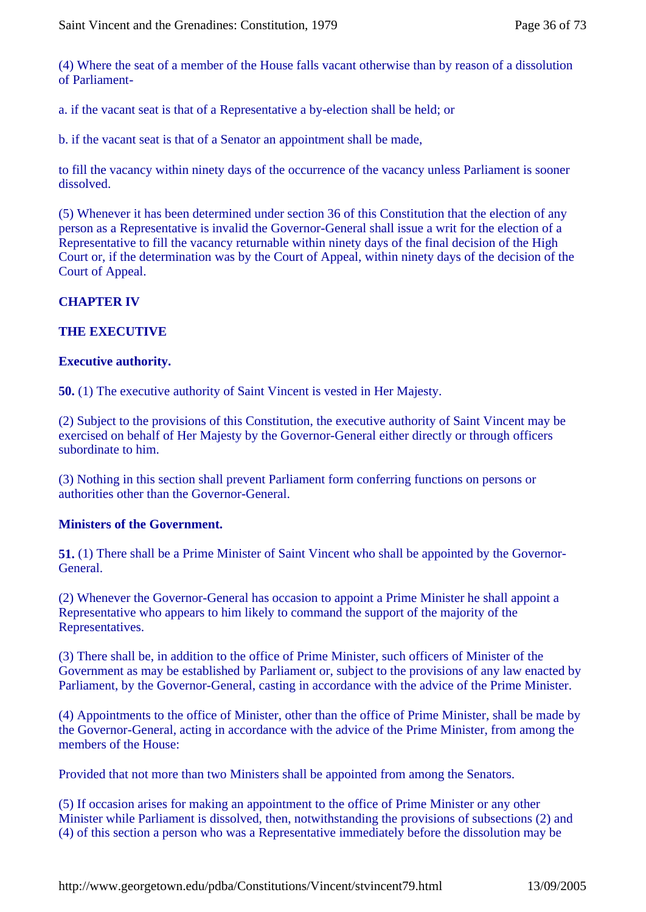(4) Where the seat of a member of the House falls vacant otherwise than by reason of a dissolution of Parliament-

a. if the vacant seat is that of a Representative a by-election shall be held; or

b. if the vacant seat is that of a Senator an appointment shall be made,

to fill the vacancy within ninety days of the occurrence of the vacancy unless Parliament is sooner dissolved.

(5) Whenever it has been determined under section 36 of this Constitution that the election of any person as a Representative is invalid the Governor-General shall issue a writ for the election of a Representative to fill the vacancy returnable within ninety days of the final decision of the High Court or, if the determination was by the Court of Appeal, within ninety days of the decision of the Court of Appeal.

## CHAPTER IV

## THE EXECUTIVE

### Executive authority.

**50.** (1) The executive authority of Saint Vincent is vested in Her Majesty.

(2) Subject to the provisions of this Constitution, the executive authority of Saint Vincent may be exercised on behalf of Her Majesty by the Governor-General either directly or through officers subordinate to him.

(3) Nothing in this section shall prevent Parliament form conferring functions on persons or authorities other than the Governor-General.

### Ministers of the Government.

**51.** (1) There shall be a Prime Minister of Saint Vincent who shall be appointed by the Governor-General.

(2) Whenever the Governor-General has occasion to appoint a Prime Minister he shall appoint a Representative who appears to him likely to command the support of the majority of the Representatives.

(3) There shall be, in addition to the office of Prime Minister, such officers of Minister of the Government as may be established by Parliament or, subject to the provisions of any law enacted by Parliament, by the Governor-General, casting in accordance with the advice of the Prime Minister.

(4) Appointments to the office of Minister, other than the office of Prime Minister, shall be made by the Governor-General, acting in accordance with the advice of the Prime Minister, from among the members of the House:

Provided that not more than two Ministers shall be appointed from among the Senators.

(5) If occasion arises for making an appointment to the office of Prime Minister or any other Minister while Parliament is dissolved, then, notwithstanding the provisions of subsections (2) and (4) of this section a person who was a Representative immediately before the dissolution may be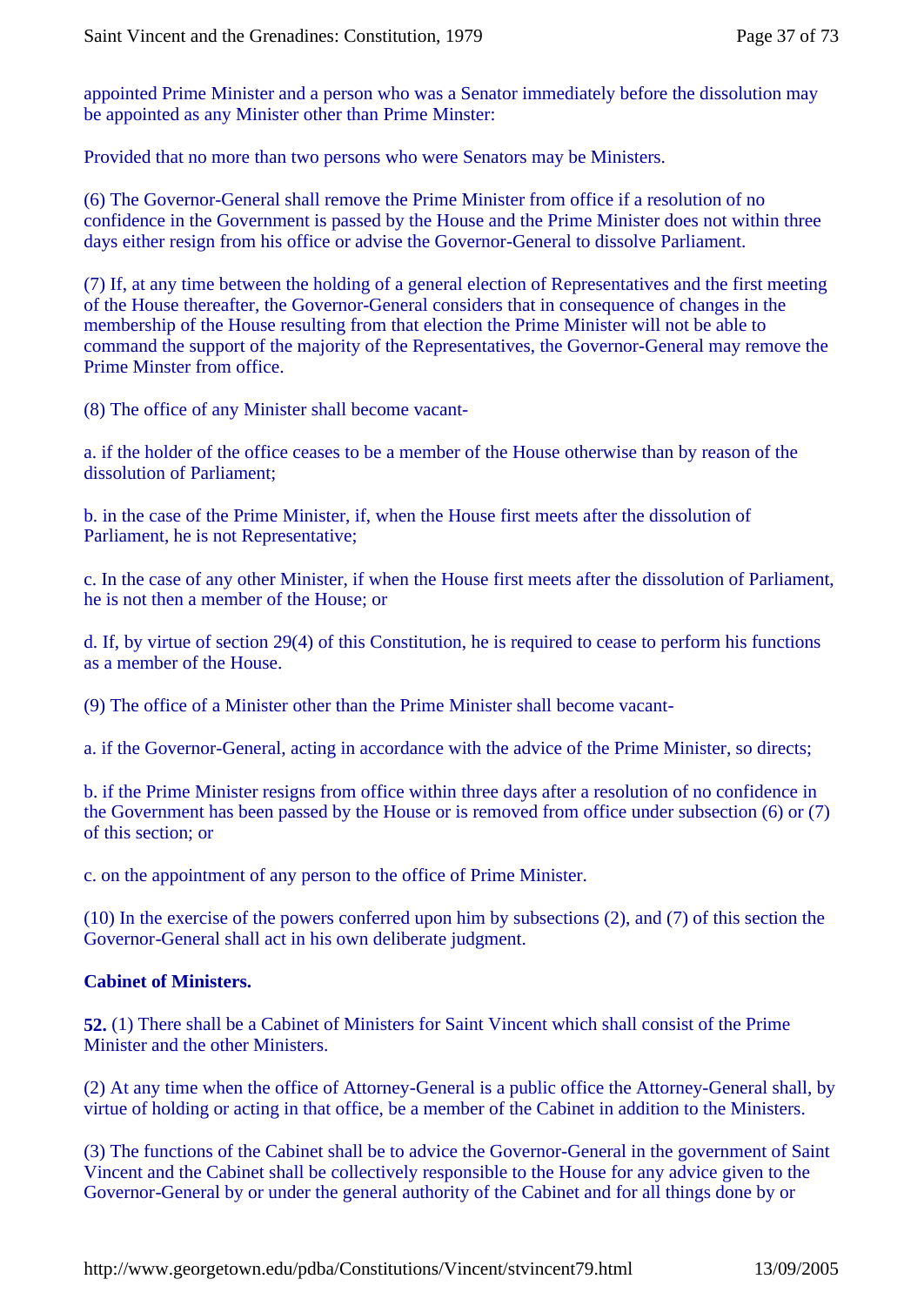appointed Prime Minister and a person who was a Senator immediately before the dissolution may be appointed as any Minister other than Prime Minster:

Provided that no more than two persons who were Senators may be Ministers.

(6) The Governor-General shall remove the Prime Minister from office if a resolution of no confidence in the Government is passed by the House and the Prime Minister does not within three days either resign from his office or advise the Governor-General to dissolve Parliament.

(7) If, at any time between the holding of a general election of Representatives and the first meeting of the House thereafter, the Governor-General considers that in consequence of changes in the membership of the House resulting from that election the Prime Minister will not be able to command the support of the majority of the Representatives, the Governor-General may remove the Prime Minster from office.

(8) The office of any Minister shall become vacant-

a. if the holder of the office ceases to be a member of the House otherwise than by reason of the dissolution of Parliament;

b. in the case of the Prime Minister, if, when the House first meets after the dissolution of Parliament, he is not Representative;

c. In the case of any other Minister, if when the House first meets after the dissolution of Parliament, he is not then a member of the House; or

d. If, by virtue of section 29(4) of this Constitution, he is required to cease to perform his functions as a member of the House.

(9) The office of a Minister other than the Prime Minister shall become vacant-

a. if the Governor-General, acting in accordance with the advice of the Prime Minister, so directs;

b. if the Prime Minister resigns from office within three days after a resolution of no confidence in the Government has been passed by the House or is removed from office under subsection (6) or (7) of this section; or

c. on the appointment of any person to the office of Prime Minister.

(10) In the exercise of the powers conferred upon him by subsections (2), and (7) of this section the Governor-General shall act in his own deliberate judgment.

**Cabinet of Ministers.**

**52.** (1) There shall be a Cabinet of Ministers for Saint Vincent which shall consist of the Prime Minister and the other Ministers.

(2) At any time when the office of Attorney-General is a public office the Attorney-General shall, by virtue of holding or acting in that office, be a member of the Cabinet in addition to the Ministers.

(3) The functions of the Cabinet shall be to advice the Governor-General in the government of Saint Vincent and the Cabinet shall be collectively responsible to the House for any advice given to the Governor-General by or under the general authority of the Cabinet and for all things done by or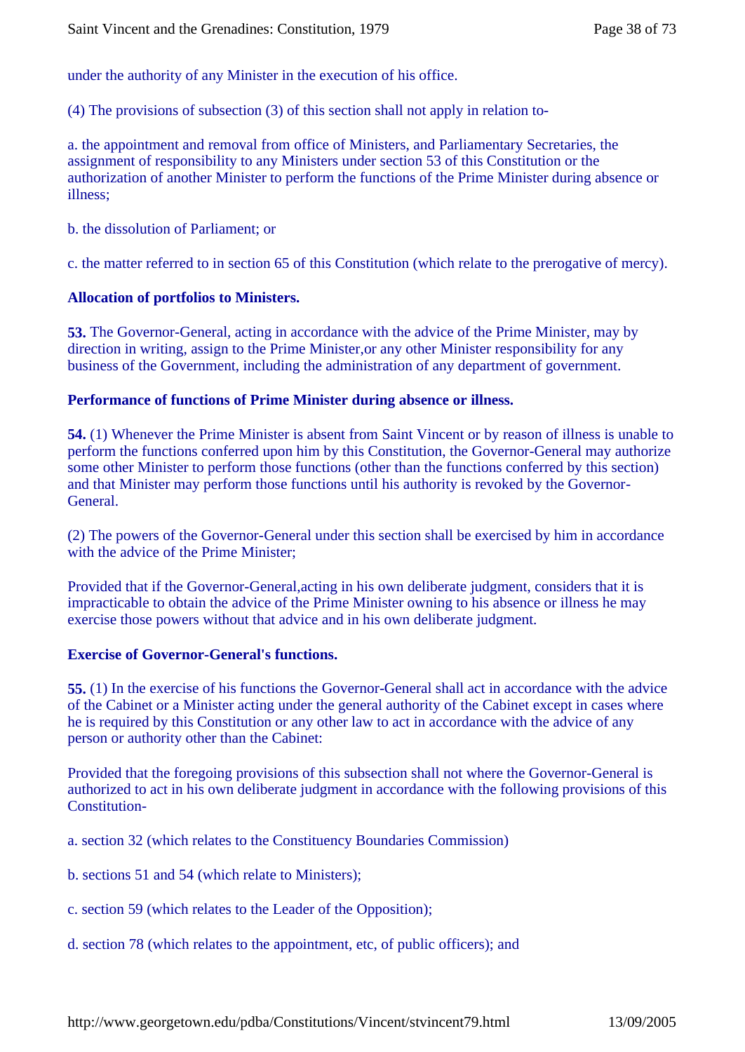under the authority of any Minister in the execution of his office.

(4) The provisions of subsection (3) of this section shall not apply in relation to-

a. the appointment and removal from office of Ministers, and Parliamentary Secretaries, the assignment of responsibility to any Ministers under section 53 of this Constitution or the authorization of another Minister to perform the functions of the Prime Minister during absence or illness;

b. the dissolution of Parliament; or

c. the matter referred to in section 65 of this Constitution (which relate to the prerogative of mercy).

**Allocation of portfolios to Ministers.**

**53.** The Governor-General, acting in accordance with the advice of the Prime Minister, may by direction in writing, assign to the Prime Minister,or any other Minister responsibility for any business of the Government, including the administration of any department of government.

**Performance of functions of Prime Minister during absence or illness.**

**54.** (1) Whenever the Prime Minister is absent from Saint Vincent or by reason of illness is unable to perform the functions conferred upon him by this Constitution, the Governor-General may authorize some other Minister to perform those functions (other than the functions conferred by this section) and that Minister may perform those functions until his authority is revoked by the Governor-General.

(2) The powers of the Governor-General under this section shall be exercised by him in accordance with the advice of the Prime Minister;

Provided that if the Governor-General,acting in his own deliberate judgment, considers that it is impracticable to obtain the advice of the Prime Minister owning to his absence or illness he may exercise those powers without that advice and in his own deliberate judgment.

**Exercise of Governor-General's functions.**

**55.** (1) In the exercise of his functions the Governor-General shall act in accordance with the advice of the Cabinet or a Minister acting under the general authority of the Cabinet except in cases where he is required by this Constitution or any other law to act in accordance with the advice of any person or authority other than the Cabinet:

Provided that the foregoing provisions of this subsection shall not where the Governor-General is authorized to act in his own deliberate judgment in accordance with the following provisions of this Constitution-

a. section 32 (which relates to the Constituency Boundaries Commission)

b. sections 51 and 54 (which relate to Ministers);

c. section 59 (which relates to the Leader of the Opposition);

d. section 78 (which relates to the appointment, etc, of public officers); and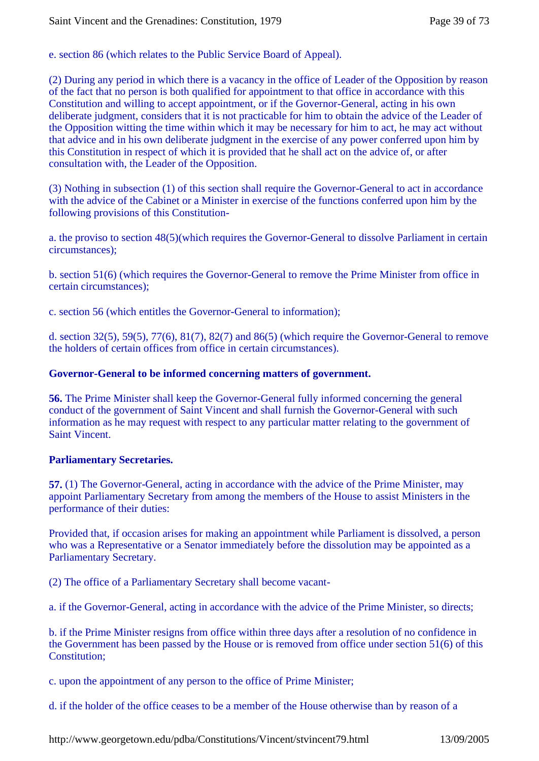e. section 86 (which relates to the Public Service Board of Appeal).

(2) During any period in which there is a vacancy in the office of Leader of the Opposition by reason of the fact that no person is both qualified for appointment to that office in accordance with this Constitution and willing to accept appointment, or if the Governor-General, acting in his own deliberate judgment, considers that it is not practicable for him to obtain the advice of the Leader of the Opposition witting the time within which it may be necessary for him to act, he may act without that advice and in his own deliberate judgment in the exercise of any power conferred upon him by this Constitution in respect of which it is provided that he shall act on the advice of, or after consultation with, the Leader of the Opposition.

(3) Nothing in subsection (1) of this section shall require the Governor-General to act in accordance with the advice of the Cabinet or a Minister in exercise of the functions conferred upon him by the following provisions of this Constitution-

a. the proviso to section 48(5)(which requires the Governor-General to dissolve Parliament in certain circumstances);

b. section 51(6) (which requires the Governor-General to remove the Prime Minister from office in certain circumstances);

c. section 56 (which entitles the Governor-General to information);

d. section 32(5), 59(5), 77(6), 81(7), 82(7) and 86(5) (which require the Governor-General to remove the holders of certain offices from office in certain circumstances).

**Governor-General to be informed concerning matters of government.**

**56.** The Prime Minister shall keep the Governor-General fully informed concerning the general conduct of the government of Saint Vincent and shall furnish the Governor-General with such information as he may request with respect to any particular matter relating to the government of Saint Vincent.

**Parliamentary Secretaries.**

**57.** (1) The Governor-General, acting in accordance with the advice of the Prime Minister, may appoint Parliamentary Secretary from among the members of the House to assist Ministers in the performance of their duties:

Provided that, if occasion arises for making an appointment while Parliament is dissolved, a person who was a Representative or a Senator immediately before the dissolution may be appointed as a Parliamentary Secretary.

(2) The office of a Parliamentary Secretary shall become vacant-

a. if the Governor-General, acting in accordance with the advice of the Prime Minister, so directs;

b. if the Prime Minister resigns from office within three days after a resolution of no confidence in the Government has been passed by the House or is removed from office under section 51(6) of this Constitution;

c. upon the appointment of any person to the office of Prime Minister;

d. if the holder of the office ceases to be a member of the House otherwise than by reason of a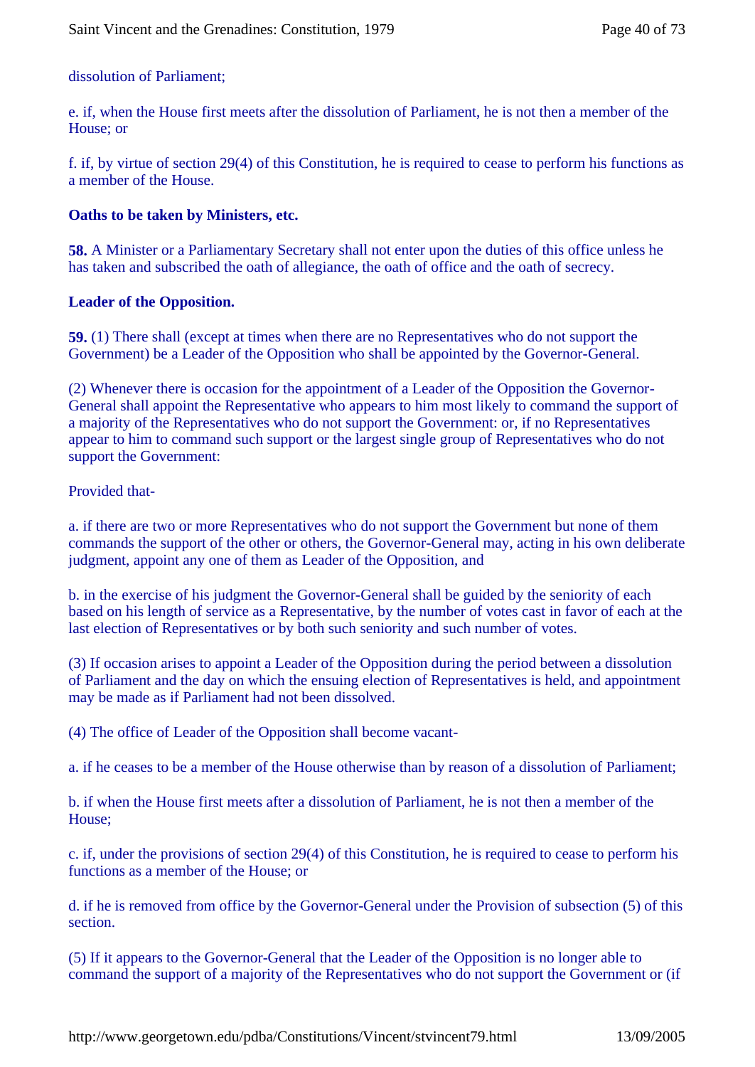dissolution of Parliament;

e. if, when the House first meets after the dissolution of Parliament, he is not then a member of the House; or

f. if, by virtue of section 29(4) of this Constitution, he is required to cease to perform his functions as a member of the House.

**Oaths to be taken by Ministers, etc.**

**58.** A Minister or a Parliamentary Secretary shall not enter upon the duties of this office unless he has taken and subscribed the oath of allegiance, the oath of office and the oath of secrecy.

**Leader of the Opposition.**

**59.** (1) There shall (except at times when there are no Representatives who do not support the Government) be a Leader of the Opposition who shall be appointed by the Governor-General.

(2) Whenever there is occasion for the appointment of a Leader of the Opposition the Governor-General shall appoint the Representative who appears to him most likely to command the support of a majority of the Representatives who do not support the Government: or, if no Representatives appear to him to command such support or the largest single group of Representatives who do not support the Government:

Provided that-

a. if there are two or more Representatives who do not support the Government but none of them commands the support of the other or others, the Governor-General may, acting in his own deliberate judgment, appoint any one of them as Leader of the Opposition, and

b. in the exercise of his judgment the Governor-General shall be guided by the seniority of each based on his length of service as a Representative, by the number of votes cast in favor of each at the last election of Representatives or by both such seniority and such number of votes.

(3) If occasion arises to appoint a Leader of the Opposition during the period between a dissolution of Parliament and the day on which the ensuing election of Representatives is held, and appointment may be made as if Parliament had not been dissolved.

(4) The office of Leader of the Opposition shall become vacant-

a. if he ceases to be a member of the House otherwise than by reason of a dissolution of Parliament;

b. if when the House first meets after a dissolution of Parliament, he is not then a member of the House;

c. if, under the provisions of section 29(4) of this Constitution, he is required to cease to perform his functions as a member of the House; or

d. if he is removed from office by the Governor-General under the Provision of subsection (5) of this section.

(5) If it appears to the Governor-General that the Leader of the Opposition is no longer able to command the support of a majority of the Representatives who do not support the Government or (if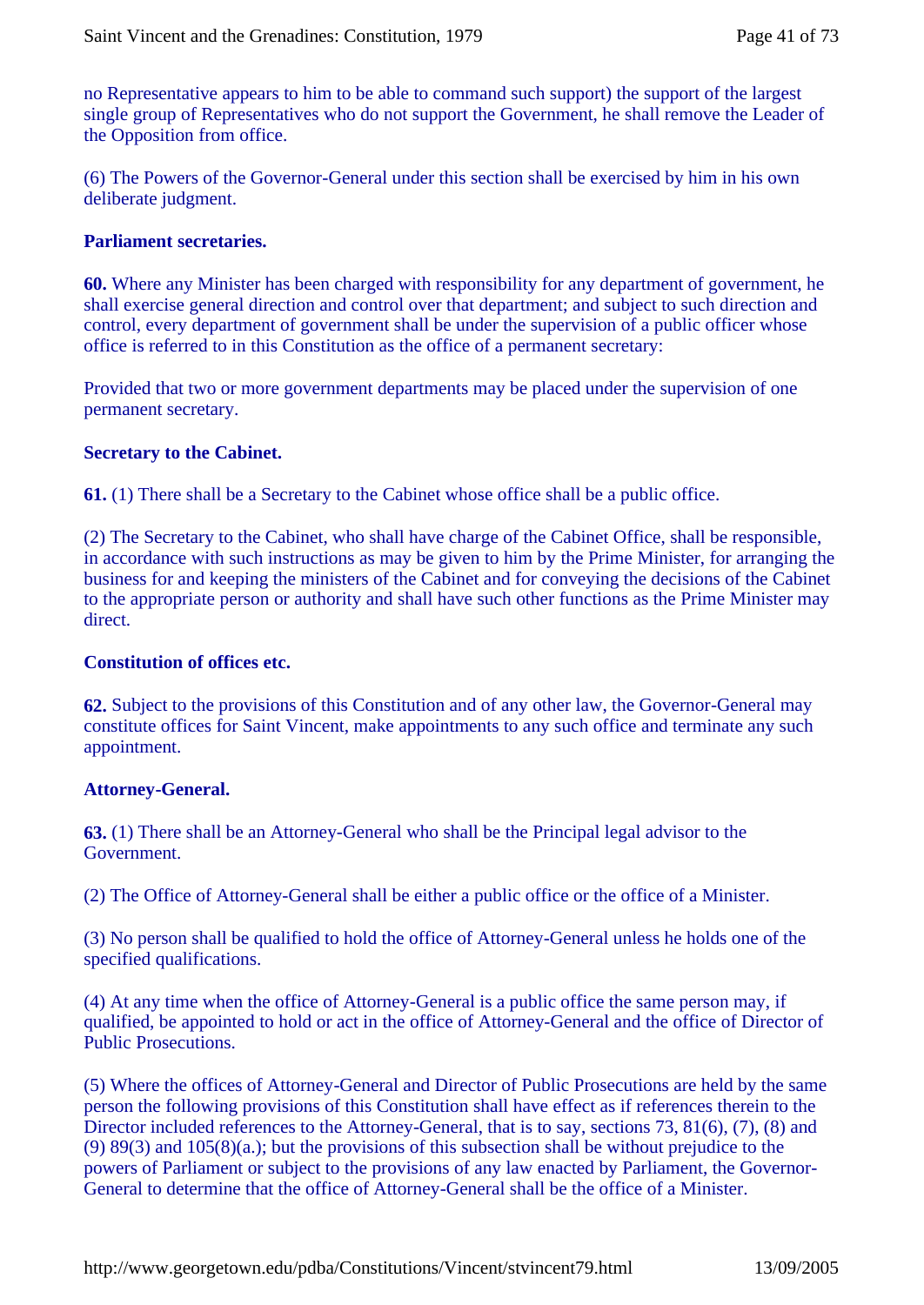no Representative appears to him to be able to command such support) the support of the largest single group of Representatives who do not support the Government, he shall remove the Leader of the Opposition from office.

(6) The Powers of the Governor-General under this section shall be exercised by him in his own deliberate judgment.

**Parliament secretaries.**

**60.** Where any Minister has been charged with responsibility for any department of government, he shall exercise general direction and control over that department; and subject to such direction and control, every department of government shall be under the supervision of a public officer whose office is referred to in this Constitution as the office of a permanent secretary:

Provided that two or more government departments may be placed under the supervision of one permanent secretary.

**Secretary to the Cabinet.**

**61.** (1) There shall be a Secretary to the Cabinet whose office shall be a public office.

(2) The Secretary to the Cabinet, who shall have charge of the Cabinet Office, shall be responsible, in accordance with such instructions as may be given to him by the Prime Minister, for arranging the business for and keeping the ministers of the Cabinet and for conveying the decisions of the Cabinet to the appropriate person or authority and shall have such other functions as the Prime Minister may direct.

**Constitution of offices etc.**

**62.** Subject to the provisions of this Constitution and of any other law, the Governor-General may constitute offices for Saint Vincent, make appointments to any such office and terminate any such appointment.

**Attorney-General.**

**63.** (1) There shall be an Attorney-General who shall be the Principal legal advisor to the Government.

(2) The Office of Attorney-General shall be either a public office or the office of a Minister.

(3) No person shall be qualified to hold the office of Attorney-General unless he holds one of the specified qualifications.

(4) At any time when the office of Attorney-General is a public office the same person may, if qualified, be appointed to hold or act in the office of Attorney-General and the office of Director of Public Prosecutions.

(5) Where the offices of Attorney-General and Director of Public Prosecutions are held by the same person the following provisions of this Constitution shall have effect as if references therein to the Director included references to the Attorney-General, that is to say, sections 73, 81(6), (7), (8) and (9) 89(3) and 105(8)(a.); but the provisions of this subsection shall be without prejudice to the powers of Parliament or subject to the provisions of any law enacted by Parliament, the Governor-General to determine that the office of Attorney-General shall be the office of a Minister.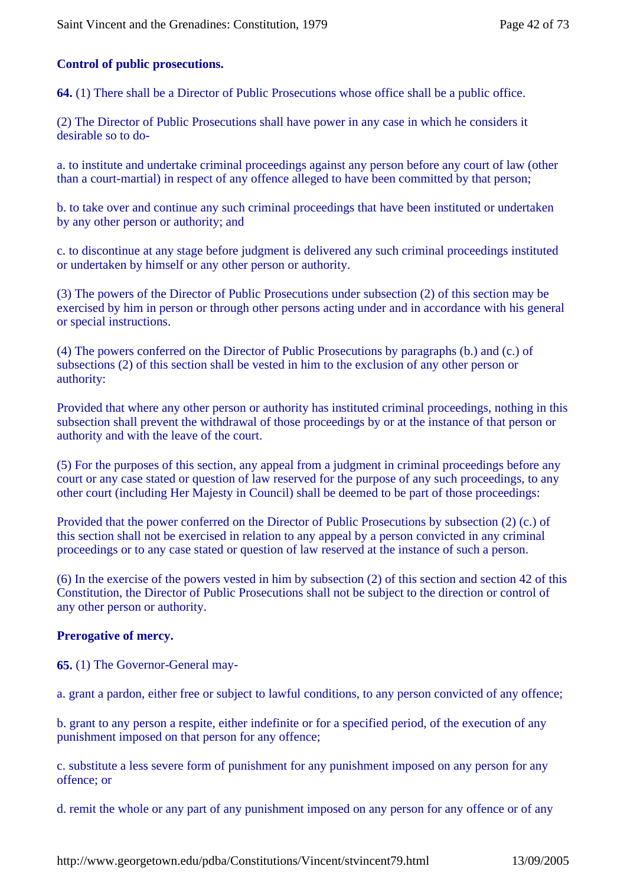**Control of public prosecutions.**

**64.** (1) There shall be a Director of Public Prosecutions whose office shall be a public office.

(2) The Director of Public Prosecutions shall have power in any case in which he considers it desirable so to do-

a. to institute and undertake criminal proceedings against any person before any court of law (other than a court-martial) in respect of any offence alleged to have been committed by that person;

b. to take over and continue any such criminal proceedings that have been instituted or undertaken by any other person or authority; and

c. to discontinue at any stage before judgment is delivered any such criminal proceedings instituted or undertaken by himself or any other person or authority.

(3) The powers of the Director of Public Prosecutions under subsection (2) of this section may be exercised by him in person or through other persons acting under and in accordance with his general or special instructions.

(4) The powers conferred on the Director of Public Prosecutions by paragraphs (b.) and (c.) of subsections (2) of this section shall be vested in him to the exclusion of any other person or authority:

Provided that where any other person or authority has instituted criminal proceedings, nothing in this subsection shall prevent the withdrawal of those proceedings by or at the instance of that person or authority and with the leave of the court.

(5) For the purposes of this section, any appeal from a judgment in criminal proceedings before any court or any case stated or question of law reserved for the purpose of any such proceedings, to any other court (including Her Majesty in Council) shall be deemed to be part of those proceedings:

Provided that the power conferred on the Director of Public Prosecutions by subsection (2) (c.) of this section shall not be exercised in relation to any appeal by a person convicted in any criminal proceedings or to any case stated or question of law reserved at the instance of such a person.

(6) In the exercise of the powers vested in him by subsection (2) of this section and section 42 of this Constitution, the Director of Public Prosecutions shall not be subject to the direction or control of any other person or authority.

**Prerogative of mercy.**

**65.** (1) The Governor-General may-

a. grant a pardon, either free or subject to lawful conditions, to any person convicted of any offence;

b. grant to any person a respite, either indefinite or for a specified period, of the execution of any punishment imposed on that person for any offence;

c. substitute a less severe form of punishment for any punishment imposed on any person for any offence; or

d. remit the whole or any part of any punishment imposed on any person for any offence or of any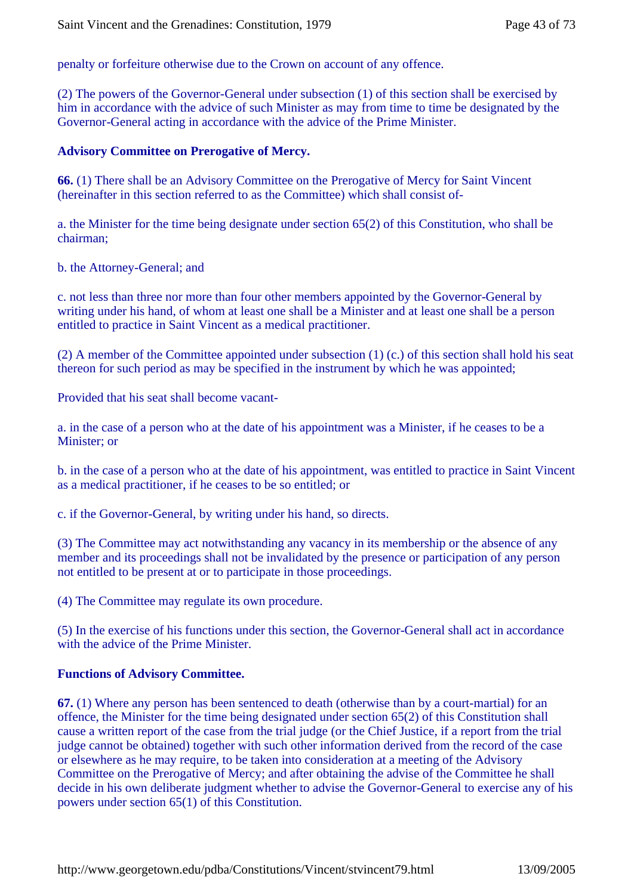penalty or forfeiture otherwise due to the Crown on account of any offence.

(2) The powers of the Governor-General under subsection (1) of this section shall be exercised by him in accordance with the advice of such Minister as may from time to time be designated by the Governor-General acting in accordance with the advice of the Prime Minister.

**Advisory Committee on Prerogative of Mercy.**

**66.** (1) There shall be an Advisory Committee on the Prerogative of Mercy for Saint Vincent (hereinafter in this section referred to as the Committee) which shall consist of-

a. the Minister for the time being designate under section 65(2) of this Constitution, who shall be chairman;

b. the Attorney-General; and

c. not less than three nor more than four other members appointed by the Governor-General by writing under his hand, of whom at least one shall be a Minister and at least one shall be a person entitled to practice in Saint Vincent as a medical practitioner.

(2) A member of the Committee appointed under subsection (1) (c.) of this section shall hold his seat thereon for such period as may be specified in the instrument by which he was appointed;

Provided that his seat shall become vacant-

a. in the case of a person who at the date of his appointment was a Minister, if he ceases to be a Minister; or

b. in the case of a person who at the date of his appointment, was entitled to practice in Saint Vincent as a medical practitioner, if he ceases to be so entitled; or

c. if the Governor-General, by writing under his hand, so directs.

(3) The Committee may act notwithstanding any vacancy in its membership or the absence of any member and its proceedings shall not be invalidated by the presence or participation of any person not entitled to be present at or to participate in those proceedings.

(4) The Committee may regulate its own procedure.

(5) In the exercise of his functions under this section, the Governor-General shall act in accordance with the advice of the Prime Minister.

**Functions of Advisory Committee.**

**67.** (1) Where any person has been sentenced to death (otherwise than by a court-martial) for an offence, the Minister for the time being designated under section 65(2) of this Constitution shall cause a written report of the case from the trial judge (or the Chief Justice, if a report from the trial judge cannot be obtained) together with such other information derived from the record of the case or elsewhere as he may require, to be taken into consideration at a meeting of the Advisory Committee on the Prerogative of Mercy; and after obtaining the advise of the Committee he shall decide in his own deliberate judgment whether to advise the Governor-General to exercise any of his powers under section 65(1) of this Constitution.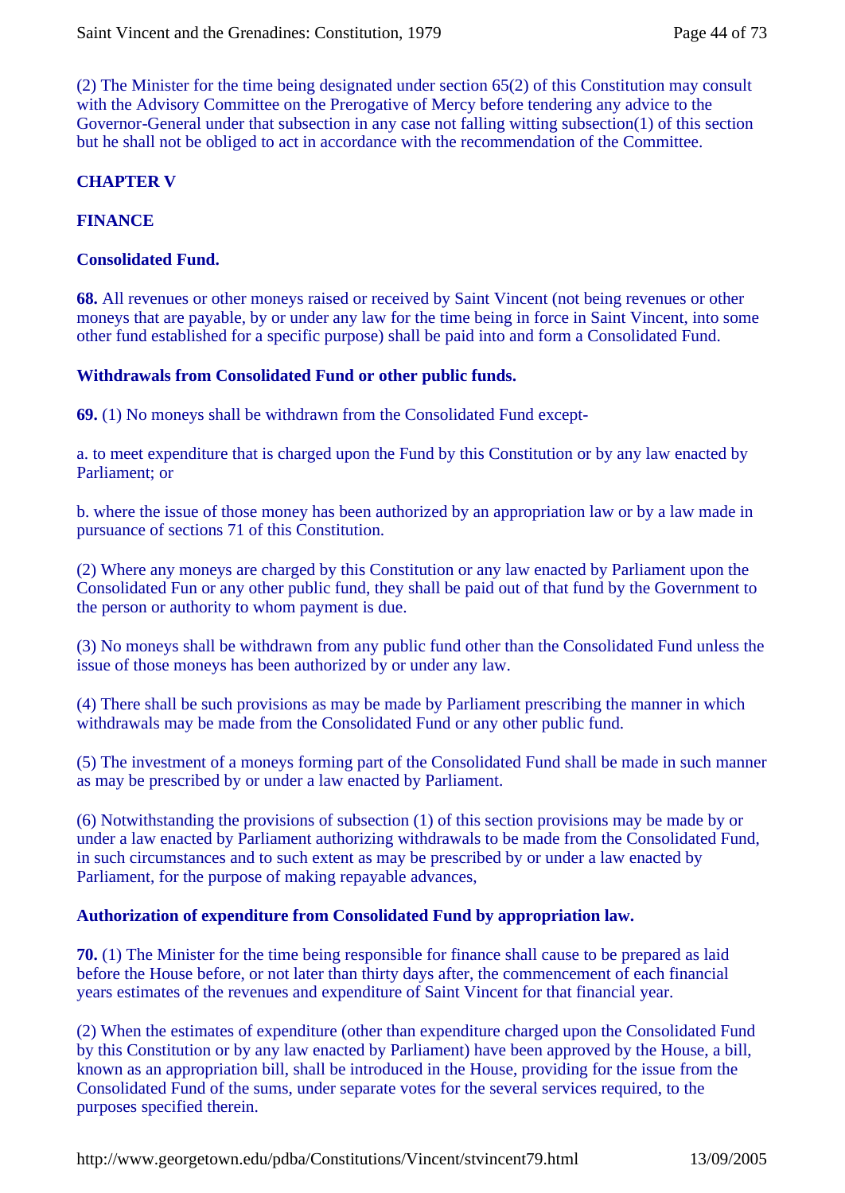(2) The Minister for the time being designated under section 65(2) of this Constitution may consult with the Advisory Committee on the Prerogative of Mercy before tendering any advice to the Governor-General under that subsection in any case not falling witting subsection(1) of this section but he shall not be obliged to act in accordance with the recommendation of the Committee.

## CHAPTER V

## FINANCE

### Consolidated Fund.

**68.** All revenues or other moneys raised or received by Saint Vincent (not being revenues or other moneys that are payable, by or under any law for the time being in force in Saint Vincent, into some other fund established for a specific purpose) shall be paid into and form a Consolidated Fund.

### Withdrawals from Consolidated Fund or other public funds.

**69.** (1) No moneys shall be withdrawn from the Consolidated Fund except-

a. to meet expenditure that is charged upon the Fund by this Constitution or by any law enacted by Parliament; or

b. where the issue of those money has been authorized by an appropriation law or by a law made in pursuance of sections 71 of this Constitution.

(2) Where any moneys are charged by this Constitution or any law enacted by Parliament upon the Consolidated Fun or any other public fund, they shall be paid out of that fund by the Government to the person or authority to whom payment is due.

(3) No moneys shall be withdrawn from any public fund other than the Consolidated Fund unless the issue of those moneys has been authorized by or under any law.

(4) There shall be such provisions as may be made by Parliament prescribing the manner in which withdrawals may be made from the Consolidated Fund or any other public fund.

(5) The investment of a moneys forming part of the Consolidated Fund shall be made in such manner as may be prescribed by or under a law enacted by Parliament.

(6) Notwithstanding the provisions of subsection (1) of this section provisions may be made by or under a law enacted by Parliament authorizing withdrawals to be made from the Consolidated Fund, in such circumstances and to such extent as may be prescribed by or under a law enacted by Parliament, for the purpose of making repayable advances,

### Authorization of expenditure from Consolidated Fund by appropriation law.

**70.** (1) The Minister for the time being responsible for finance shall cause to be prepared as laid before the House before, or not later than thirty days after, the commencement of each financial years estimates of the revenues and expenditure of Saint Vincent for that financial year.

(2) When the estimates of expenditure (other than expenditure charged upon the Consolidated Fund by this Constitution or by any law enacted by Parliament) have been approved by the House, a bill, known as an appropriation bill, shall be introduced in the House, providing for the issue from the Consolidated Fund of the sums, under separate votes for the several services required, to the purposes specified therein.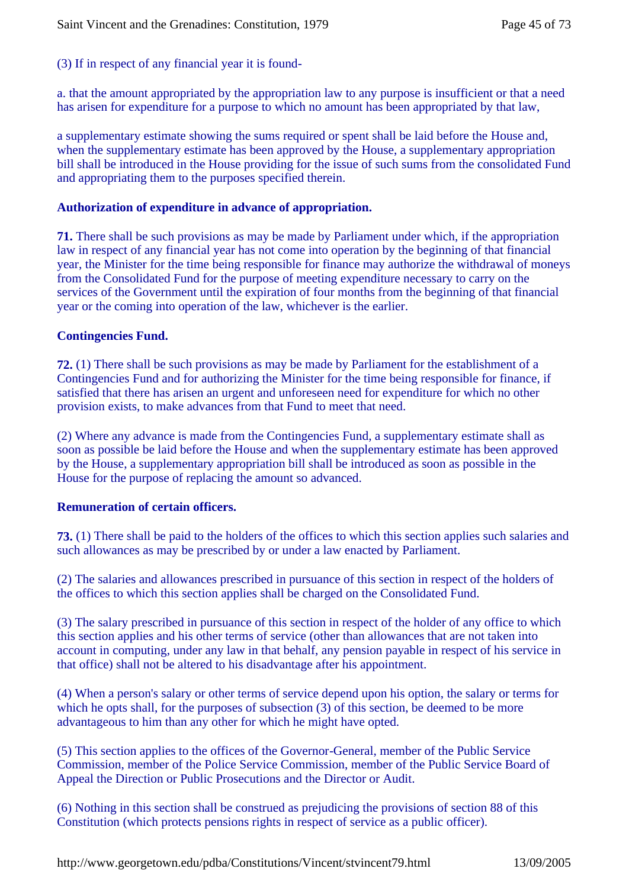(3) If in respect of any financial year it is found-

a. that the amount appropriated by the appropriation law to any purpose is insufficient or that a need has arisen for expenditure for a purpose to which no amount has been appropriated by that law,

a supplementary estimate showing the sums required or spent shall be laid before the House and, when the supplementary estimate has been approved by the House, a supplementary appropriation bill shall be introduced in the House providing for the issue of such sums from the consolidated Fund and appropriating them to the purposes specified therein.

**Authorization of expenditure in advance of appropriation.**

**71.** There shall be such provisions as may be made by Parliament under which, if the appropriation law in respect of any financial year has not come into operation by the beginning of that financial year, the Minister for the time being responsible for finance may authorize the withdrawal of moneys from the Consolidated Fund for the purpose of meeting expenditure necessary to carry on the services of the Government until the expiration of four months from the beginning of that financial year or the coming into operation of the law, whichever is the earlier.

**Contingencies Fund.**

**72.** (1) There shall be such provisions as may be made by Parliament for the establishment of a Contingencies Fund and for authorizing the Minister for the time being responsible for finance, if satisfied that there has arisen an urgent and unforeseen need for expenditure for which no other provision exists, to make advances from that Fund to meet that need.

(2) Where any advance is made from the Contingencies Fund, a supplementary estimate shall as soon as possible be laid before the House and when the supplementary estimate has been approved by the House, a supplementary appropriation bill shall be introduced as soon as possible in the House for the purpose of replacing the amount so advanced.

**Remuneration of certain officers.**

**73.** (1) There shall be paid to the holders of the offices to which this section applies such salaries and such allowances as may be prescribed by or under a law enacted by Parliament.

(2) The salaries and allowances prescribed in pursuance of this section in respect of the holders of the offices to which this section applies shall be charged on the Consolidated Fund.

(3) The salary prescribed in pursuance of this section in respect of the holder of any office to which this section applies and his other terms of service (other than allowances that are not taken into account in computing, under any law in that behalf, any pension payable in respect of his service in that office) shall not be altered to his disadvantage after his appointment.

(4) When a person's salary or other terms of service depend upon his option, the salary or terms for which he opts shall, for the purposes of subsection (3) of this section, be deemed to be more advantageous to him than any other for which he might have opted.

(5) This section applies to the offices of the Governor-General, member of the Public Service Commission, member of the Police Service Commission, member of the Public Service Board of Appeal the Direction or Public Prosecutions and the Director or Audit.

(6) Nothing in this section shall be construed as prejudicing the provisions of section 88 of this Constitution (which protects pensions rights in respect of service as a public officer).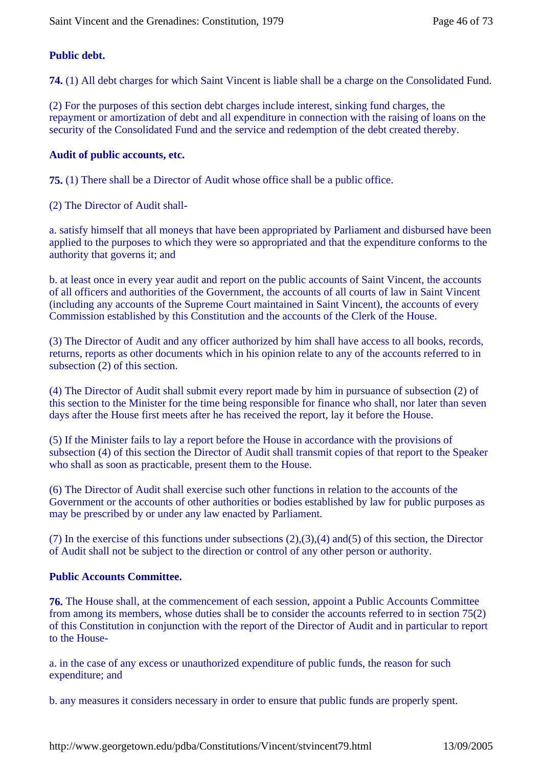**Public debt.**

**74.** (1) All debt charges for which Saint Vincent is liable shall be a charge on the Consolidated Fund.

(2) For the purposes of this section debt charges include interest, sinking fund charges, the repayment or amortization of debt and all expenditure in connection with the raising of loans on the security of the Consolidated Fund and the service and redemption of the debt created thereby.

**Audit of public accounts, etc.**

**75.** (1) There shall be a Director of Audit whose office shall be a public office.

(2) The Director of Audit shall-

a. satisfy himself that all moneys that have been appropriated by Parliament and disbursed have been applied to the purposes to which they were so appropriated and that the expenditure conforms to the authority that governs it; and

b. at least once in every year audit and report on the public accounts of Saint Vincent, the accounts of all officers and authorities of the Government, the accounts of all courts of law in Saint Vincent (including any accounts of the Supreme Court maintained in Saint Vincent), the accounts of every Commission established by this Constitution and the accounts of the Clerk of the House.

(3) The Director of Audit and any officer authorized by him shall have access to all books, records, returns, reports as other documents which in his opinion relate to any of the accounts referred to in subsection (2) of this section.

(4) The Director of Audit shall submit every report made by him in pursuance of subsection (2) of this section to the Minister for the time being responsible for finance who shall, nor later than seven days after the House first meets after he has received the report, lay it before the House.

(5) If the Minister fails to lay a report before the House in accordance with the provisions of subsection (4) of this section the Director of Audit shall transmit copies of that report to the Speaker who shall as soon as practicable, present them to the House.

(6) The Director of Audit shall exercise such other functions in relation to the accounts of the Government or the accounts of other authorities or bodies established by law for public purposes as may be prescribed by or under any law enacted by Parliament.

(7) In the exercise of this functions under subsections (2),(3),(4) and(5) of this section, the Director of Audit shall not be subject to the direction or control of any other person or authority.

**Public Accounts Committee.**

**76.** The House shall, at the commencement of each session, appoint a Public Accounts Committee from among its members, whose duties shall be to consider the accounts referred to in section 75(2) of this Constitution in conjunction with the report of the Director of Audit and in particular to report to the House-

a. in the case of any excess or unauthorized expenditure of public funds, the reason for such expenditure; and

b. any measures it considers necessary in order to ensure that public funds are properly spent.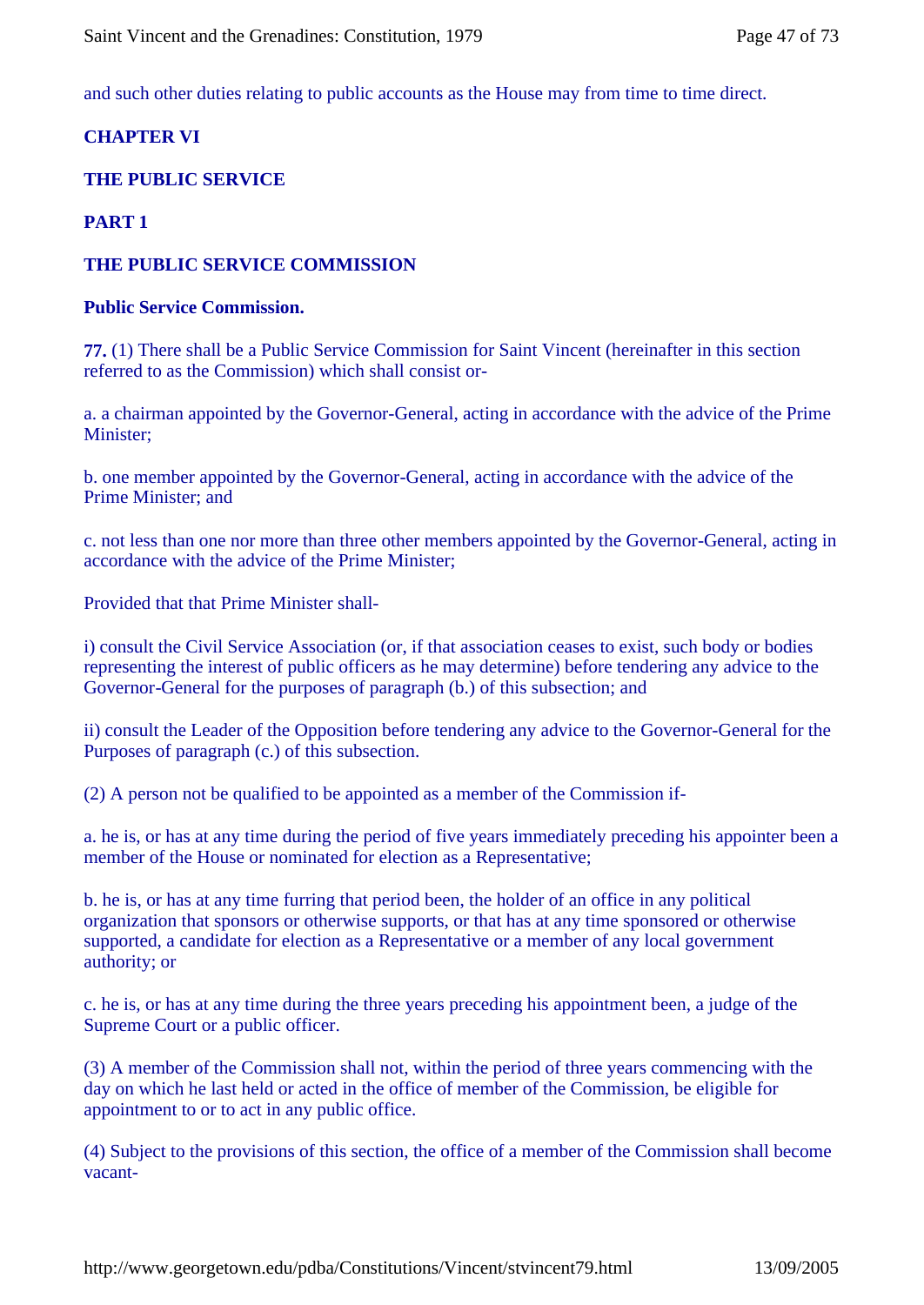and such other duties relating to public accounts as the House may from time to time direct.

**CHAPTER VI**

**THE PUBLIC SERVICE**

**PART 1**

**THE PUBLIC SERVICE COMMISSION**

**Public Service Commission.**

**77.** (1) There shall be a Public Service Commission for Saint Vincent (hereinafter in this section referred to as the Commission) which shall consist or-

a. a chairman appointed by the Governor-General, acting in accordance with the advice of the Prime Minister;

b. one member appointed by the Governor-General, acting in accordance with the advice of the Prime Minister; and

c. not less than one nor more than three other members appointed by the Governor-General, acting in accordance with the advice of the Prime Minister;

Provided that that Prime Minister shall-

i) consult the Civil Service Association (or, if that association ceases to exist, such body or bodies representing the interest of public officers as he may determine) before tendering any advice to the Governor-General for the purposes of paragraph (b.) of this subsection; and

ii) consult the Leader of the Opposition before tendering any advice to the Governor-General for the Purposes of paragraph (c.) of this subsection.

(2) A person not be qualified to be appointed as a member of the Commission if-

a. he is, or has at any time during the period of five years immediately preceding his appointer been a member of the House or nominated for election as a Representative;

b. he is, or has at any time furring that period been, the holder of an office in any political organization that sponsors or otherwise supports, or that has at any time sponsored or otherwise supported, a candidate for election as a Representative or a member of any local government authority; or

c. he is, or has at any time during the three years preceding his appointment been, a judge of the Supreme Court or a public officer.

(3) A member of the Commission shall not, within the period of three years commencing with the day on which he last held or acted in the office of member of the Commission, be eligible for appointment to or to act in any public office.

(4) Subject to the provisions of this section, the office of a member of the Commission shall become vacant-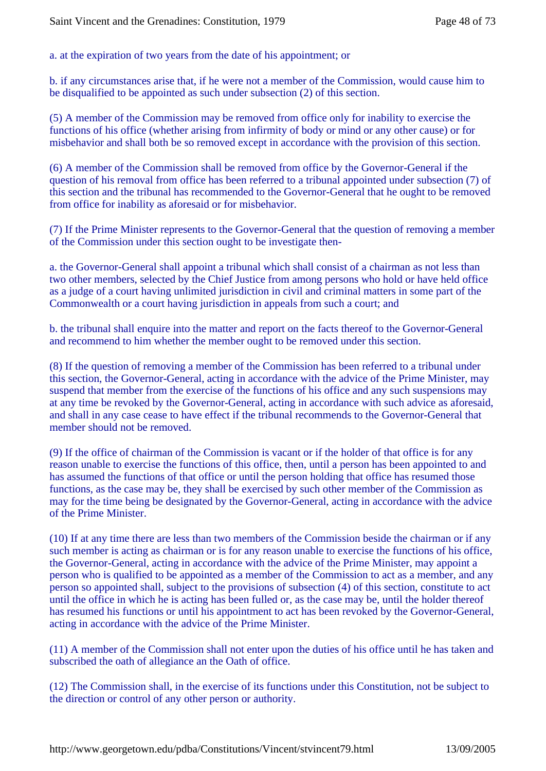a. at the expiration of two years from the date of his appointment; or

b. if any circumstances arise that, if he were not a member of the Commission, would cause him to be disqualified to be appointed as such under subsection (2) of this section.

(5) A member of the Commission may be removed from office only for inability to exercise the functions of his office (whether arising from infirmity of body or mind or any other cause) or for misbehavior and shall both be so removed except in accordance with the provision of this section.

(6) A member of the Commission shall be removed from office by the Governor-General if the question of his removal from office has been referred to a tribunal appointed under subsection (7) of this section and the tribunal has recommended to the Governor-General that he ought to be removed from office for inability as aforesaid or for misbehavior.

(7) If the Prime Minister represents to the Governor-General that the question of removing a member of the Commission under this section ought to be investigate then-

a. the Governor-General shall appoint a tribunal which shall consist of a chairman as not less than two other members, selected by the Chief Justice from among persons who hold or have held office as a judge of a court having unlimited jurisdiction in civil and criminal matters in some part of the Commonwealth or a court having jurisdiction in appeals from such a court; and

b. the tribunal shall enquire into the matter and report on the facts thereof to the Governor-General and recommend to him whether the member ought to be removed under this section.

(8) If the question of removing a member of the Commission has been referred to a tribunal under this section, the Governor-General, acting in accordance with the advice of the Prime Minister, may suspend that member from the exercise of the functions of his office and any such suspensions may at any time be revoked by the Governor-General, acting in accordance with such advice as aforesaid, and shall in any case cease to have effect if the tribunal recommends to the Governor-General that member should not be removed.

(9) If the office of chairman of the Commission is vacant or if the holder of that office is for any reason unable to exercise the functions of this office, then, until a person has been appointed to and has assumed the functions of that office or until the person holding that office has resumed those functions, as the case may be, they shall be exercised by such other member of the Commission as may for the time being be designated by the Governor-General, acting in accordance with the advice of the Prime Minister.

(10) If at any time there are less than two members of the Commission beside the chairman or if any such member is acting as chairman or is for any reason unable to exercise the functions of his office, the Governor-General, acting in accordance with the advice of the Prime Minister, may appoint a person who is qualified to be appointed as a member of the Commission to act as a member, and any person so appointed shall, subject to the provisions of subsection (4) of this section, constitute to act until the office in which he is acting has been fulled or, as the case may be, until the holder thereof has resumed his functions or until his appointment to act has been revoked by the Governor-General, acting in accordance with the advice of the Prime Minister.

(11) A member of the Commission shall not enter upon the duties of his office until he has taken and subscribed the oath of allegiance an the Oath of office.

(12) The Commission shall, in the exercise of its functions under this Constitution, not be subject to the direction or control of any other person or authority.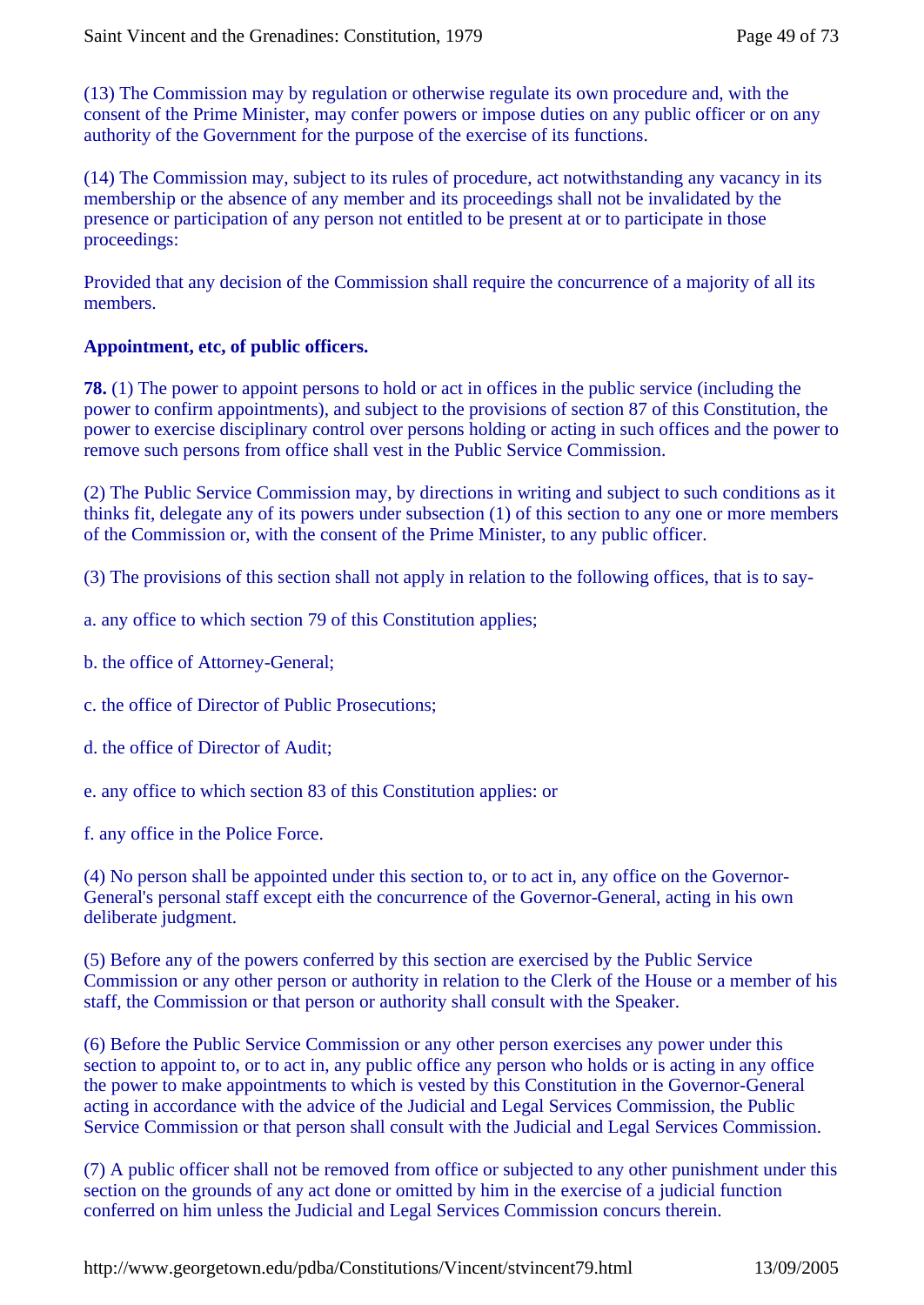(13) The Commission may by regulation or otherwise regulate its own procedure and, with the consent of the Prime Minister, may confer powers or impose duties on any public officer or on any authority of the Government for the purpose of the exercise of its functions.

(14) The Commission may, subject to its rules of procedure, act notwithstanding any vacancy in its membership or the absence of any member and its proceedings shall not be invalidated by the presence or participation of any person not entitled to be present at or to participate in those proceedings:

Provided that any decision of the Commission shall require the concurrence of a majority of all its members.

**Appointment, etc, of public officers.**

**78.** (1) The power to appoint persons to hold or act in offices in the public service (including the power to confirm appointments), and subject to the provisions of section 87 of this Constitution, the power to exercise disciplinary control over persons holding or acting in such offices and the power to remove such persons from office shall vest in the Public Service Commission.

(2) The Public Service Commission may, by directions in writing and subject to such conditions as it thinks fit, delegate any of its powers under subsection (1) of this section to any one or more members of the Commission or, with the consent of the Prime Minister, to any public officer.

(3) The provisions of this section shall not apply in relation to the following offices, that is to say-

a. any office to which section 79 of this Constitution applies;

b. the office of Attorney-General;

c. the office of Director of Public Prosecutions;

d. the office of Director of Audit;

e. any office to which section 83 of this Constitution applies: or

f. any office in the Police Force.

(4) No person shall be appointed under this section to, or to act in, any office on the Governor-General's personal staff except eith the concurrence of the Governor-General, acting in his own deliberate judgment.

(5) Before any of the powers conferred by this section are exercised by the Public Service Commission or any other person or authority in relation to the Clerk of the House or a member of his staff, the Commission or that person or authority shall consult with the Speaker.

(6) Before the Public Service Commission or any other person exercises any power under this section to appoint to, or to act in, any public office any person who holds or is acting in any office the power to make appointments to which is vested by this Constitution in the Governor-General acting in accordance with the advice of the Judicial and Legal Services Commission, the Public Service Commission or that person shall consult with the Judicial and Legal Services Commission.

(7) A public officer shall not be removed from office or subjected to any other punishment under this section on the grounds of any act done or omitted by him in the exercise of a judicial function conferred on him unless the Judicial and Legal Services Commission concurs therein.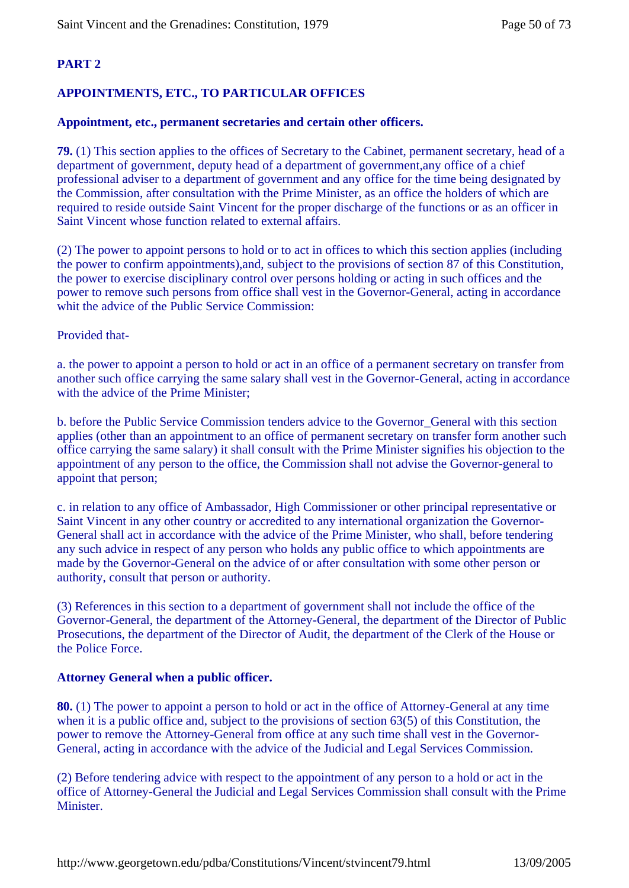# PART 2

## APPOINTMENTS, ETC., TO PARTICULAR OFFICES

### Appointment, etc., permanent secretaries and certain other officers.

**79.** (1) This section applies to the offices of Secretary to the Cabinet, permanent secretary, head of a department of government, deputy head of a department of government,any office of a chief professional adviser to a department of government and any office for the time being designated by the Commission, after consultation with the Prime Minister, as an office the holders of which are required to reside outside Saint Vincent for the proper discharge of the functions or as an officer in Saint Vincent whose function related to external affairs.

(2) The power to appoint persons to hold or to act in offices to which this section applies (including the power to confirm appointments),and, subject to the provisions of section 87 of this Constitution, the power to exercise disciplinary control over persons holding or acting in such offices and the power to remove such persons from office shall vest in the Governor-General, acting in accordance whit the advice of the Public Service Commission:

Provided that-

a. the power to appoint a person to hold or act in an office of a permanent secretary on transfer from another such office carrying the same salary shall vest in the Governor-General, acting in accordance with the advice of the Prime Minister;

b. before the Public Service Commission tenders advice to the Governor_General with this section applies (other than an appointment to an office of permanent secretary on transfer form another such office carrying the same salary) it shall consult with the Prime Minister signifies his objection to the appointment of any person to the office, the Commission shall not advise the Governor-general to appoint that person;

c. in relation to any office of Ambassador, High Commissioner or other principal representative or Saint Vincent in any other country or accredited to any international organization the Governor-General shall act in accordance with the advice of the Prime Minister, who shall, before tendering any such advice in respect of any person who holds any public office to which appointments are made by the Governor-General on the advice of or after consultation with some other person or authority, consult that person or authority.

(3) References in this section to a department of government shall not include the office of the Governor-General, the department of the Attorney-General, the department of the Director of Public Prosecutions, the department of the Director of Audit, the department of the Clerk of the House or the Police Force.

### Attorney General when a public officer.

**80.** (1) The power to appoint a person to hold or act in the office of Attorney-General at any time when it is a public office and, subject to the provisions of section 63(5) of this Constitution, the power to remove the Attorney-General from office at any such time shall vest in the Governor-General, acting in accordance with the advice of the Judicial and Legal Services Commission.

(2) Before tendering advice with respect to the appointment of any person to a hold or act in the office of Attorney-General the Judicial and Legal Services Commission shall consult with the Prime Minister.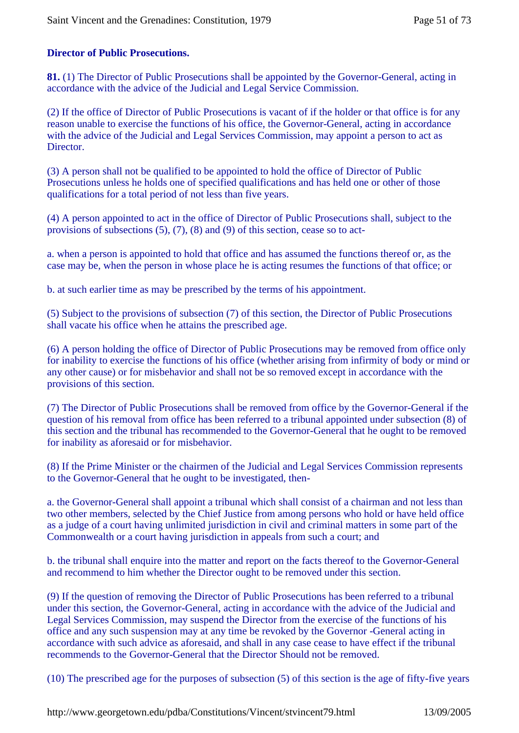**Director of Public Prosecutions.**

**81.** (1) The Director of Public Prosecutions shall be appointed by the Governor-General, acting in accordance with the advice of the Judicial and Legal Service Commission.

(2) If the office of Director of Public Prosecutions is vacant of if the holder or that office is for any reason unable to exercise the functions of his office, the Governor-General, acting in accordance with the advice of the Judicial and Legal Services Commission, may appoint a person to act as Director.

(3) A person shall not be qualified to be appointed to hold the office of Director of Public Prosecutions unless he holds one of specified qualifications and has held one or other of those qualifications for a total period of not less than five years.

(4) A person appointed to act in the office of Director of Public Prosecutions shall, subject to the provisions of subsections (5), (7), (8) and (9) of this section, cease so to act-

a. when a person is appointed to hold that office and has assumed the functions thereof or, as the case may be, when the person in whose place he is acting resumes the functions of that office; or

b. at such earlier time as may be prescribed by the terms of his appointment.

(5) Subject to the provisions of subsection (7) of this section, the Director of Public Prosecutions shall vacate his office when he attains the prescribed age.

(6) A person holding the office of Director of Public Prosecutions may be removed from office only for inability to exercise the functions of his office (whether arising from infirmity of body or mind or any other cause) or for misbehavior and shall not be so removed except in accordance with the provisions of this section.

(7) The Director of Public Prosecutions shall be removed from office by the Governor-General if the question of his removal from office has been referred to a tribunal appointed under subsection (8) of this section and the tribunal has recommended to the Governor-General that he ought to be removed for inability as aforesaid or for misbehavior.

(8) If the Prime Minister or the chairmen of the Judicial and Legal Services Commission represents to the Governor-General that he ought to be investigated, then-

a. the Governor-General shall appoint a tribunal which shall consist of a chairman and not less than two other members, selected by the Chief Justice from among persons who hold or have held office as a judge of a court having unlimited jurisdiction in civil and criminal matters in some part of the Commonwealth or a court having jurisdiction in appeals from such a court; and

b. the tribunal shall enquire into the matter and report on the facts thereof to the Governor-General and recommend to him whether the Director ought to be removed under this section.

(9) If the question of removing the Director of Public Prosecutions has been referred to a tribunal under this section, the Governor-General, acting in accordance with the advice of the Judicial and Legal Services Commission, may suspend the Director from the exercise of the functions of his office and any such suspension may at any time be revoked by the Governor -General acting in accordance with such advice as aforesaid, and shall in any case cease to have effect if the tribunal recommends to the Governor-General that the Director Should not be removed.

(10) The prescribed age for the purposes of subsection (5) of this section is the age of fifty-five years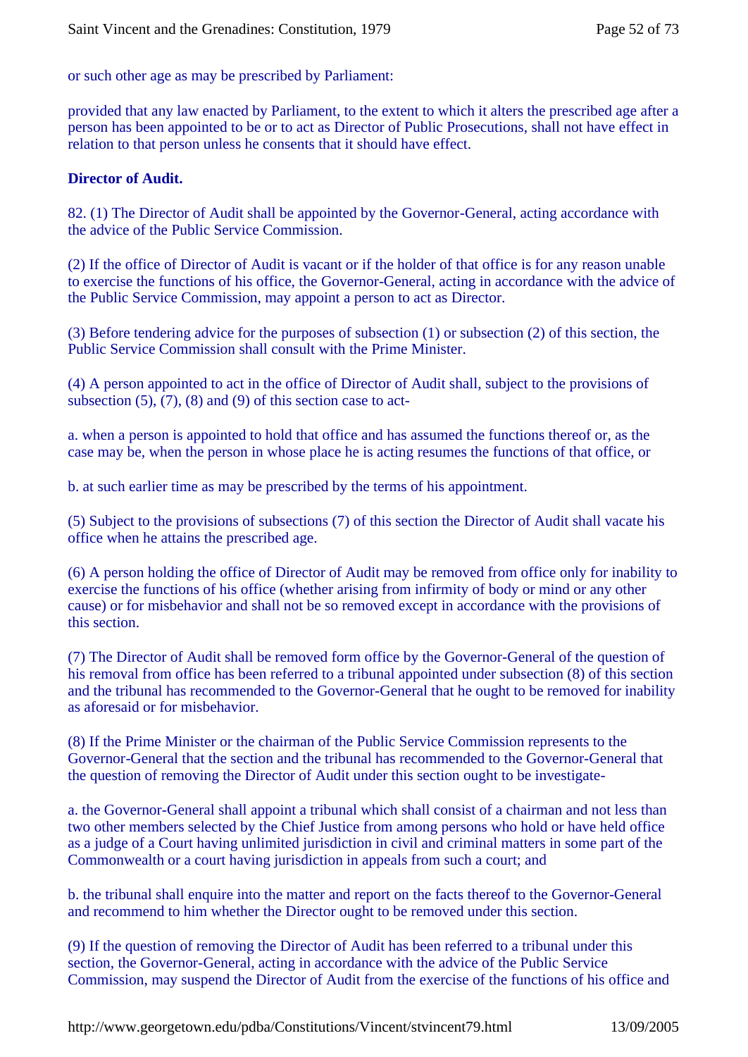or such other age as may be prescribed by Parliament:

provided that any law enacted by Parliament, to the extent to which it alters the prescribed age after a person has been appointed to be or to act as Director of Public Prosecutions, shall not have effect in relation to that person unless he consents that it should have effect.

**Director of Audit.**

82. (1) The Director of Audit shall be appointed by the Governor-General, acting accordance with the advice of the Public Service Commission.

(2) If the office of Director of Audit is vacant or if the holder of that office is for any reason unable to exercise the functions of his office, the Governor-General, acting in accordance with the advice of the Public Service Commission, may appoint a person to act as Director.

(3) Before tendering advice for the purposes of subsection (1) or subsection (2) of this section, the Public Service Commission shall consult with the Prime Minister.

(4) A person appointed to act in the office of Director of Audit shall, subject to the provisions of subsection (5), (7), (8) and (9) of this section case to act-

a. when a person is appointed to hold that office and has assumed the functions thereof or, as the case may be, when the person in whose place he is acting resumes the functions of that office, or

b. at such earlier time as may be prescribed by the terms of his appointment.

(5) Subject to the provisions of subsections (7) of this section the Director of Audit shall vacate his office when he attains the prescribed age.

(6) A person holding the office of Director of Audit may be removed from office only for inability to exercise the functions of his office (whether arising from infirmity of body or mind or any other cause) or for misbehavior and shall not be so removed except in accordance with the provisions of this section.

(7) The Director of Audit shall be removed form office by the Governor-General of the question of his removal from office has been referred to a tribunal appointed under subsection (8) of this section and the tribunal has recommended to the Governor-General that he ought to be removed for inability as aforesaid or for misbehavior.

(8) If the Prime Minister or the chairman of the Public Service Commission represents to the Governor-General that the section and the tribunal has recommended to the Governor-General that the question of removing the Director of Audit under this section ought to be investigate-

a. the Governor-General shall appoint a tribunal which shall consist of a chairman and not less than two other members selected by the Chief Justice from among persons who hold or have held office as a judge of a Court having unlimited jurisdiction in civil and criminal matters in some part of the Commonwealth or a court having jurisdiction in appeals from such a court; and

b. the tribunal shall enquire into the matter and report on the facts thereof to the Governor-General and recommend to him whether the Director ought to be removed under this section.

(9) If the question of removing the Director of Audit has been referred to a tribunal under this section, the Governor-General, acting in accordance with the advice of the Public Service Commission, may suspend the Director of Audit from the exercise of the functions of his office and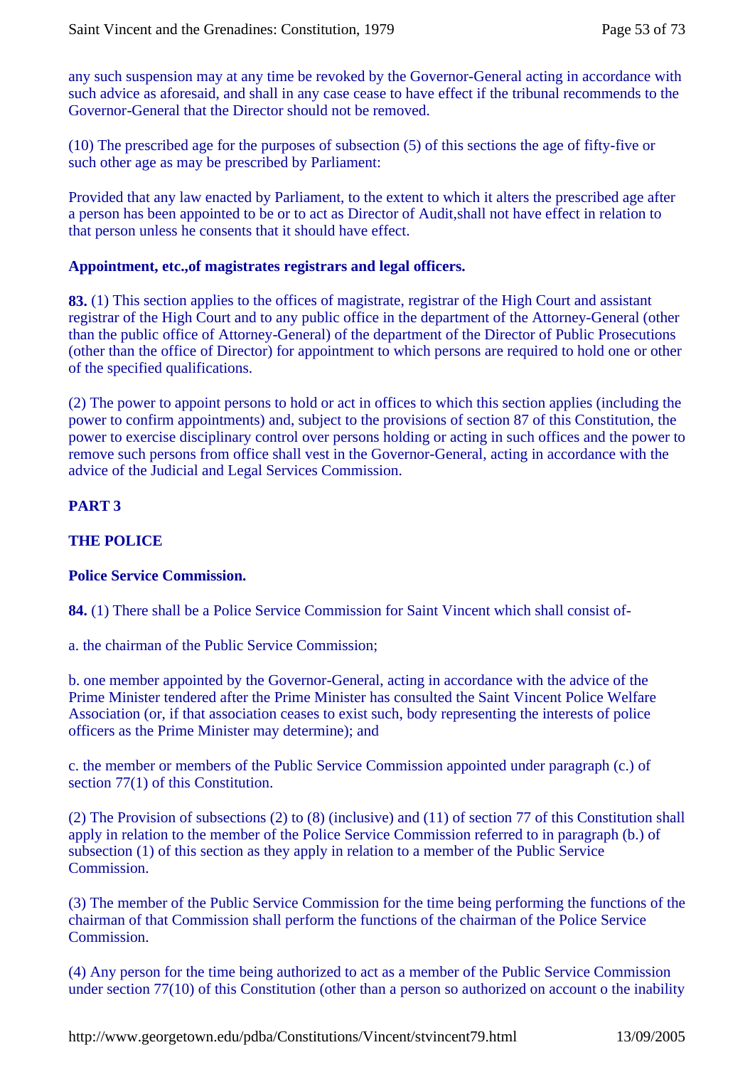any such suspension may at any time be revoked by the Governor-General acting in accordance with such advice as aforesaid, and shall in any case cease to have effect if the tribunal recommends to the Governor-General that the Director should not be removed.

(10) The prescribed age for the purposes of subsection (5) of this sections the age of fifty-five or such other age as may be prescribed by Parliament:

Provided that any law enacted by Parliament, to the extent to which it alters the prescribed age after a person has been appointed to be or to act as Director of Audit,shall not have effect in relation to that person unless he consents that it should have effect.

**Appointment, etc.,of magistrates registrars and legal officers.**

**83.** (1) This section applies to the offices of magistrate, registrar of the High Court and assistant registrar of the High Court and to any public office in the department of the Attorney-General (other than the public office of Attorney-General) of the department of the Director of Public Prosecutions (other than the office of Director) for appointment to which persons are required to hold one or other of the specified qualifications.

(2) The power to appoint persons to hold or act in offices to which this section applies (including the power to confirm appointments) and, subject to the provisions of section 87 of this Constitution, the power to exercise disciplinary control over persons holding or acting in such offices and the power to remove such persons from office shall vest in the Governor-General, acting in accordance with the advice of the Judicial and Legal Services Commission.

## PART 3

## THE POLICE

**Police Service Commission.**

**84.** (1) There shall be a Police Service Commission for Saint Vincent which shall consist of-

a. the chairman of the Public Service Commission;

b. one member appointed by the Governor-General, acting in accordance with the advice of the Prime Minister tendered after the Prime Minister has consulted the Saint Vincent Police Welfare Association (or, if that association ceases to exist such, body representing the interests of police officers as the Prime Minister may determine); and

c. the member or members of the Public Service Commission appointed under paragraph (c.) of section 77(1) of this Constitution.

(2) The Provision of subsections (2) to (8) (inclusive) and (11) of section 77 of this Constitution shall apply in relation to the member of the Police Service Commission referred to in paragraph (b.) of subsection (1) of this section as they apply in relation to a member of the Public Service Commission.

(3) The member of the Public Service Commission for the time being performing the functions of the chairman of that Commission shall perform the functions of the chairman of the Police Service Commission.

(4) Any person for the time being authorized to act as a member of the Public Service Commission under section 77(10) of this Constitution (other than a person so authorized on account o the inability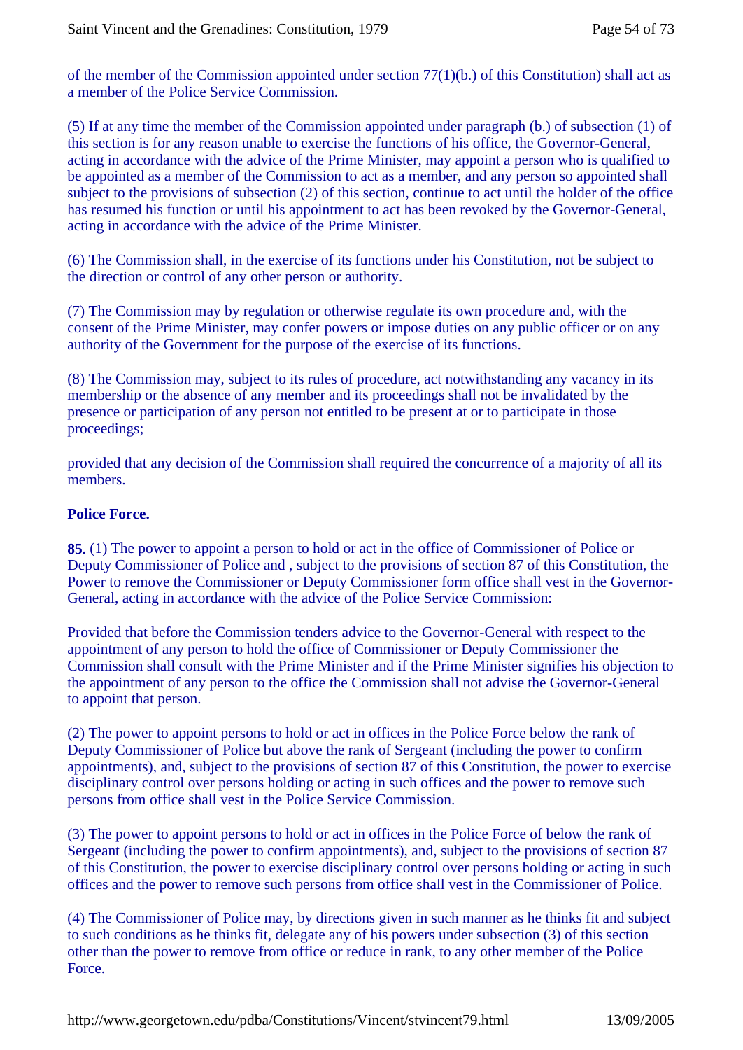of the member of the Commission appointed under section 77(1)(b.) of this Constitution) shall act as a member of the Police Service Commission.

(5) If at any time the member of the Commission appointed under paragraph (b.) of subsection (1) of this section is for any reason unable to exercise the functions of his office, the Governor-General, acting in accordance with the advice of the Prime Minister, may appoint a person who is qualified to be appointed as a member of the Commission to act as a member, and any person so appointed shall subject to the provisions of subsection (2) of this section, continue to act until the holder of the office has resumed his function or until his appointment to act has been revoked by the Governor-General, acting in accordance with the advice of the Prime Minister.

(6) The Commission shall, in the exercise of its functions under his Constitution, not be subject to the direction or control of any other person or authority.

(7) The Commission may by regulation or otherwise regulate its own procedure and, with the consent of the Prime Minister, may confer powers or impose duties on any public officer or on any authority of the Government for the purpose of the exercise of its functions.

(8) The Commission may, subject to its rules of procedure, act notwithstanding any vacancy in its membership or the absence of any member and its proceedings shall not be invalidated by the presence or participation of any person not entitled to be present at or to participate in those proceedings;

provided that any decision of the Commission shall required the concurrence of a majority of all its members.

**Police Force.**

**85.** (1) The power to appoint a person to hold or act in the office of Commissioner of Police or Deputy Commissioner of Police and , subject to the provisions of section 87 of this Constitution, the Power to remove the Commissioner or Deputy Commissioner form office shall vest in the Governor-General, acting in accordance with the advice of the Police Service Commission:

Provided that before the Commission tenders advice to the Governor-General with respect to the appointment of any person to hold the office of Commissioner or Deputy Commissioner the Commission shall consult with the Prime Minister and if the Prime Minister signifies his objection to the appointment of any person to the office the Commission shall not advise the Governor-General to appoint that person.

(2) The power to appoint persons to hold or act in offices in the Police Force below the rank of Deputy Commissioner of Police but above the rank of Sergeant (including the power to confirm appointments), and, subject to the provisions of section 87 of this Constitution, the power to exercise disciplinary control over persons holding or acting in such offices and the power to remove such persons from office shall vest in the Police Service Commission.

(3) The power to appoint persons to hold or act in offices in the Police Force of below the rank of Sergeant (including the power to confirm appointments), and, subject to the provisions of section 87 of this Constitution, the power to exercise disciplinary control over persons holding or acting in such offices and the power to remove such persons from office shall vest in the Commissioner of Police.

(4) The Commissioner of Police may, by directions given in such manner as he thinks fit and subject to such conditions as he thinks fit, delegate any of his powers under subsection (3) of this section other than the power to remove from office or reduce in rank, to any other member of the Police Force.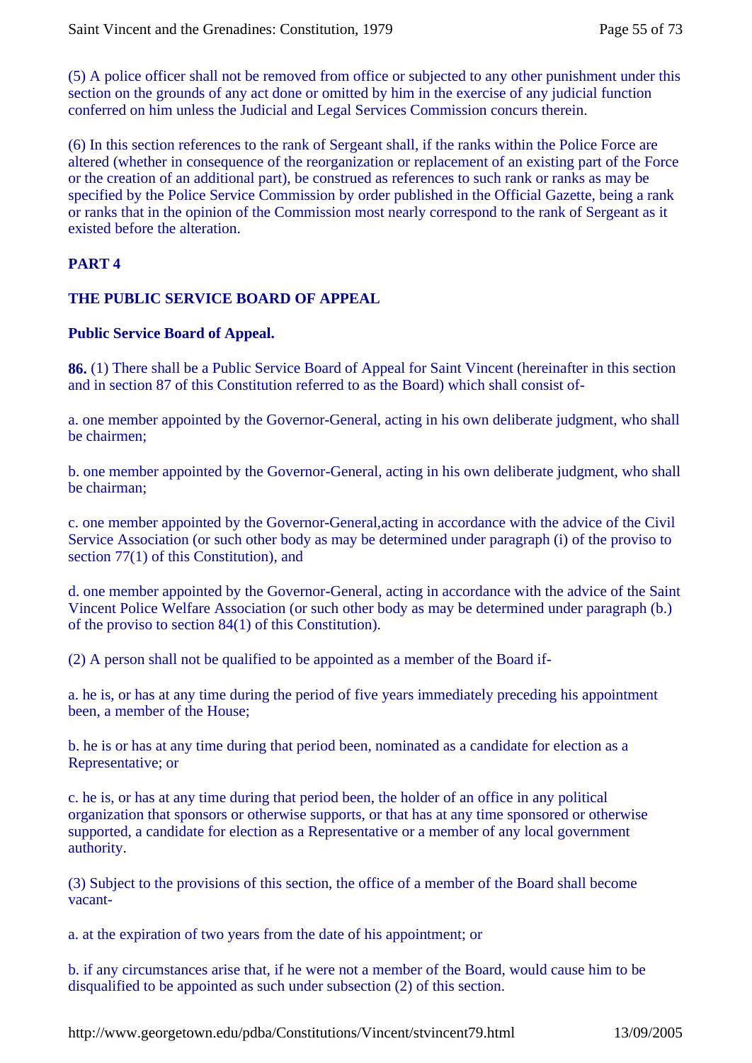(5) A police officer shall not be removed from office or subjected to any other punishment under this section on the grounds of any act done or omitted by him in the exercise of any judicial function conferred on him unless the Judicial and Legal Services Commission concurs therein.

(6) In this section references to the rank of Sergeant shall, if the ranks within the Police Force are altered (whether in consequence of the reorganization or replacement of an existing part of the Force or the creation of an additional part), be construed as references to such rank or ranks as may be specified by the Police Service Commission by order published in the Official Gazette, being a rank or ranks that in the opinion of the Commission most nearly correspond to the rank of Sergeant as it existed before the alteration.

**PART 4**

**THE PUBLIC SERVICE BOARD OF APPEAL**

**Public Service Board of Appeal.**

**86.** (1) There shall be a Public Service Board of Appeal for Saint Vincent (hereinafter in this section and in section 87 of this Constitution referred to as the Board) which shall consist of-

a. one member appointed by the Governor-General, acting in his own deliberate judgment, who shall be chairmen;

b. one member appointed by the Governor-General, acting in his own deliberate judgment, who shall be chairman;

c. one member appointed by the Governor-General,acting in accordance with the advice of the Civil Service Association (or such other body as may be determined under paragraph (i) of the proviso to section 77(1) of this Constitution), and

d. one member appointed by the Governor-General, acting in accordance with the advice of the Saint Vincent Police Welfare Association (or such other body as may be determined under paragraph (b.) of the proviso to section 84(1) of this Constitution).

(2) A person shall not be qualified to be appointed as a member of the Board if-

a. he is, or has at any time during the period of five years immediately preceding his appointment been, a member of the House;

b. he is or has at any time during that period been, nominated as a candidate for election as a Representative; or

c. he is, or has at any time during that period been, the holder of an office in any political organization that sponsors or otherwise supports, or that has at any time sponsored or otherwise supported, a candidate for election as a Representative or a member of any local government authority.

(3) Subject to the provisions of this section, the office of a member of the Board shall become vacant-

a. at the expiration of two years from the date of his appointment; or

b. if any circumstances arise that, if he were not a member of the Board, would cause him to be disqualified to be appointed as such under subsection (2) of this section.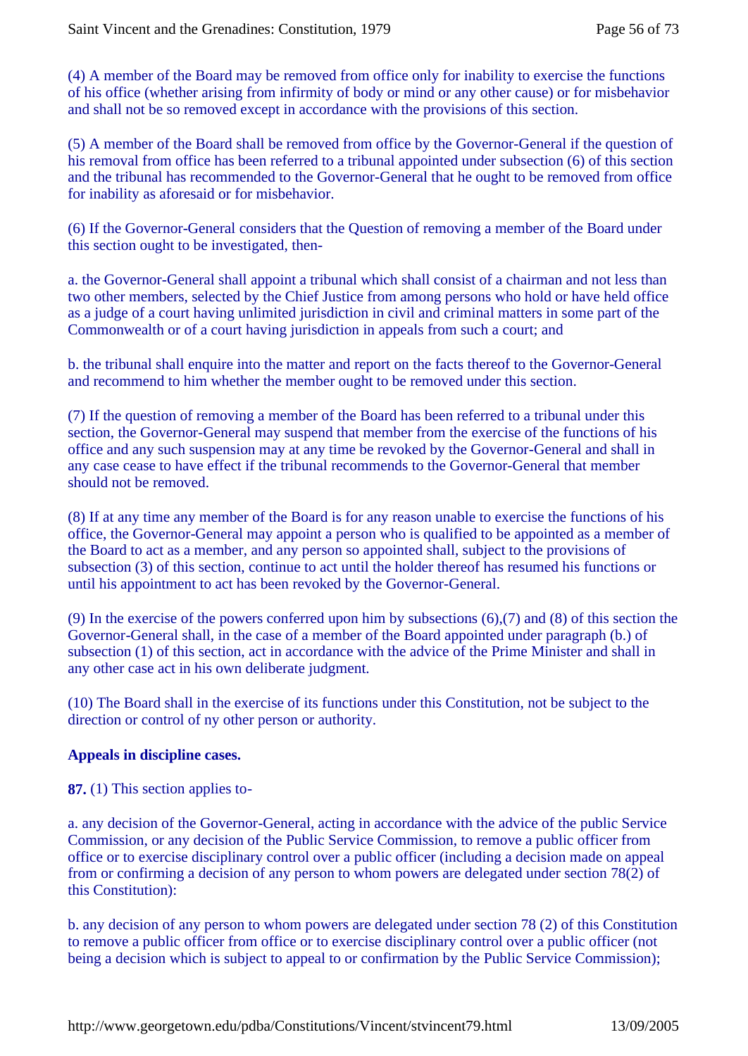(4) A member of the Board may be removed from office only for inability to exercise the functions of his office (whether arising from infirmity of body or mind or any other cause) or for misbehavior and shall not be so removed except in accordance with the provisions of this section.

(5) A member of the Board shall be removed from office by the Governor-General if the question of his removal from office has been referred to a tribunal appointed under subsection (6) of this section and the tribunal has recommended to the Governor-General that he ought to be removed from office for inability as aforesaid or for misbehavior.

(6) If the Governor-General considers that the Question of removing a member of the Board under this section ought to be investigated, then-

a. the Governor-General shall appoint a tribunal which shall consist of a chairman and not less than two other members, selected by the Chief Justice from among persons who hold or have held office as a judge of a court having unlimited jurisdiction in civil and criminal matters in some part of the Commonwealth or of a court having jurisdiction in appeals from such a court; and

b. the tribunal shall enquire into the matter and report on the facts thereof to the Governor-General and recommend to him whether the member ought to be removed under this section.

(7) If the question of removing a member of the Board has been referred to a tribunal under this section, the Governor-General may suspend that member from the exercise of the functions of his office and any such suspension may at any time be revoked by the Governor-General and shall in any case cease to have effect if the tribunal recommends to the Governor-General that member should not be removed.

(8) If at any time any member of the Board is for any reason unable to exercise the functions of his office, the Governor-General may appoint a person who is qualified to be appointed as a member of the Board to act as a member, and any person so appointed shall, subject to the provisions of subsection (3) of this section, continue to act until the holder thereof has resumed his functions or until his appointment to act has been revoked by the Governor-General.

(9) In the exercise of the powers conferred upon him by subsections (6),(7) and (8) of this section the Governor-General shall, in the case of a member of the Board appointed under paragraph (b.) of subsection (1) of this section, act in accordance with the advice of the Prime Minister and shall in any other case act in his own deliberate judgment.

(10) The Board shall in the exercise of its functions under this Constitution, not be subject to the direction or control of ny other person or authority.

**Appeals in discipline cases.**

**87.** (1) This section applies to-

a. any decision of the Governor-General, acting in accordance with the advice of the public Service Commission, or any decision of the Public Service Commission, to remove a public officer from office or to exercise disciplinary control over a public officer (including a decision made on appeal from or confirming a decision of any person to whom powers are delegated under section 78(2) of this Constitution):

b. any decision of any person to whom powers are delegated under section 78 (2) of this Constitution to remove a public officer from office or to exercise disciplinary control over a public officer (not being a decision which is subject to appeal to or confirmation by the Public Service Commission);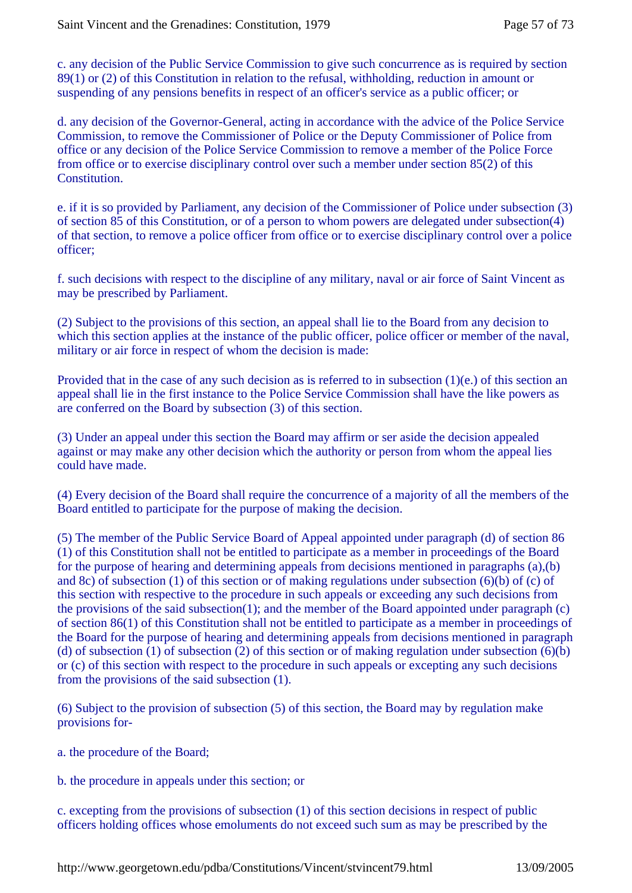c. any decision of the Public Service Commission to give such concurrence as is required by section 89(1) or (2) of this Constitution in relation to the refusal, withholding, reduction in amount or suspending of any pensions benefits in respect of an officer's service as a public officer; or

d. any decision of the Governor-General, acting in accordance with the advice of the Police Service Commission, to remove the Commissioner of Police or the Deputy Commissioner of Police from office or any decision of the Police Service Commission to remove a member of the Police Force from office or to exercise disciplinary control over such a member under section 85(2) of this Constitution.

e. if it is so provided by Parliament, any decision of the Commissioner of Police under subsection (3) of section 85 of this Constitution, or of a person to whom powers are delegated under subsection(4) of that section, to remove a police officer from office or to exercise disciplinary control over a police officer;

f. such decisions with respect to the discipline of any military, naval or air force of Saint Vincent as may be prescribed by Parliament.

(2) Subject to the provisions of this section, an appeal shall lie to the Board from any decision to which this section applies at the instance of the public officer, police officer or member of the naval, military or air force in respect of whom the decision is made:

Provided that in the case of any such decision as is referred to in subsection (1)(e.) of this section an appeal shall lie in the first instance to the Police Service Commission shall have the like powers as are conferred on the Board by subsection (3) of this section.

(3) Under an appeal under this section the Board may affirm or ser aside the decision appealed against or may make any other decision which the authority or person from whom the appeal lies could have made.

(4) Every decision of the Board shall require the concurrence of a majority of all the members of the Board entitled to participate for the purpose of making the decision.

(5) The member of the Public Service Board of Appeal appointed under paragraph (d) of section 86 (1) of this Constitution shall not be entitled to participate as a member in proceedings of the Board for the purpose of hearing and determining appeals from decisions mentioned in paragraphs (a),(b) and 8c) of subsection (1) of this section or of making regulations under subsection (6)(b) of (c) of this section with respective to the procedure in such appeals or exceeding any such decisions from the provisions of the said subsection(1); and the member of the Board appointed under paragraph (c) of section 86(1) of this Constitution shall not be entitled to participate as a member in proceedings of the Board for the purpose of hearing and determining appeals from decisions mentioned in paragraph (d) of subsection (1) of subsection (2) of this section or of making regulation under subsection (6)(b) or (c) of this section with respect to the procedure in such appeals or excepting any such decisions from the provisions of the said subsection (1).

(6) Subject to the provision of subsection (5) of this section, the Board may by regulation make provisions for-

a. the procedure of the Board;

b. the procedure in appeals under this section; or

c. excepting from the provisions of subsection (1) of this section decisions in respect of public officers holding offices whose emoluments do not exceed such sum as may be prescribed by the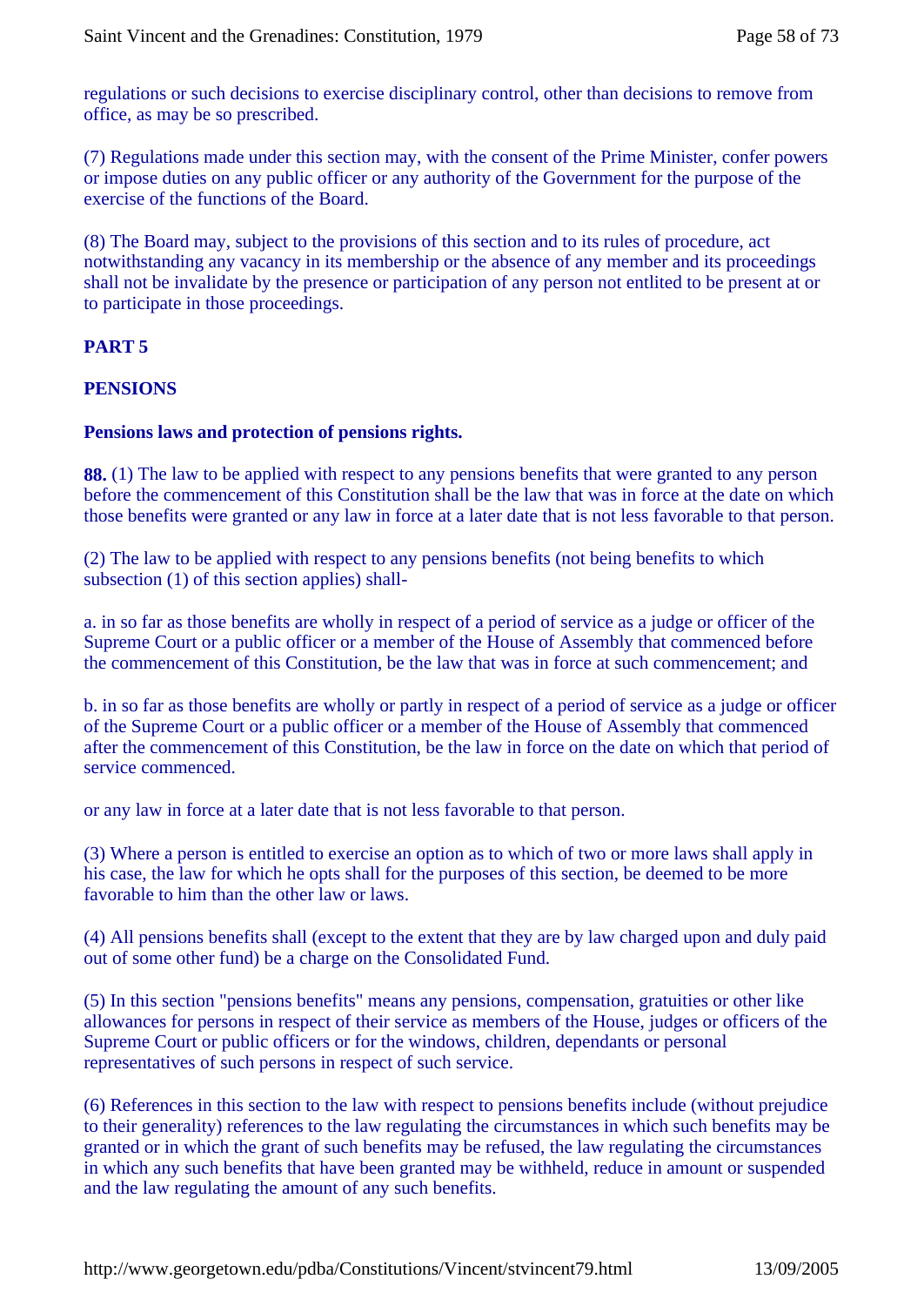regulations or such decisions to exercise disciplinary control, other than decisions to remove from office, as may be so prescribed.

(7) Regulations made under this section may, with the consent of the Prime Minister, confer powers or impose duties on any public officer or any authority of the Government for the purpose of the exercise of the functions of the Board.

(8) The Board may, subject to the provisions of this section and to its rules of procedure, act notwithstanding any vacancy in its membership or the absence of any member and its proceedings shall not be invalidate by the presence or participation of any person not entlited to be present at or to participate in those proceedings.

**PART 5**

**PENSIONS**

**Pensions laws and protection of pensions rights.**

**88.** (1) The law to be applied with respect to any pensions benefits that were granted to any person before the commencement of this Constitution shall be the law that was in force at the date on which those benefits were granted or any law in force at a later date that is not less favorable to that person.

(2) The law to be applied with respect to any pensions benefits (not being benefits to which subsection (1) of this section applies) shall-

a. in so far as those benefits are wholly in respect of a period of service as a judge or officer of the Supreme Court or a public officer or a member of the House of Assembly that commenced before the commencement of this Constitution, be the law that was in force at such commencement; and

b. in so far as those benefits are wholly or partly in respect of a period of service as a judge or officer of the Supreme Court or a public officer or a member of the House of Assembly that commenced after the commencement of this Constitution, be the law in force on the date on which that period of service commenced.

or any law in force at a later date that is not less favorable to that person.

(3) Where a person is entitled to exercise an option as to which of two or more laws shall apply in his case, the law for which he opts shall for the purposes of this section, be deemed to be more favorable to him than the other law or laws.

(4) All pensions benefits shall (except to the extent that they are by law charged upon and duly paid out of some other fund) be a charge on the Consolidated Fund.

(5) In this section "pensions benefits" means any pensions, compensation, gratuities or other like allowances for persons in respect of their service as members of the House, judges or officers of the Supreme Court or public officers or for the windows, children, dependants or personal representatives of such persons in respect of such service.

(6) References in this section to the law with respect to pensions benefits include (without prejudice to their generality) references to the law regulating the circumstances in which such benefits may be granted or in which the grant of such benefits may be refused, the law regulating the circumstances in which any such benefits that have been granted may be withheld, reduce in amount or suspended and the law regulating the amount of any such benefits.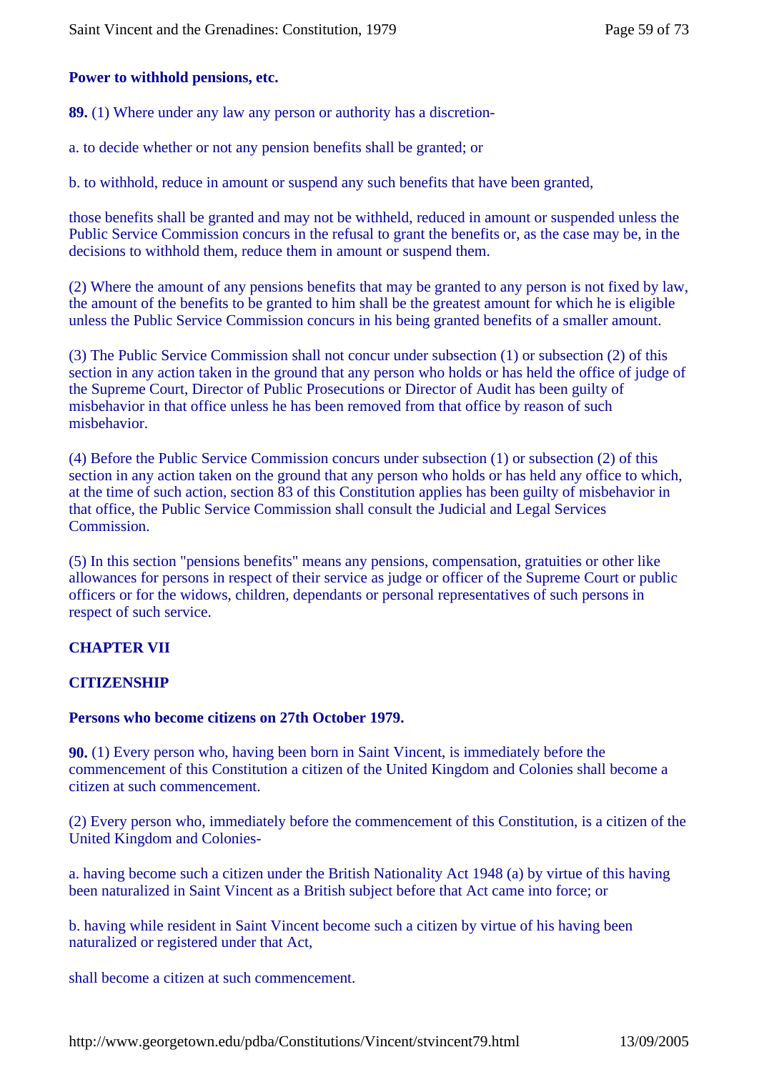**Power to withhold pensions, etc.**

**89.** (1) Where under any law any person or authority has a discretion-

a. to decide whether or not any pension benefits shall be granted; or

b. to withhold, reduce in amount or suspend any such benefits that have been granted,

those benefits shall be granted and may not be withheld, reduced in amount or suspended unless the Public Service Commission concurs in the refusal to grant the benefits or, as the case may be, in the decisions to withhold them, reduce them in amount or suspend them.

(2) Where the amount of any pensions benefits that may be granted to any person is not fixed by law, the amount of the benefits to be granted to him shall be the greatest amount for which he is eligible unless the Public Service Commission concurs in his being granted benefits of a smaller amount.

(3) The Public Service Commission shall not concur under subsection (1) or subsection (2) of this section in any action taken in the ground that any person who holds or has held the office of judge of the Supreme Court, Director of Public Prosecutions or Director of Audit has been guilty of misbehavior in that office unless he has been removed from that office by reason of such misbehavior.

(4) Before the Public Service Commission concurs under subsection (1) or subsection (2) of this section in any action taken on the ground that any person who holds or has held any office to which, at the time of such action, section 83 of this Constitution applies has been guilty of misbehavior in that office, the Public Service Commission shall consult the Judicial and Legal Services Commission.

(5) In this section "pensions benefits" means any pensions, compensation, gratuities or other like allowances for persons in respect of their service as judge or officer of the Supreme Court or public officers or for the widows, children, dependants or personal representatives of such persons in respect of such service.

## CHAPTER VII

## CITIZENSHIP

**Persons who become citizens on 27th October 1979.**

**90.** (1) Every person who, having been born in Saint Vincent, is immediately before the commencement of this Constitution a citizen of the United Kingdom and Colonies shall become a citizen at such commencement.

(2) Every person who, immediately before the commencement of this Constitution, is a citizen of the United Kingdom and Colonies-

a. having become such a citizen under the British Nationality Act 1948 (a) by virtue of this having been naturalized in Saint Vincent as a British subject before that Act came into force; or

b. having while resident in Saint Vincent become such a citizen by virtue of his having been naturalized or registered under that Act,

shall become a citizen at such commencement.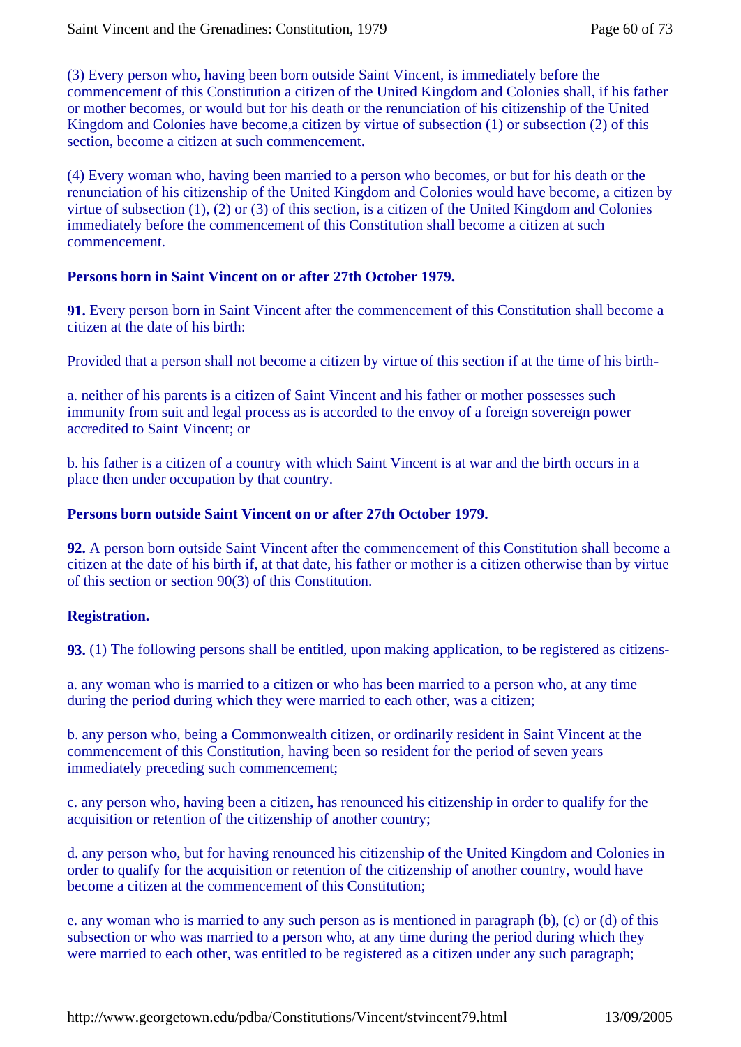(3) Every person who, having been born outside Saint Vincent, is immediately before the commencement of this Constitution a citizen of the United Kingdom and Colonies shall, if his father or mother becomes, or would but for his death or the renunciation of his citizenship of the United Kingdom and Colonies have become,a citizen by virtue of subsection (1) or subsection (2) of this section, become a citizen at such commencement.

(4) Every woman who, having been married to a person who becomes, or but for his death or the renunciation of his citizenship of the United Kingdom and Colonies would have become, a citizen by virtue of subsection (1), (2) or (3) of this section, is a citizen of the United Kingdom and Colonies immediately before the commencement of this Constitution shall become a citizen at such commencement.

**Persons born in Saint Vincent on or after 27th October 1979.**

**91.** Every person born in Saint Vincent after the commencement of this Constitution shall become a citizen at the date of his birth:

Provided that a person shall not become a citizen by virtue of this section if at the time of his birth-

a. neither of his parents is a citizen of Saint Vincent and his father or mother possesses such immunity from suit and legal process as is accorded to the envoy of a foreign sovereign power accredited to Saint Vincent; or

b. his father is a citizen of a country with which Saint Vincent is at war and the birth occurs in a place then under occupation by that country.

**Persons born outside Saint Vincent on or after 27th October 1979.**

**92.** A person born outside Saint Vincent after the commencement of this Constitution shall become a citizen at the date of his birth if, at that date, his father or mother is a citizen otherwise than by virtue of this section or section 90(3) of this Constitution.

**Registration.**

**93.** (1) The following persons shall be entitled, upon making application, to be registered as citizens-

a. any woman who is married to a citizen or who has been married to a person who, at any time during the period during which they were married to each other, was a citizen;

b. any person who, being a Commonwealth citizen, or ordinarily resident in Saint Vincent at the commencement of this Constitution, having been so resident for the period of seven years immediately preceding such commencement;

c. any person who, having been a citizen, has renounced his citizenship in order to qualify for the acquisition or retention of the citizenship of another country;

d. any person who, but for having renounced his citizenship of the United Kingdom and Colonies in order to qualify for the acquisition or retention of the citizenship of another country, would have become a citizen at the commencement of this Constitution;

e. any woman who is married to any such person as is mentioned in paragraph (b), (c) or (d) of this subsection or who was married to a person who, at any time during the period during which they were married to each other, was entitled to be registered as a citizen under any such paragraph;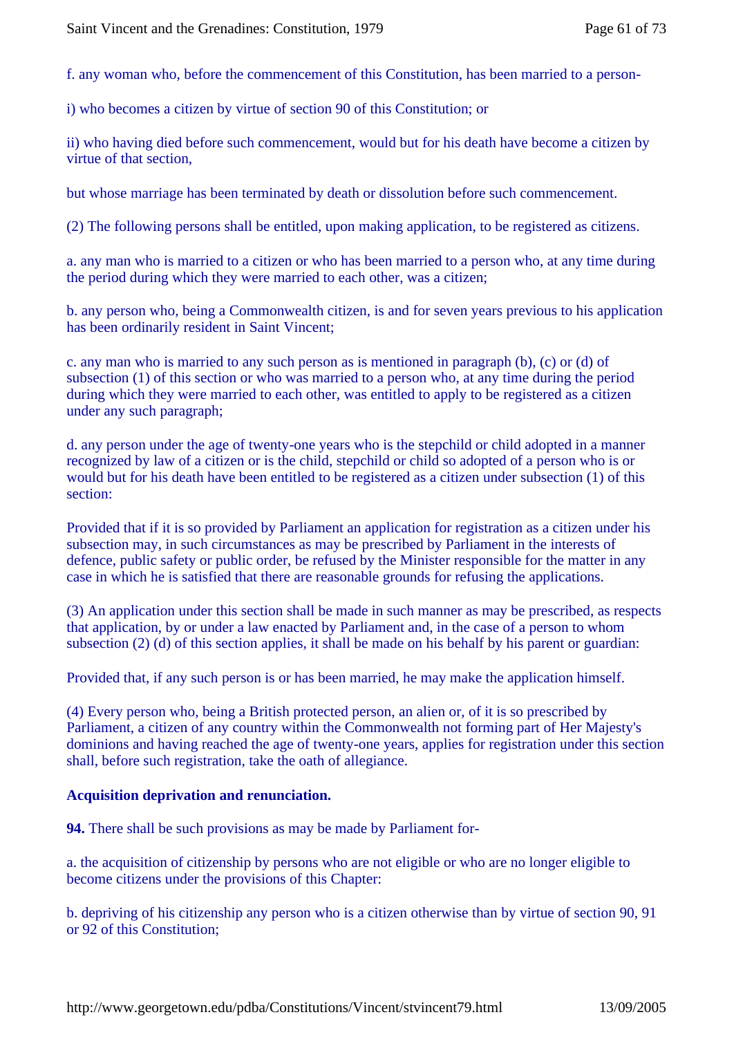f. any woman who, before the commencement of this Constitution, has been married to a person-

i) who becomes a citizen by virtue of section 90 of this Constitution; or

ii) who having died before such commencement, would but for his death have become a citizen by virtue of that section,

but whose marriage has been terminated by death or dissolution before such commencement.

(2) The following persons shall be entitled, upon making application, to be registered as citizens.

a. any man who is married to a citizen or who has been married to a person who, at any time during the period during which they were married to each other, was a citizen;

b. any person who, being a Commonwealth citizen, is and for seven years previous to his application has been ordinarily resident in Saint Vincent;

c. any man who is married to any such person as is mentioned in paragraph (b), (c) or (d) of subsection (1) of this section or who was married to a person who, at any time during the period during which they were married to each other, was entitled to apply to be registered as a citizen under any such paragraph;

d. any person under the age of twenty-one years who is the stepchild or child adopted in a manner recognized by law of a citizen or is the child, stepchild or child so adopted of a person who is or would but for his death have been entitled to be registered as a citizen under subsection (1) of this section:

Provided that if it is so provided by Parliament an application for registration as a citizen under his subsection may, in such circumstances as may be prescribed by Parliament in the interests of defence, public safety or public order, be refused by the Minister responsible for the matter in any case in which he is satisfied that there are reasonable grounds for refusing the applications.

(3) An application under this section shall be made in such manner as may be prescribed, as respects that application, by or under a law enacted by Parliament and, in the case of a person to whom subsection (2) (d) of this section applies, it shall be made on his behalf by his parent or guardian:

Provided that, if any such person is or has been married, he may make the application himself.

(4) Every person who, being a British protected person, an alien or, of it is so prescribed by Parliament, a citizen of any country within the Commonwealth not forming part of Her Majesty's dominions and having reached the age of twenty-one years, applies for registration under this section shall, before such registration, take the oath of allegiance.

**Acquisition deprivation and renunciation.**

**94.** There shall be such provisions as may be made by Parliament for-

a. the acquisition of citizenship by persons who are not eligible or who are no longer eligible to become citizens under the provisions of this Chapter:

b. depriving of his citizenship any person who is a citizen otherwise than by virtue of section 90, 91 or 92 of this Constitution;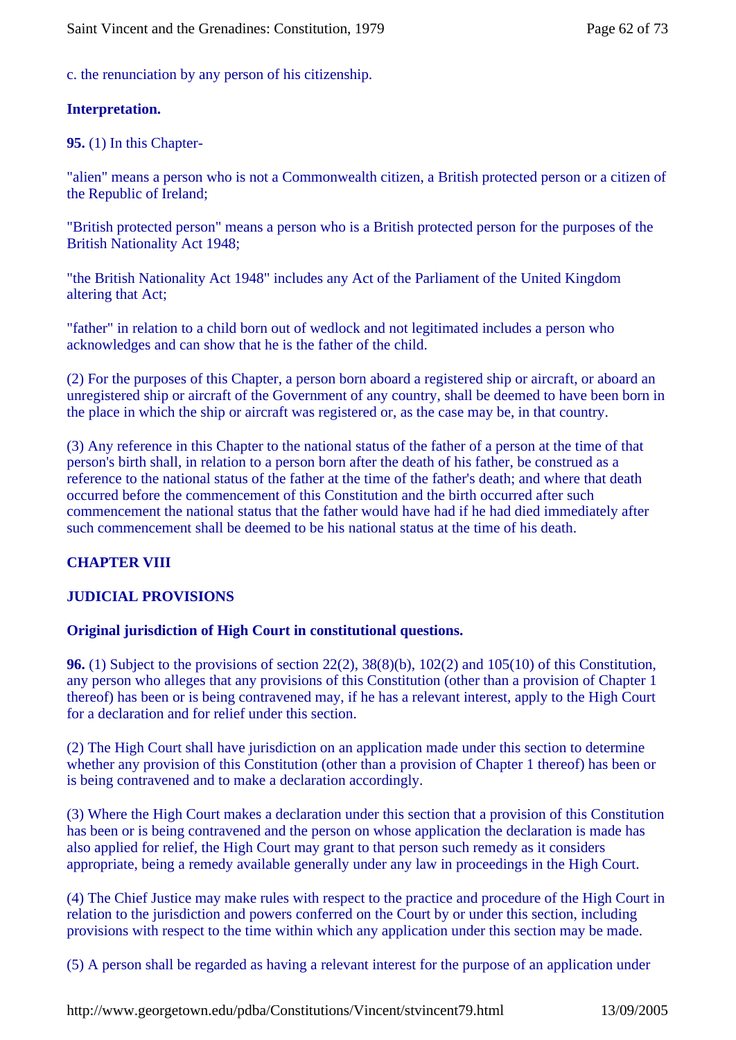c. the renunciation by any person of his citizenship.

**Interpretation.**

**95.** (1) In this Chapter-

"alien" means a person who is not a Commonwealth citizen, a British protected person or a citizen of the Republic of Ireland;

"British protected person" means a person who is a British protected person for the purposes of the British Nationality Act 1948;

"the British Nationality Act 1948" includes any Act of the Parliament of the United Kingdom altering that Act;

"father" in relation to a child born out of wedlock and not legitimated includes a person who acknowledges and can show that he is the father of the child.

(2) For the purposes of this Chapter, a person born aboard a registered ship or aircraft, or aboard an unregistered ship or aircraft of the Government of any country, shall be deemed to have been born in the place in which the ship or aircraft was registered or, as the case may be, in that country.

(3) Any reference in this Chapter to the national status of the father of a person at the time of that person's birth shall, in relation to a person born after the death of his father, be construed as a reference to the national status of the father at the time of the father's death; and where that death occurred before the commencement of this Constitution and the birth occurred after such commencement the national status that the father would have had if he had died immediately after such commencement shall be deemed to be his national status at the time of his death.

## CHAPTER VIII

## JUDICIAL PROVISIONS

**Original jurisdiction of High Court in constitutional questions.**

**96.** (1) Subject to the provisions of section 22(2), 38(8)(b), 102(2) and 105(10) of this Constitution, any person who alleges that any provisions of this Constitution (other than a provision of Chapter 1 thereof) has been or is being contravened may, if he has a relevant interest, apply to the High Court for a declaration and for relief under this section.

(2) The High Court shall have jurisdiction on an application made under this section to determine whether any provision of this Constitution (other than a provision of Chapter 1 thereof) has been or is being contravened and to make a declaration accordingly.

(3) Where the High Court makes a declaration under this section that a provision of this Constitution has been or is being contravened and the person on whose application the declaration is made has also applied for relief, the High Court may grant to that person such remedy as it considers appropriate, being a remedy available generally under any law in proceedings in the High Court.

(4) The Chief Justice may make rules with respect to the practice and procedure of the High Court in relation to the jurisdiction and powers conferred on the Court by or under this section, including provisions with respect to the time within which any application under this section may be made.

(5) A person shall be regarded as having a relevant interest for the purpose of an application under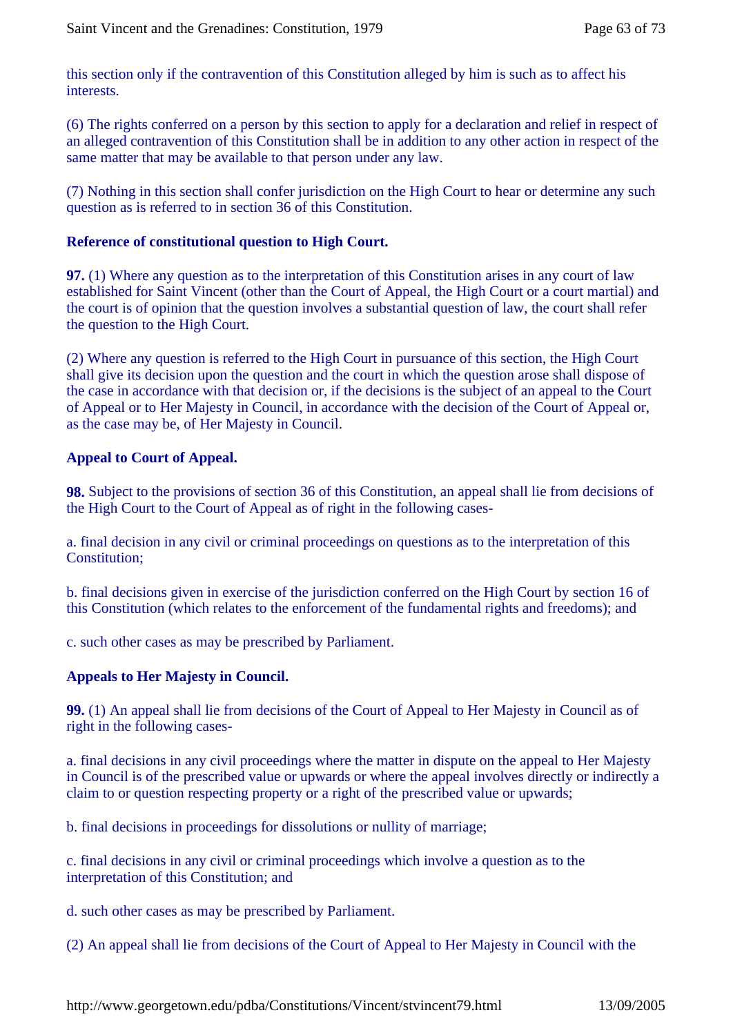this section only if the contravention of this Constitution alleged by him is such as to affect his interests.

(6) The rights conferred on a person by this section to apply for a declaration and relief in respect of an alleged contravention of this Constitution shall be in addition to any other action in respect of the same matter that may be available to that person under any law.

(7) Nothing in this section shall confer jurisdiction on the High Court to hear or determine any such question as is referred to in section 36 of this Constitution.

**Reference of constitutional question to High Court.**

**97.** (1) Where any question as to the interpretation of this Constitution arises in any court of law established for Saint Vincent (other than the Court of Appeal, the High Court or a court martial) and the court is of opinion that the question involves a substantial question of law, the court shall refer the question to the High Court.

(2) Where any question is referred to the High Court in pursuance of this section, the High Court shall give its decision upon the question and the court in which the question arose shall dispose of the case in accordance with that decision or, if the decisions is the subject of an appeal to the Court of Appeal or to Her Majesty in Council, in accordance with the decision of the Court of Appeal or, as the case may be, of Her Majesty in Council.

**Appeal to Court of Appeal.**

**98.** Subject to the provisions of section 36 of this Constitution, an appeal shall lie from decisions of the High Court to the Court of Appeal as of right in the following cases-

a. final decision in any civil or criminal proceedings on questions as to the interpretation of this Constitution;

b. final decisions given in exercise of the jurisdiction conferred on the High Court by section 16 of this Constitution (which relates to the enforcement of the fundamental rights and freedoms); and

c. such other cases as may be prescribed by Parliament.

**Appeals to Her Majesty in Council.**

**99.** (1) An appeal shall lie from decisions of the Court of Appeal to Her Majesty in Council as of right in the following cases-

a. final decisions in any civil proceedings where the matter in dispute on the appeal to Her Majesty in Council is of the prescribed value or upwards or where the appeal involves directly or indirectly a claim to or question respecting property or a right of the prescribed value or upwards;

b. final decisions in proceedings for dissolutions or nullity of marriage;

c. final decisions in any civil or criminal proceedings which involve a question as to the interpretation of this Constitution; and

d. such other cases as may be prescribed by Parliament.

(2) An appeal shall lie from decisions of the Court of Appeal to Her Majesty in Council with the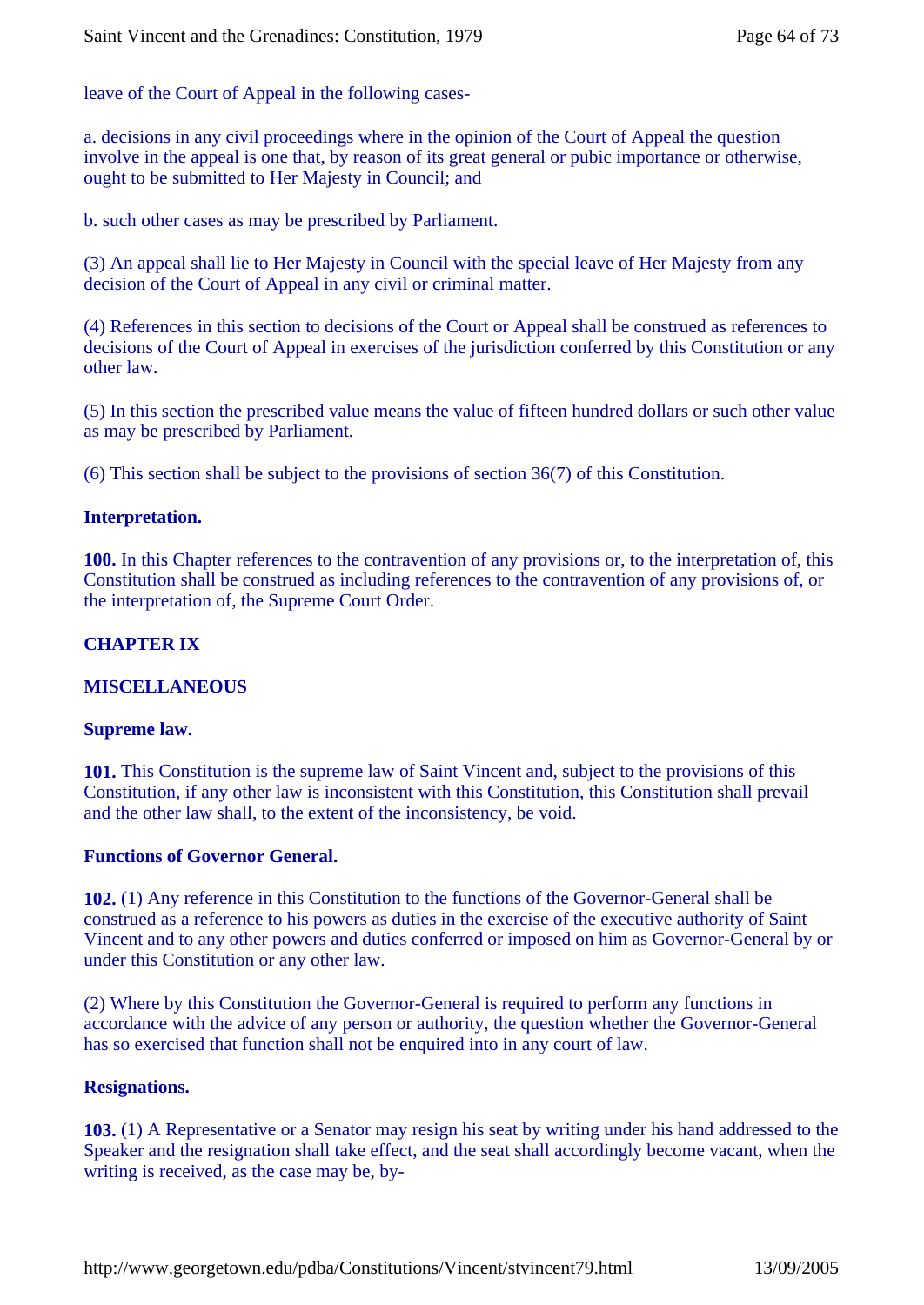leave of the Court of Appeal in the following cases-

a. decisions in any civil proceedings where in the opinion of the Court of Appeal the question involve in the appeal is one that, by reason of its great general or pubic importance or otherwise, ought to be submitted to Her Majesty in Council; and

b. such other cases as may be prescribed by Parliament.

(3) An appeal shall lie to Her Majesty in Council with the special leave of Her Majesty from any decision of the Court of Appeal in any civil or criminal matter.

(4) References in this section to decisions of the Court or Appeal shall be construed as references to decisions of the Court of Appeal in exercises of the jurisdiction conferred by this Constitution or any other law.

(5) In this section the prescribed value means the value of fifteen hundred dollars or such other value as may be prescribed by Parliament.

(6) This section shall be subject to the provisions of section 36(7) of this Constitution.

**Interpretation.**

**100.** In this Chapter references to the contravention of any provisions or, to the interpretation of, this Constitution shall be construed as including references to the contravention of any provisions of, or the interpretation of, the Supreme Court Order.

## CHAPTER IX

## MISCELLANEOUS

**Supreme law.**

**101.** This Constitution is the supreme law of Saint Vincent and, subject to the provisions of this Constitution, if any other law is inconsistent with this Constitution, this Constitution shall prevail and the other law shall, to the extent of the inconsistency, be void.

**Functions of Governor General.**

**102.** (1) Any reference in this Constitution to the functions of the Governor-General shall be construed as a reference to his powers as duties in the exercise of the executive authority of Saint Vincent and to any other powers and duties conferred or imposed on him as Governor-General by or under this Constitution or any other law.

(2) Where by this Constitution the Governor-General is required to perform any functions in accordance with the advice of any person or authority, the question whether the Governor-General has so exercised that function shall not be enquired into in any court of law.

**Resignations.**

**103.** (1) A Representative or a Senator may resign his seat by writing under his hand addressed to the Speaker and the resignation shall take effect, and the seat shall accordingly become vacant, when the writing is received, as the case may be, by-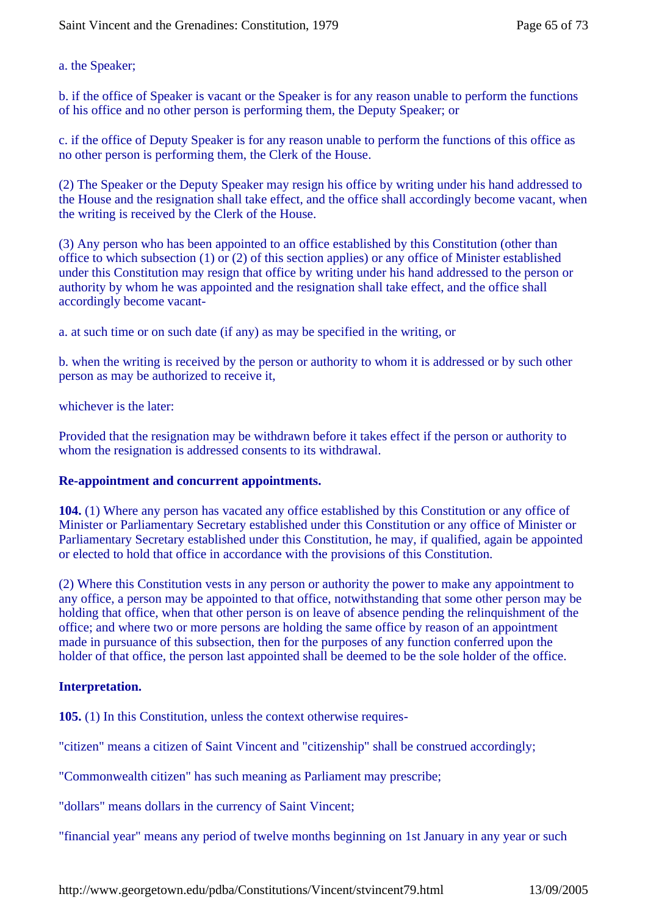a. the Speaker;

b. if the office of Speaker is vacant or the Speaker is for any reason unable to perform the functions of his office and no other person is performing them, the Deputy Speaker; or

c. if the office of Deputy Speaker is for any reason unable to perform the functions of this office as no other person is performing them, the Clerk of the House.

(2) The Speaker or the Deputy Speaker may resign his office by writing under his hand addressed to the House and the resignation shall take effect, and the office shall accordingly become vacant, when the writing is received by the Clerk of the House.

(3) Any person who has been appointed to an office established by this Constitution (other than office to which subsection (1) or (2) of this section applies) or any office of Minister established under this Constitution may resign that office by writing under his hand addressed to the person or authority by whom he was appointed and the resignation shall take effect, and the office shall accordingly become vacant-

a. at such time or on such date (if any) as may be specified in the writing, or

b. when the writing is received by the person or authority to whom it is addressed or by such other person as may be authorized to receive it,

whichever is the later:

Provided that the resignation may be withdrawn before it takes effect if the person or authority to whom the resignation is addressed consents to its withdrawal.

**Re-appointment and concurrent appointments.**

**104.** (1) Where any person has vacated any office established by this Constitution or any office of Minister or Parliamentary Secretary established under this Constitution or any office of Minister or Parliamentary Secretary established under this Constitution, he may, if qualified, again be appointed or elected to hold that office in accordance with the provisions of this Constitution.

(2) Where this Constitution vests in any person or authority the power to make any appointment to any office, a person may be appointed to that office, notwithstanding that some other person may be holding that office, when that other person is on leave of absence pending the relinquishment of the office; and where two or more persons are holding the same office by reason of an appointment made in pursuance of this subsection, then for the purposes of any function conferred upon the holder of that office, the person last appointed shall be deemed to be the sole holder of the office.

**Interpretation.**

**105.** (1) In this Constitution, unless the context otherwise requires-

"citizen" means a citizen of Saint Vincent and "citizenship" shall be construed accordingly;

"Commonwealth citizen" has such meaning as Parliament may prescribe;

"dollars" means dollars in the currency of Saint Vincent;

"financial year" means any period of twelve months beginning on 1st January in any year or such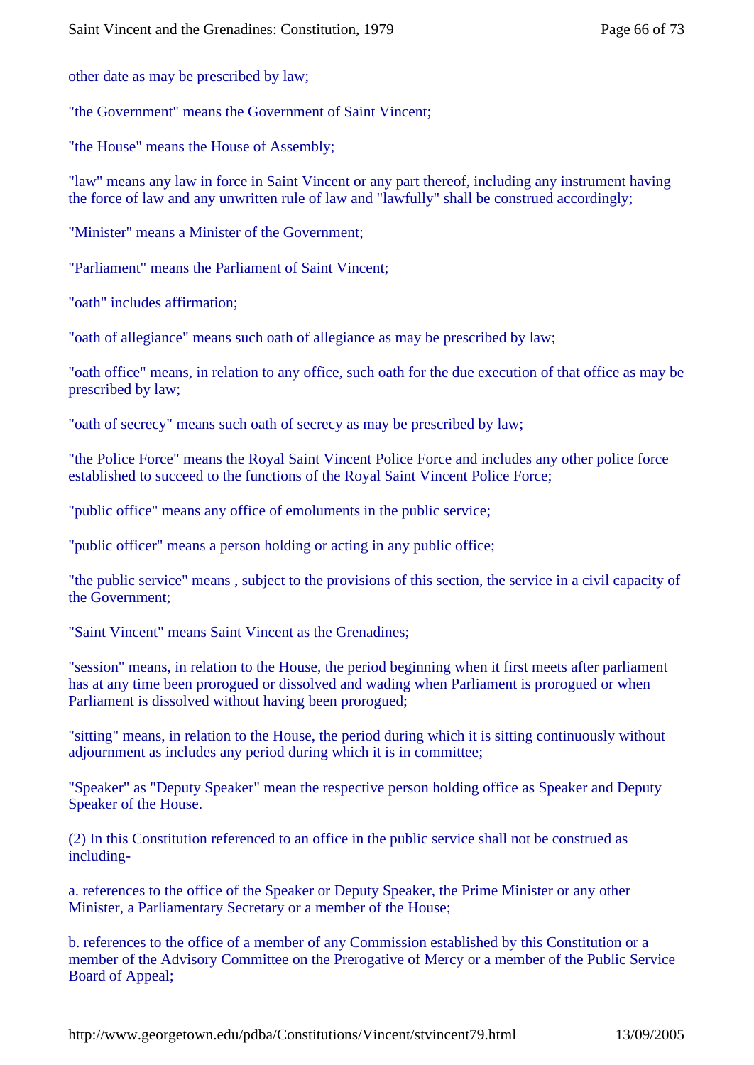other date as may be prescribed by law;

"the Government" means the Government of Saint Vincent;

"the House" means the House of Assembly;

"law" means any law in force in Saint Vincent or any part thereof, including any instrument having the force of law and any unwritten rule of law and "lawfully" shall be construed accordingly;

"Minister" means a Minister of the Government;

"Parliament" means the Parliament of Saint Vincent;

"oath" includes affirmation;

"oath of allegiance" means such oath of allegiance as may be prescribed by law;

"oath office" means, in relation to any office, such oath for the due execution of that office as may be prescribed by law;

"oath of secrecy" means such oath of secrecy as may be prescribed by law;

"the Police Force" means the Royal Saint Vincent Police Force and includes any other police force established to succeed to the functions of the Royal Saint Vincent Police Force;

"public office" means any office of emoluments in the public service;

"public officer" means a person holding or acting in any public office;

"the public service" means , subject to the provisions of this section, the service in a civil capacity of the Government;

"Saint Vincent" means Saint Vincent as the Grenadines;

"session" means, in relation to the House, the period beginning when it first meets after parliament has at any time been prorogued or dissolved and wading when Parliament is prorogued or when Parliament is dissolved without having been prorogued;

"sitting" means, in relation to the House, the period during which it is sitting continuously without adjournment as includes any period during which it is in committee;

"Speaker" as "Deputy Speaker" mean the respective person holding office as Speaker and Deputy Speaker of the House.

(2) In this Constitution referenced to an office in the public service shall not be construed as including-

a. references to the office of the Speaker or Deputy Speaker, the Prime Minister or any other Minister, a Parliamentary Secretary or a member of the House;

b. references to the office of a member of any Commission established by this Constitution or a member of the Advisory Committee on the Prerogative of Mercy or a member of the Public Service Board of Appeal;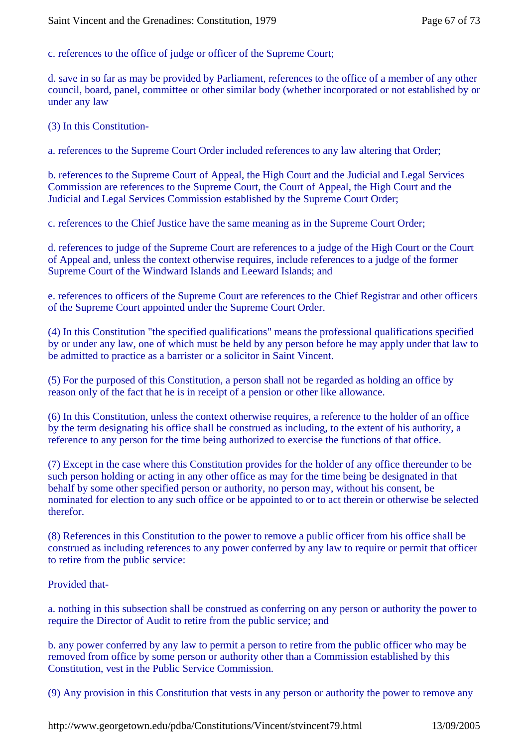c. references to the office of judge or officer of the Supreme Court;

d. save in so far as may be provided by Parliament, references to the office of a member of any other council, board, panel, committee or other similar body (whether incorporated or not established by or under any law

(3) In this Constitution-

a. references to the Supreme Court Order included references to any law altering that Order;

b. references to the Supreme Court of Appeal, the High Court and the Judicial and Legal Services Commission are references to the Supreme Court, the Court of Appeal, the High Court and the Judicial and Legal Services Commission established by the Supreme Court Order;

c. references to the Chief Justice have the same meaning as in the Supreme Court Order;

d. references to judge of the Supreme Court are references to a judge of the High Court or the Court of Appeal and, unless the context otherwise requires, include references to a judge of the former Supreme Court of the Windward Islands and Leeward Islands; and

e. references to officers of the Supreme Court are references to the Chief Registrar and other officers of the Supreme Court appointed under the Supreme Court Order.

(4) In this Constitution "the specified qualifications" means the professional qualifications specified by or under any law, one of which must be held by any person before he may apply under that law to be admitted to practice as a barrister or a solicitor in Saint Vincent.

(5) For the purposed of this Constitution, a person shall not be regarded as holding an office by reason only of the fact that he is in receipt of a pension or other like allowance.

(6) In this Constitution, unless the context otherwise requires, a reference to the holder of an office by the term designating his office shall be construed as including, to the extent of his authority, a reference to any person for the time being authorized to exercise the functions of that office.

(7) Except in the case where this Constitution provides for the holder of any office thereunder to be such person holding or acting in any other office as may for the time being be designated in that behalf by some other specified person or authority, no person may, without his consent, be nominated for election to any such office or be appointed to or to act therein or otherwise be selected therefor.

(8) References in this Constitution to the power to remove a public officer from his office shall be construed as including references to any power conferred by any law to require or permit that officer to retire from the public service:

Provided that-

a. nothing in this subsection shall be construed as conferring on any person or authority the power to require the Director of Audit to retire from the public service; and

b. any power conferred by any law to permit a person to retire from the public officer who may be removed from office by some person or authority other than a Commission established by this Constitution, vest in the Public Service Commission.

(9) Any provision in this Constitution that vests in any person or authority the power to remove any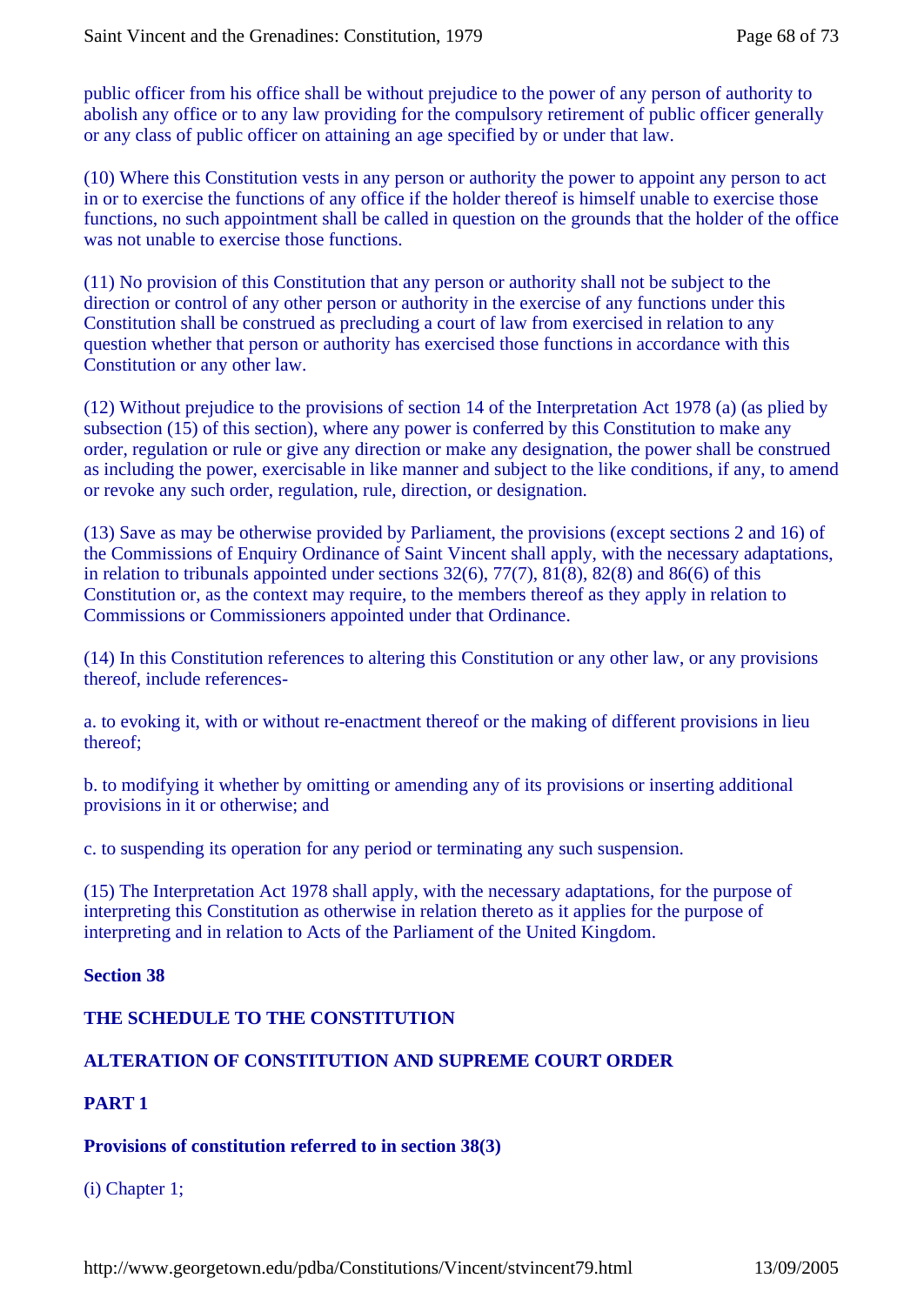public officer from his office shall be without prejudice to the power of any person of authority to abolish any office or to any law providing for the compulsory retirement of public officer generally or any class of public officer on attaining an age specified by or under that law.

(10) Where this Constitution vests in any person or authority the power to appoint any person to act in or to exercise the functions of any office if the holder thereof is himself unable to exercise those functions, no such appointment shall be called in question on the grounds that the holder of the office was not unable to exercise those functions.

(11) No provision of this Constitution that any person or authority shall not be subject to the direction or control of any other person or authority in the exercise of any functions under this Constitution shall be construed as precluding a court of law from exercised in relation to any question whether that person or authority has exercised those functions in accordance with this Constitution or any other law.

(12) Without prejudice to the provisions of section 14 of the Interpretation Act 1978 (a) (as plied by subsection (15) of this section), where any power is conferred by this Constitution to make any order, regulation or rule or give any direction or make any designation, the power shall be construed as including the power, exercisable in like manner and subject to the like conditions, if any, to amend or revoke any such order, regulation, rule, direction, or designation.

(13) Save as may be otherwise provided by Parliament, the provisions (except sections 2 and 16) of the Commissions of Enquiry Ordinance of Saint Vincent shall apply, with the necessary adaptations, in relation to tribunals appointed under sections 32(6), 77(7), 81(8), 82(8) and 86(6) of this Constitution or, as the context may require, to the members thereof as they apply in relation to Commissions or Commissioners appointed under that Ordinance.

(14) In this Constitution references to altering this Constitution or any other law, or any provisions thereof, include references-

a. to evoking it, with or without re-enactment thereof or the making of different provisions in lieu thereof;

b. to modifying it whether by omitting or amending any of its provisions or inserting additional provisions in it or otherwise; and

c. to suspending its operation for any period or terminating any such suspension.

(15) The Interpretation Act 1978 shall apply, with the necessary adaptations, for the purpose of interpreting this Constitution as otherwise in relation thereto as it applies for the purpose of interpreting and in relation to Acts of the Parliament of the United Kingdom.

**Section 38**

**THE SCHEDULE TO THE CONSTITUTION**

**ALTERATION OF CONSTITUTION AND SUPREME COURT ORDER**

**PART 1**

**Provisions of constitution referred to in section 38(3)**

(i) Chapter 1;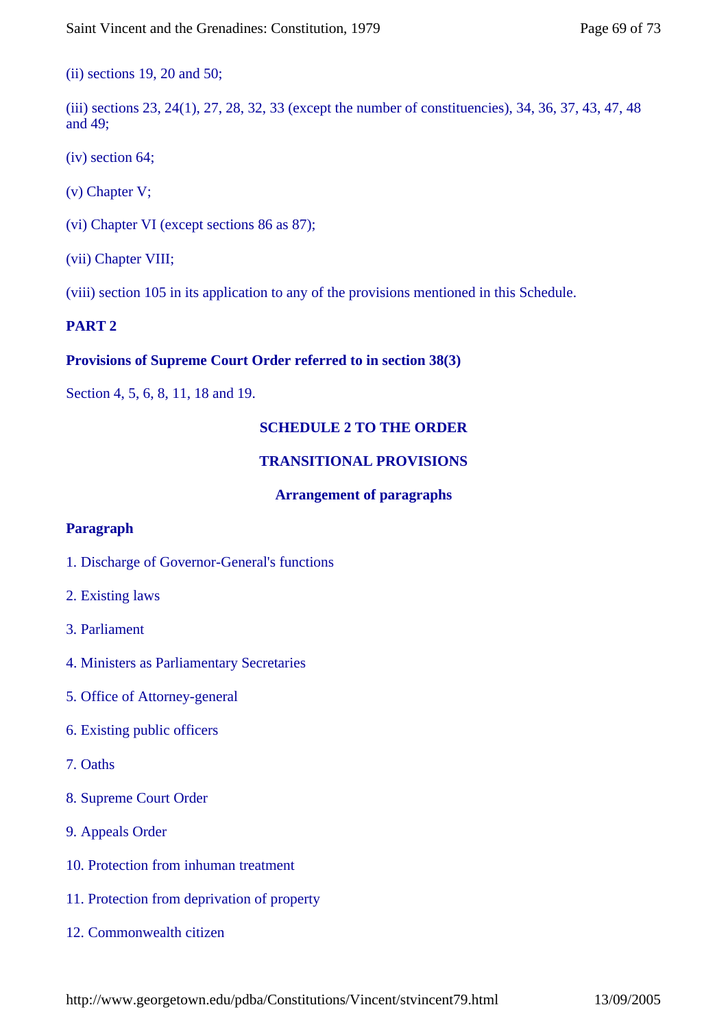(ii) sections 19, 20 and 50;

(iii) sections 23, 24(1), 27, 28, 32, 33 (except the number of constituencies), 34, 36, 37, 43, 47, 48 and 49;

(iv) section 64;

(v) Chapter V;

(vi) Chapter VI (except sections 86 as 87);

(vii) Chapter VIII;

(viii) section 105 in its application to any of the provisions mentioned in this Schedule.

**PART 2**

**Provisions of Supreme Court Order referred to in section 38(3)**

Section 4, 5, 6, 8, 11, 18 and 19.

## SCHEDULE 2 TO THE ORDER

## TRANSITIONAL PROVISIONS

### Arrangement of paragraphs

**Paragraph**

1. Discharge of Governor-General's functions

2. Existing laws

3. Parliament

4. Ministers as Parliamentary Secretaries

5. Office of Attorney-general

6. Existing public officers

7. Oaths

8. Supreme Court Order

9. Appeals Order

10. Protection from inhuman treatment

11. Protection from deprivation of property

12. Commonwealth citizen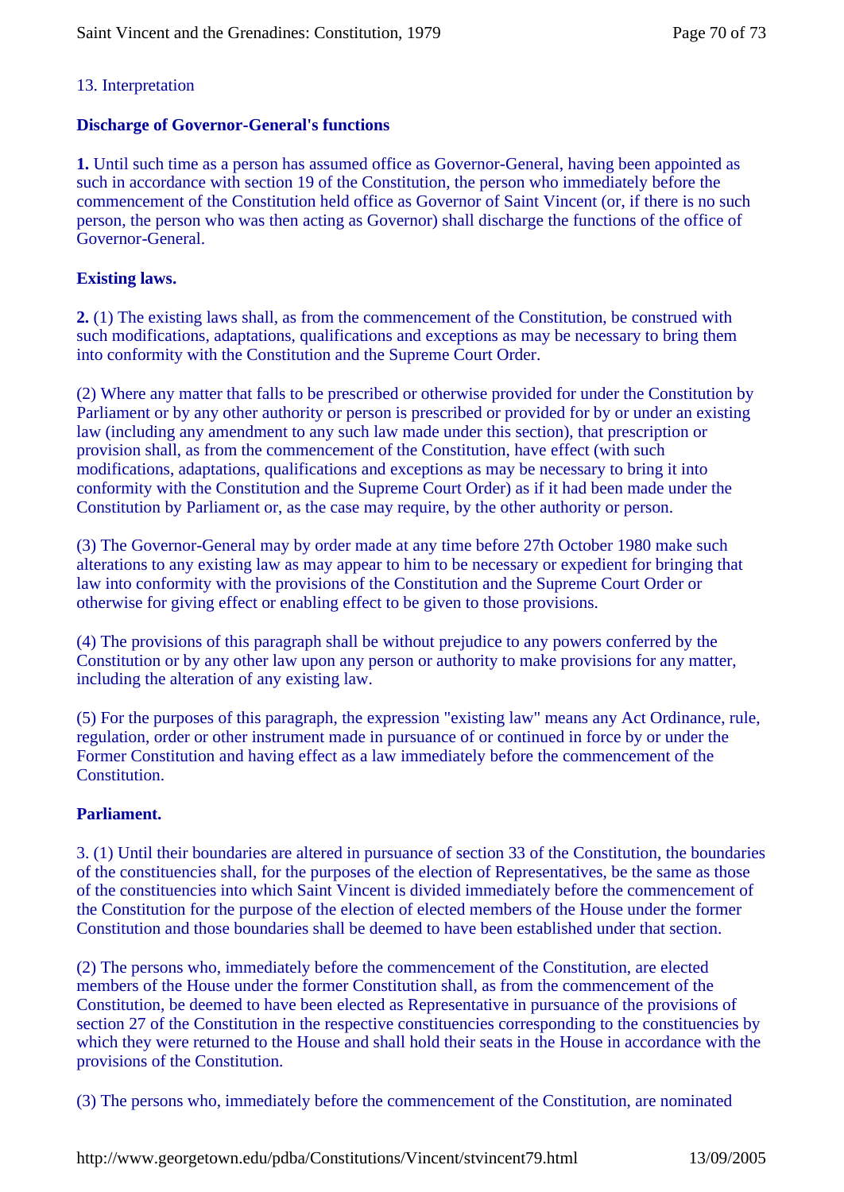13. Interpretation

**Discharge of Governor-General's functions**

**1.** Until such time as a person has assumed office as Governor-General, having been appointed as such in accordance with section 19 of the Constitution, the person who immediately before the commencement of the Constitution held office as Governor of Saint Vincent (or, if there is no such person, the person who was then acting as Governor) shall discharge the functions of the office of Governor-General.

**Existing laws.**

**2.** (1) The existing laws shall, as from the commencement of the Constitution, be construed with such modifications, adaptations, qualifications and exceptions as may be necessary to bring them into conformity with the Constitution and the Supreme Court Order.

(2) Where any matter that falls to be prescribed or otherwise provided for under the Constitution by Parliament or by any other authority or person is prescribed or provided for by or under an existing law (including any amendment to any such law made under this section), that prescription or provision shall, as from the commencement of the Constitution, have effect (with such modifications, adaptations, qualifications and exceptions as may be necessary to bring it into conformity with the Constitution and the Supreme Court Order) as if it had been made under the Constitution by Parliament or, as the case may require, by the other authority or person.

(3) The Governor-General may by order made at any time before 27th October 1980 make such alterations to any existing law as may appear to him to be necessary or expedient for bringing that law into conformity with the provisions of the Constitution and the Supreme Court Order or otherwise for giving effect or enabling effect to be given to those provisions.

(4) The provisions of this paragraph shall be without prejudice to any powers conferred by the Constitution or by any other law upon any person or authority to make provisions for any matter, including the alteration of any existing law.

(5) For the purposes of this paragraph, the expression "existing law" means any Act Ordinance, rule, regulation, order or other instrument made in pursuance of or continued in force by or under the Former Constitution and having effect as a law immediately before the commencement of the Constitution.

**Parliament.**

3. (1) Until their boundaries are altered in pursuance of section 33 of the Constitution, the boundaries of the constituencies shall, for the purposes of the election of Representatives, be the same as those of the constituencies into which Saint Vincent is divided immediately before the commencement of the Constitution for the purpose of the election of elected members of the House under the former Constitution and those boundaries shall be deemed to have been established under that section.

(2) The persons who, immediately before the commencement of the Constitution, are elected members of the House under the former Constitution shall, as from the commencement of the Constitution, be deemed to have been elected as Representative in pursuance of the provisions of section 27 of the Constitution in the respective constituencies corresponding to the constituencies by which they were returned to the House and shall hold their seats in the House in accordance with the provisions of the Constitution.

(3) The persons who, immediately before the commencement of the Constitution, are nominated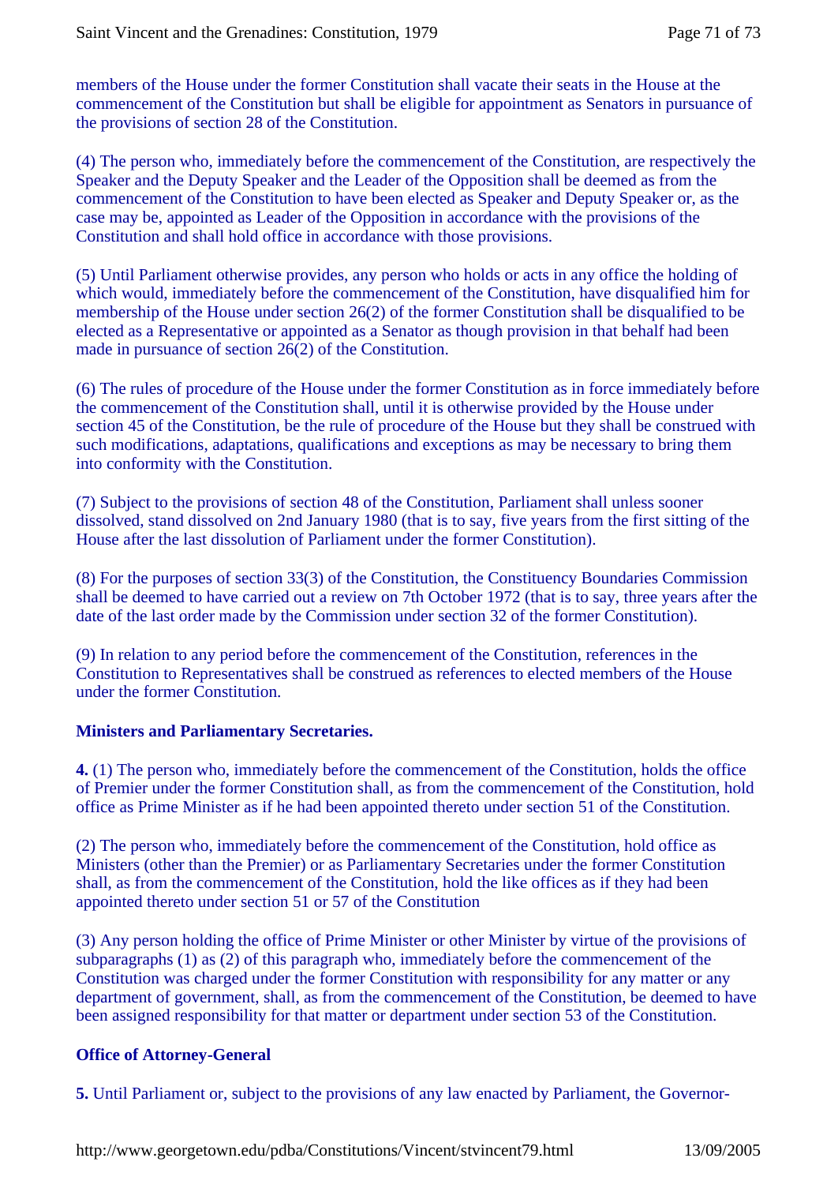members of the House under the former Constitution shall vacate their seats in the House at the commencement of the Constitution but shall be eligible for appointment as Senators in pursuance of the provisions of section 28 of the Constitution.

(4) The person who, immediately before the commencement of the Constitution, are respectively the Speaker and the Deputy Speaker and the Leader of the Opposition shall be deemed as from the commencement of the Constitution to have been elected as Speaker and Deputy Speaker or, as the case may be, appointed as Leader of the Opposition in accordance with the provisions of the Constitution and shall hold office in accordance with those provisions.

(5) Until Parliament otherwise provides, any person who holds or acts in any office the holding of which would, immediately before the commencement of the Constitution, have disqualified him for membership of the House under section 26(2) of the former Constitution shall be disqualified to be elected as a Representative or appointed as a Senator as though provision in that behalf had been made in pursuance of section 26(2) of the Constitution.

(6) The rules of procedure of the House under the former Constitution as in force immediately before the commencement of the Constitution shall, until it is otherwise provided by the House under section 45 of the Constitution, be the rule of procedure of the House but they shall be construed with such modifications, adaptations, qualifications and exceptions as may be necessary to bring them into conformity with the Constitution.

(7) Subject to the provisions of section 48 of the Constitution, Parliament shall unless sooner dissolved, stand dissolved on 2nd January 1980 (that is to say, five years from the first sitting of the House after the last dissolution of Parliament under the former Constitution).

(8) For the purposes of section 33(3) of the Constitution, the Constituency Boundaries Commission shall be deemed to have carried out a review on 7th October 1972 (that is to say, three years after the date of the last order made by the Commission under section 32 of the former Constitution).

(9) In relation to any period before the commencement of the Constitution, references in the Constitution to Representatives shall be construed as references to elected members of the House under the former Constitution.

**Ministers and Parliamentary Secretaries.**

**4.** (1) The person who, immediately before the commencement of the Constitution, holds the office of Premier under the former Constitution shall, as from the commencement of the Constitution, hold office as Prime Minister as if he had been appointed thereto under section 51 of the Constitution.

(2) The person who, immediately before the commencement of the Constitution, hold office as Ministers (other than the Premier) or as Parliamentary Secretaries under the former Constitution shall, as from the commencement of the Constitution, hold the like offices as if they had been appointed thereto under section 51 or 57 of the Constitution

(3) Any person holding the office of Prime Minister or other Minister by virtue of the provisions of subparagraphs (1) as (2) of this paragraph who, immediately before the commencement of the Constitution was charged under the former Constitution with responsibility for any matter or any department of government, shall, as from the commencement of the Constitution, be deemed to have been assigned responsibility for that matter or department under section 53 of the Constitution.

**Office of Attorney-General**

**5.** Until Parliament or, subject to the provisions of any law enacted by Parliament, the Governor-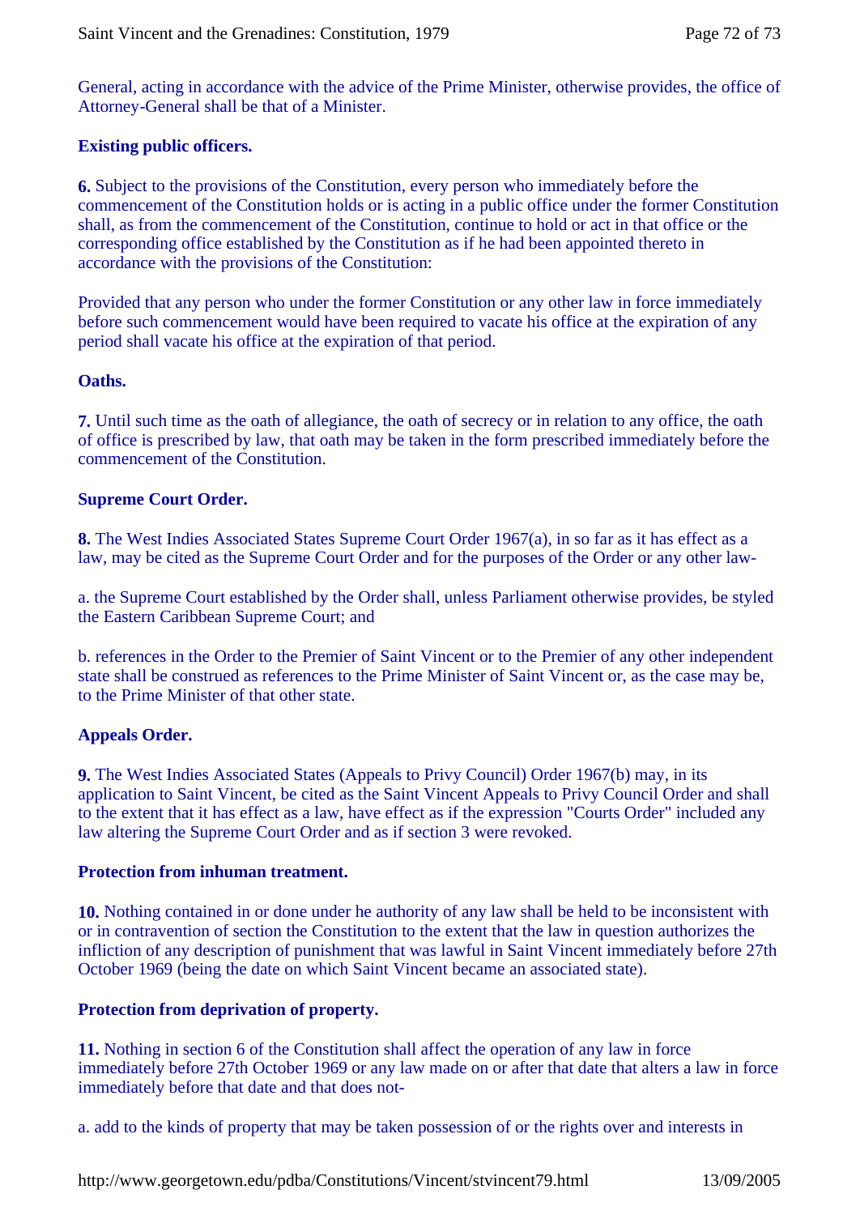General, acting in accordance with the advice of the Prime Minister, otherwise provides, the office of Attorney-General shall be that of a Minister.

**Existing public officers.**

**6.** Subject to the provisions of the Constitution, every person who immediately before the commencement of the Constitution holds or is acting in a public office under the former Constitution shall, as from the commencement of the Constitution, continue to hold or act in that office or the corresponding office established by the Constitution as if he had been appointed thereto in accordance with the provisions of the Constitution:

Provided that any person who under the former Constitution or any other law in force immediately before such commencement would have been required to vacate his office at the expiration of any period shall vacate his office at the expiration of that period.

**Oaths.**

**7.** Until such time as the oath of allegiance, the oath of secrecy or in relation to any office, the oath of office is prescribed by law, that oath may be taken in the form prescribed immediately before the commencement of the Constitution.

**Supreme Court Order.**

**8.** The West Indies Associated States Supreme Court Order 1967(a), in so far as it has effect as a law, may be cited as the Supreme Court Order and for the purposes of the Order or any other law-

a. the Supreme Court established by the Order shall, unless Parliament otherwise provides, be styled the Eastern Caribbean Supreme Court; and

b. references in the Order to the Premier of Saint Vincent or to the Premier of any other independent state shall be construed as references to the Prime Minister of Saint Vincent or, as the case may be, to the Prime Minister of that other state.

**Appeals Order.**

**9.** The West Indies Associated States (Appeals to Privy Council) Order 1967(b) may, in its application to Saint Vincent, be cited as the Saint Vincent Appeals to Privy Council Order and shall to the extent that it has effect as a law, have effect as if the expression "Courts Order" included any law altering the Supreme Court Order and as if section 3 were revoked.

**Protection from inhuman treatment.**

**10.** Nothing contained in or done under he authority of any law shall be held to be inconsistent with or in contravention of section the Constitution to the extent that the law in question authorizes the infliction of any description of punishment that was lawful in Saint Vincent immediately before 27th October 1969 (being the date on which Saint Vincent became an associated state).

**Protection from deprivation of property.**

**11.** Nothing in section 6 of the Constitution shall affect the operation of any law in force immediately before 27th October 1969 or any law made on or after that date that alters a law in force immediately before that date and that does not-

a. add to the kinds of property that may be taken possession of or the rights over and interests in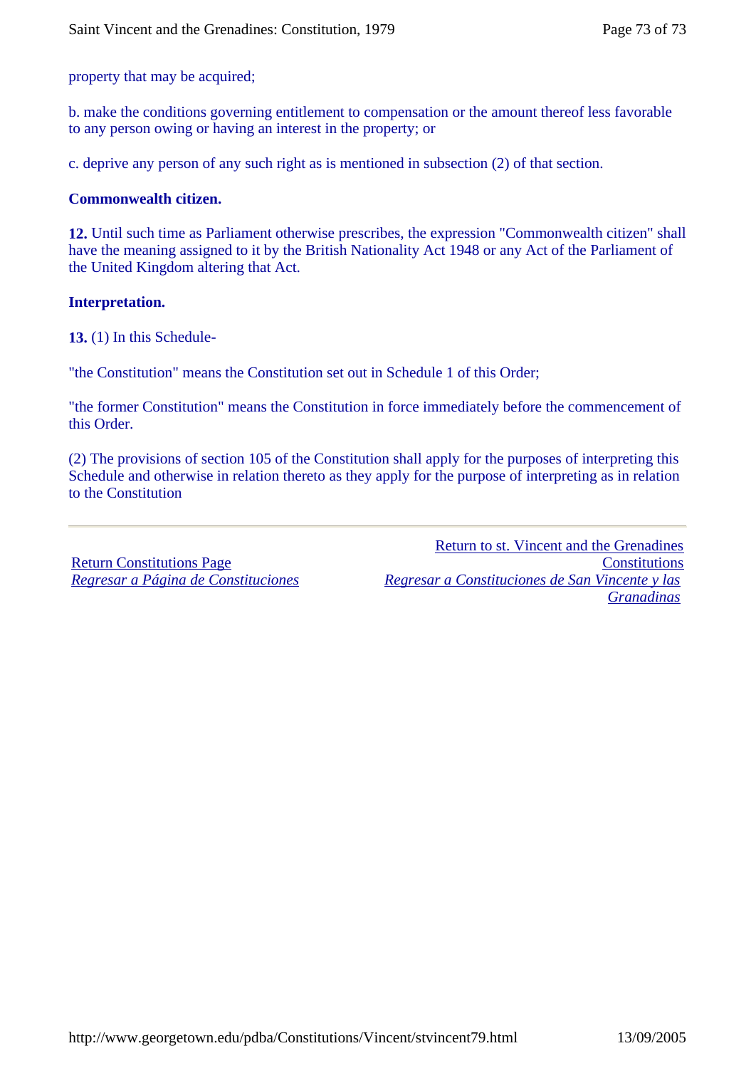property that may be acquired;

b. make the conditions governing entitlement to compensation or the amount thereof less favorable to any person owing or having an interest in the property; or

c. deprive any person of any such right as is mentioned in subsection (2) of that section.

**Commonwealth citizen.**

**12.** Until such time as Parliament otherwise prescribes, the expression "Commonwealth citizen" shall have the meaning assigned to it by the British Nationality Act 1948 or any Act of the Parliament of the United Kingdom altering that Act.

**Interpretation.**

**13.** (1) In this Schedule-

"the Constitution" means the Constitution set out in Schedule 1 of this Order;

"the former Constitution" means the Constitution in force immediately before the commencement of this Order.

(2) The provisions of section 105 of the Constitution shall apply for the purposes of interpreting this Schedule and otherwise in relation thereto as they apply for the purpose of interpreting as in relation to the Constitution

---

Return Constitutions Page
*Regresar a Página de Constituciones*

Return to st. Vincent and the Grenadines Constitutions
*Regresar a Constituciones de San Vincente y las Granadinas*